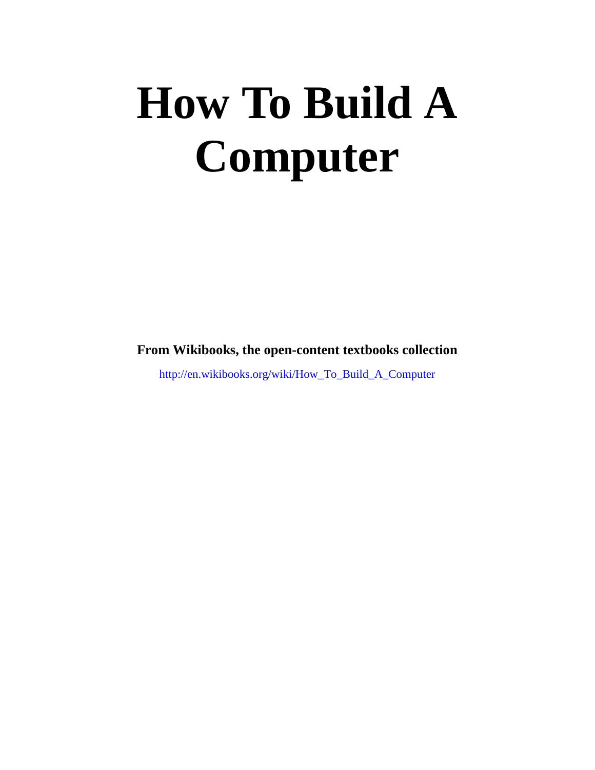# How To Build A Computer

**From Wikibooks, the open-content textbooks collection**

http://en.wikibooks.org/wiki/How_To_Build_A_Computer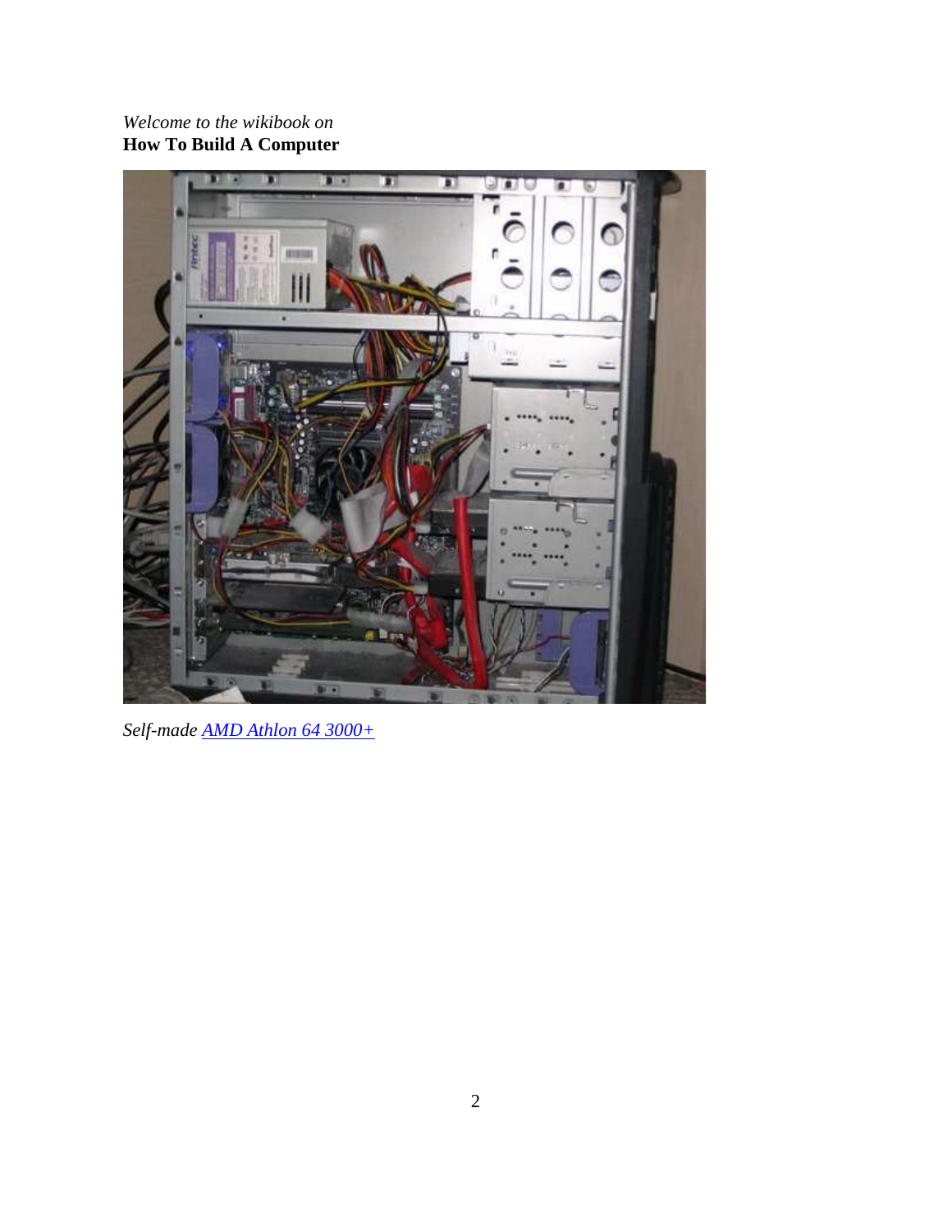*Welcome to the wikibook on*
**How To Build A Computer**

*Self-made AMD Athlon 64 3000+*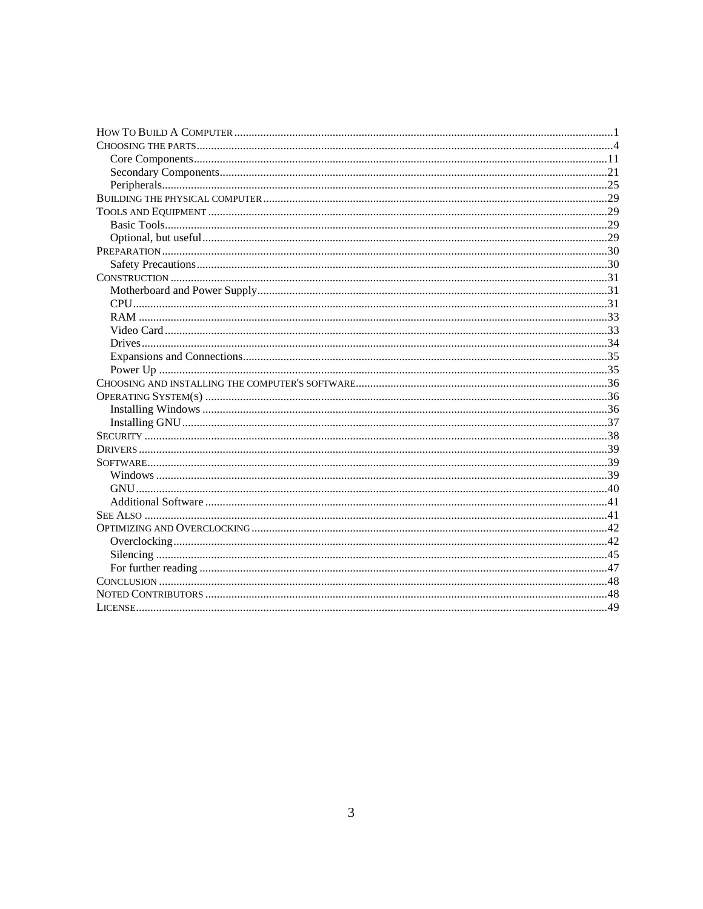HOW TO BUILD A COMPUTER ....................................................................................................................1
CHOOSING THE PARTS.........................................................................................................................4
- Core Components.............................................................................................................................11
- Secondary Components....................................................................................................................21
- Peripherals........................................................................................................................................25

BUILDING THE PHYSICAL COMPUTER ..................................................................................................29
TOOLS AND EQUIPMENT ......................................................................................................................29
- Basic Tools.......................................................................................................................................29
- Optional, but useful..........................................................................................................................29

PREPARATION.........................................................................................................................................30
- Safety Precautions............................................................................................................................30

CONSTRUCTION .....................................................................................................................................31
- Motherboard and Power Supply........................................................................................................31
- CPU..................................................................................................................................................31
- RAM ................................................................................................................................................33
- Video Card.......................................................................................................................................33
- Drives...............................................................................................................................................34
- Expansions and Connections............................................................................................................35
- Power Up .........................................................................................................................................35

CHOOSING AND INSTALLING THE COMPUTER'S SOFTWARE....................................................................36
OPERATING SYSTEM(S) .........................................................................................................................36
- Installing Windows ..........................................................................................................................36
- Installing GNU.................................................................................................................................37

SECURITY ..............................................................................................................................................38
DRIVERS ................................................................................................................................................39
SOFTWARE..............................................................................................................................................39
- Windows ..........................................................................................................................................39
- GNU.................................................................................................................................................40
- Additional Software .........................................................................................................................41

SEE ALSO ..............................................................................................................................................41
OPTIMIZING AND OVERCLOCKING ........................................................................................................42
- Overclocking....................................................................................................................................42
- Silencing ..........................................................................................................................................45
- For further reading ...........................................................................................................................47

CONCLUSION ..........................................................................................................................................48
NOTED CONTRIBUTORS .........................................................................................................................48
LICENSE..................................................................................................................................................49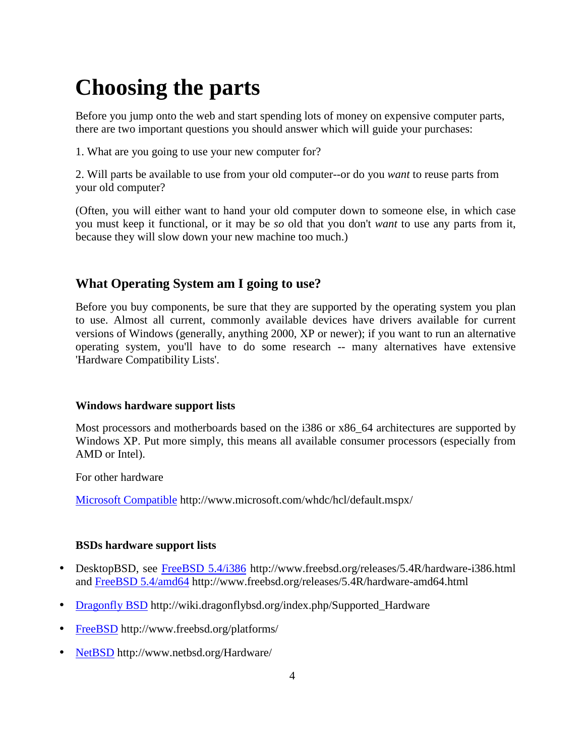# Choosing the parts

Before you jump onto the web and start spending lots of money on expensive computer parts, there are two important questions you should answer which will guide your purchases:

1. What are you going to use your new computer for?

2. Will parts be available to use from your old computer--or do you *want* to reuse parts from your old computer?

(Often, you will either want to hand your old computer down to someone else, in which case you must keep it functional, or it may be *so* old that you don't *want* to use any parts from it, because they will slow down your new machine too much.)

## What Operating System am I going to use?

Before you buy components, be sure that they are supported by the operating system you plan to use. Almost all current, commonly available devices have drivers available for current versions of Windows (generally, anything 2000, XP or newer); if you want to run an alternative operating system, you'll have to do some research -- many alternatives have extensive 'Hardware Compatibility Lists'.

### Windows hardware support lists

Most processors and motherboards based on the i386 or x86_64 architectures are supported by Windows XP. Put more simply, this means all available consumer processors (especially from AMD or Intel).

For other hardware

[Microsoft Compatible](http://www.microsoft.com/whdc/hcl/default.mspx/) http://www.microsoft.com/whdc/hcl/default.mspx/

### BSDs hardware support lists

- DesktopBSD, see [FreeBSD 5.4/i386](http://www.freebsd.org/releases/5.4R/hardware-i386.html) http://www.freebsd.org/releases/5.4R/hardware-i386.html and [FreeBSD 5.4/amd64](http://www.freebsd.org/releases/5.4R/hardware-amd64.html) http://www.freebsd.org/releases/5.4R/hardware-amd64.html
- [Dragonfly BSD](http://wiki.dragonflybsd.org/index.php/Supported_Hardware) http://wiki.dragonflybsd.org/index.php/Supported_Hardware
- [FreeBSD](http://www.freebsd.org/platforms/) http://www.freebsd.org/platforms/
- [NetBSD](http://www.netbsd.org/Hardware/) http://www.netbsd.org/Hardware/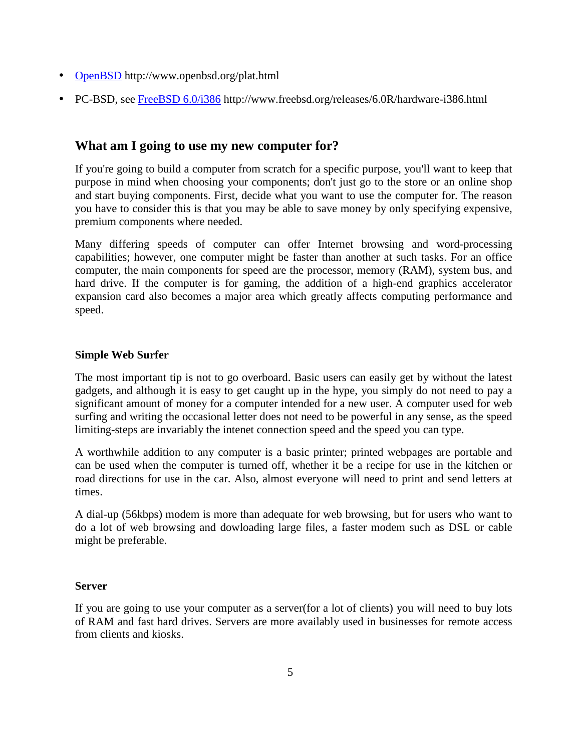- [OpenBSD](http://www.openbsd.org/plat.html) http://www.openbsd.org/plat.html
- PC-BSD, see [FreeBSD 6.0/i386](http://www.freebsd.org/releases/6.0R/hardware-i386.html) http://www.freebsd.org/releases/6.0R/hardware-i386.html

## What am I going to use my new computer for?

If you're going to build a computer from scratch for a specific purpose, you'll want to keep that purpose in mind when choosing your components; don't just go to the store or an online shop and start buying components. First, decide what you want to use the computer for. The reason you have to consider this is that you may be able to save money by only specifying expensive, premium components where needed.

Many differing speeds of computer can offer Internet browsing and word-processing capabilities; however, one computer might be faster than another at such tasks. For an office computer, the main components for speed are the processor, memory (RAM), system bus, and hard drive. If the computer is for gaming, the addition of a high-end graphics accelerator expansion card also becomes a major area which greatly affects computing performance and speed.

### Simple Web Surfer

The most important tip is not to go overboard. Basic users can easily get by without the latest gadgets, and although it is easy to get caught up in the hype, you simply do not need to pay a significant amount of money for a computer intended for a new user. A computer used for web surfing and writing the occasional letter does not need to be powerful in any sense, as the speed limiting-steps are invariably the intenet connection speed and the speed you can type.

A worthwhile addition to any computer is a basic printer; printed webpages are portable and can be used when the computer is turned off, whether it be a recipe for use in the kitchen or road directions for use in the car. Also, almost everyone will need to print and send letters at times.

A dial-up (56kbps) modem is more than adequate for web browsing, but for users who want to do a lot of web browsing and dowloading large files, a faster modem such as DSL or cable might be preferable.

### Server

If you are going to use your computer as a server(for a lot of clients) you will need to buy lots of RAM and fast hard drives. Servers are more availably used in businesses for remote access from clients and kiosks.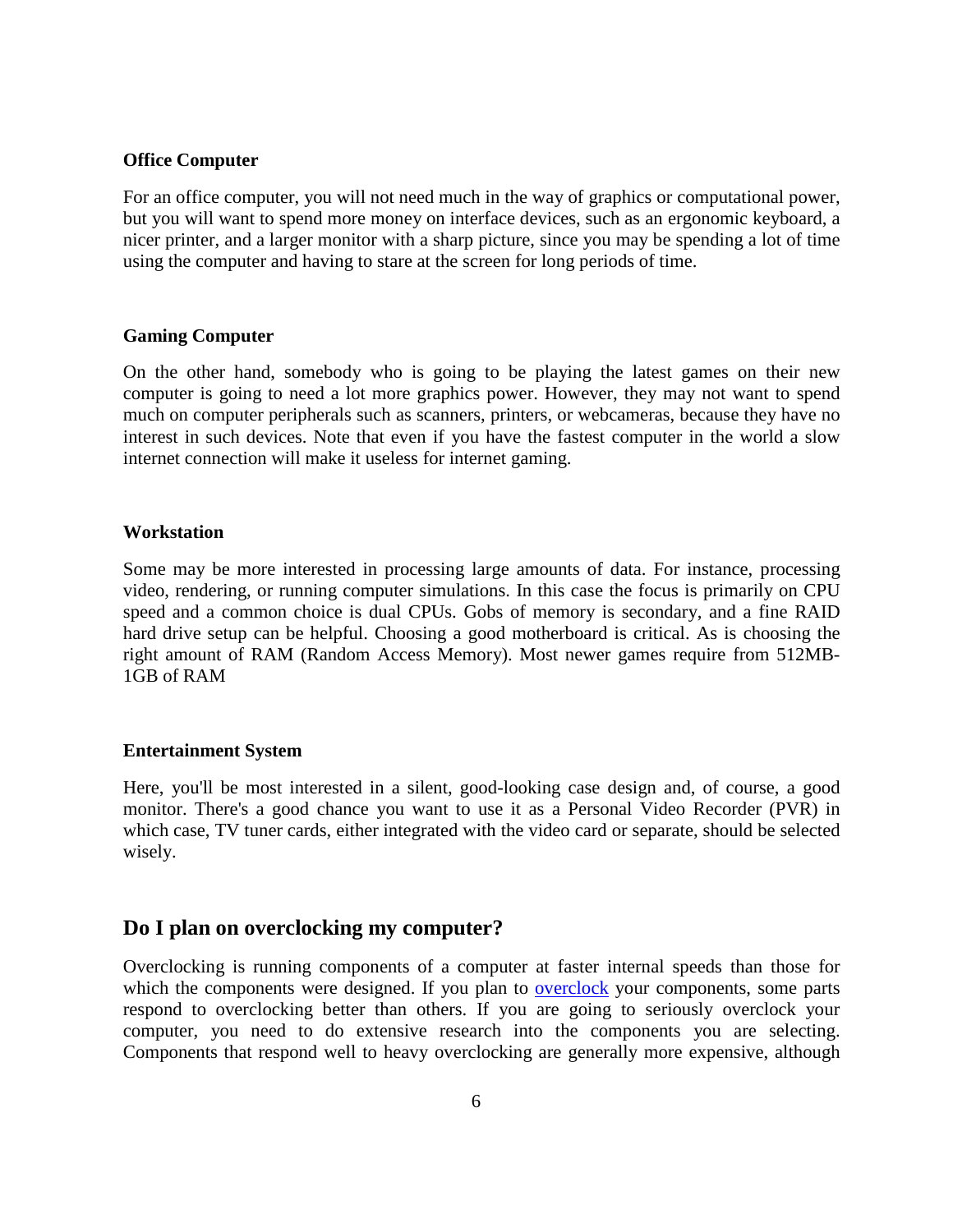**Office Computer**

For an office computer, you will not need much in the way of graphics or computational power, but you will want to spend more money on interface devices, such as an ergonomic keyboard, a nicer printer, and a larger monitor with a sharp picture, since you may be spending a lot of time using the computer and having to stare at the screen for long periods of time.

**Gaming Computer**

On the other hand, somebody who is going to be playing the latest games on their new computer is going to need a lot more graphics power. However, they may not want to spend much on computer peripherals such as scanners, printers, or webcameras, because they have no interest in such devices. Note that even if you have the fastest computer in the world a slow internet connection will make it useless for internet gaming.

**Workstation**

Some may be more interested in processing large amounts of data. For instance, processing video, rendering, or running computer simulations. In this case the focus is primarily on CPU speed and a common choice is dual CPUs. Gobs of memory is secondary, and a fine RAID hard drive setup can be helpful. Choosing a good motherboard is critical. As is choosing the right amount of RAM (Random Access Memory). Most newer games require from 512MB-1GB of RAM

**Entertainment System**

Here, you'll be most interested in a silent, good-looking case design and, of course, a good monitor. There's a good chance you want to use it as a Personal Video Recorder (PVR) in which case, TV tuner cards, either integrated with the video card or separate, should be selected wisely.

## Do I plan on overclocking my computer?

Overclocking is running components of a computer at faster internal speeds than those for which the components were designed. If you plan to overclock your components, some parts respond to overclocking better than others. If you are going to seriously overclock your computer, you need to do extensive research into the components you are selecting. Components that respond well to heavy overclocking are generally more expensive, although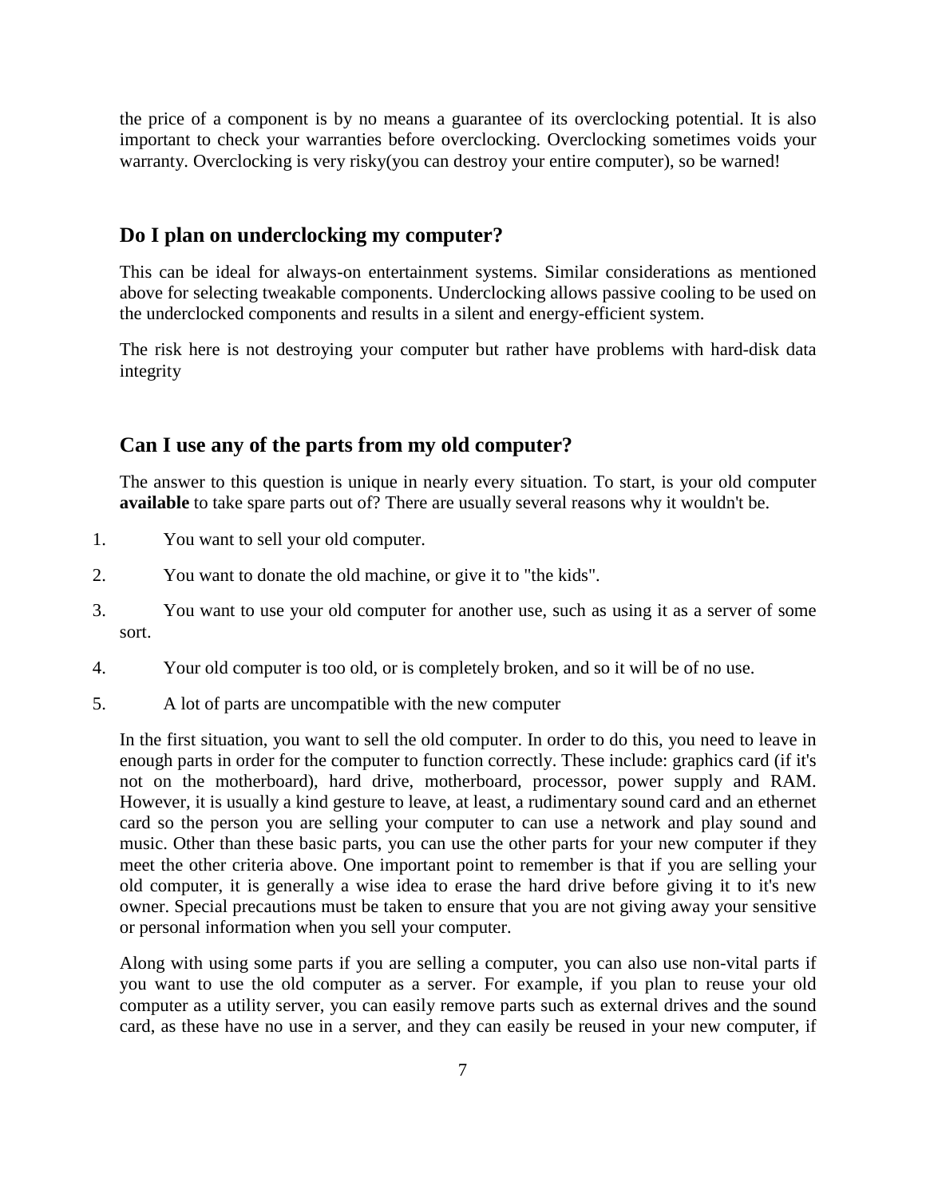the price of a component is by no means a guarantee of its overclocking potential. It is also important to check your warranties before overclocking. Overclocking sometimes voids your warranty. Overclocking is very risky(you can destroy your entire computer), so be warned!

## Do I plan on underclocking my computer?

This can be ideal for always-on entertainment systems. Similar considerations as mentioned above for selecting tweakable components. Underclocking allows passive cooling to be used on the underclocked components and results in a silent and energy-efficient system.

The risk here is not destroying your computer but rather have problems with hard-disk data integrity

## Can I use any of the parts from my old computer?

The answer to this question is unique in nearly every situation. To start, is your old computer **available** to take spare parts out of? There are usually several reasons why it wouldn't be.

1. You want to sell your old computer.
2. You want to donate the old machine, or give it to "the kids".
3. You want to use your old computer for another use, such as using it as a server of some sort.
4. Your old computer is too old, or is completely broken, and so it will be of no use.
5. A lot of parts are uncompatible with the new computer

In the first situation, you want to sell the old computer. In order to do this, you need to leave in enough parts in order for the computer to function correctly. These include: graphics card (if it's not on the motherboard), hard drive, motherboard, processor, power supply and RAM. However, it is usually a kind gesture to leave, at least, a rudimentary sound card and an ethernet card so the person you are selling your computer to can use a network and play sound and music. Other than these basic parts, you can use the other parts for your new computer if they meet the other criteria above. One important point to remember is that if you are selling your old computer, it is generally a wise idea to erase the hard drive before giving it to it's new owner. Special precautions must be taken to ensure that you are not giving away your sensitive or personal information when you sell your computer.

Along with using some parts if you are selling a computer, you can also use non-vital parts if you want to use the old computer as a server. For example, if you plan to reuse your old computer as a utility server, you can easily remove parts such as external drives and the sound card, as these have no use in a server, and they can easily be reused in your new computer, if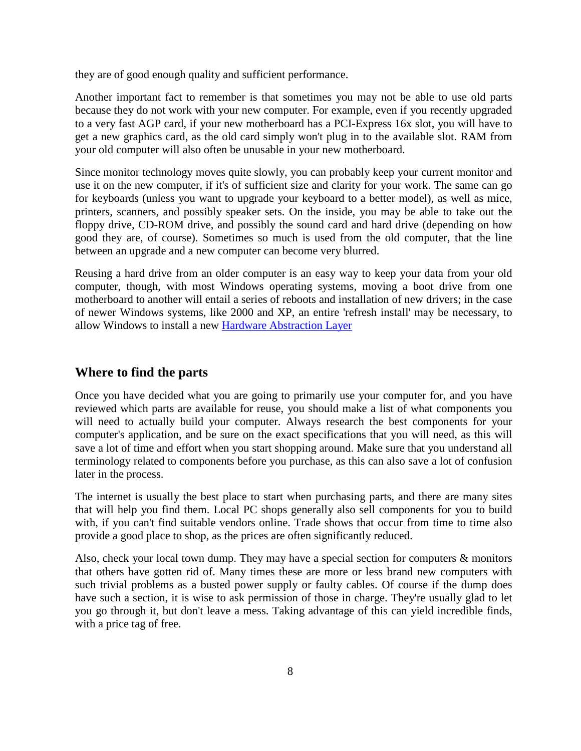they are of good enough quality and sufficient performance.

Another important fact to remember is that sometimes you may not be able to use old parts because they do not work with your new computer. For example, even if you recently upgraded to a very fast AGP card, if your new motherboard has a PCI-Express 16x slot, you will have to get a new graphics card, as the old card simply won't plug in to the available slot. RAM from your old computer will also often be unusable in your new motherboard.

Since monitor technology moves quite slowly, you can probably keep your current monitor and use it on the new computer, if it's of sufficient size and clarity for your work. The same can go for keyboards (unless you want to upgrade your keyboard to a better model), as well as mice, printers, scanners, and possibly speaker sets. On the inside, you may be able to take out the floppy drive, CD-ROM drive, and possibly the sound card and hard drive (depending on how good they are, of course). Sometimes so much is used from the old computer, that the line between an upgrade and a new computer can become very blurred.

Reusing a hard drive from an older computer is an easy way to keep your data from your old computer, though, with most Windows operating systems, moving a boot drive from one motherboard to another will entail a series of reboots and installation of new drivers; in the case of newer Windows systems, like 2000 and XP, an entire 'refresh install' may be necessary, to allow Windows to install a new Hardware Abstraction Layer

## Where to find the parts

Once you have decided what you are going to primarily use your computer for, and you have reviewed which parts are available for reuse, you should make a list of what components you will need to actually build your computer. Always research the best components for your computer's application, and be sure on the exact specifications that you will need, as this will save a lot of time and effort when you start shopping around. Make sure that you understand all terminology related to components before you purchase, as this can also save a lot of confusion later in the process.

The internet is usually the best place to start when purchasing parts, and there are many sites that will help you find them. Local PC shops generally also sell components for you to build with, if you can't find suitable vendors online. Trade shows that occur from time to time also provide a good place to shop, as the prices are often significantly reduced.

Also, check your local town dump. They may have a special section for computers & monitors that others have gotten rid of. Many times these are more or less brand new computers with such trivial problems as a busted power supply or faulty cables. Of course if the dump does have such a section, it is wise to ask permission of those in charge. They're usually glad to let you go through it, but don't leave a mess. Taking advantage of this can yield incredible finds, with a price tag of free.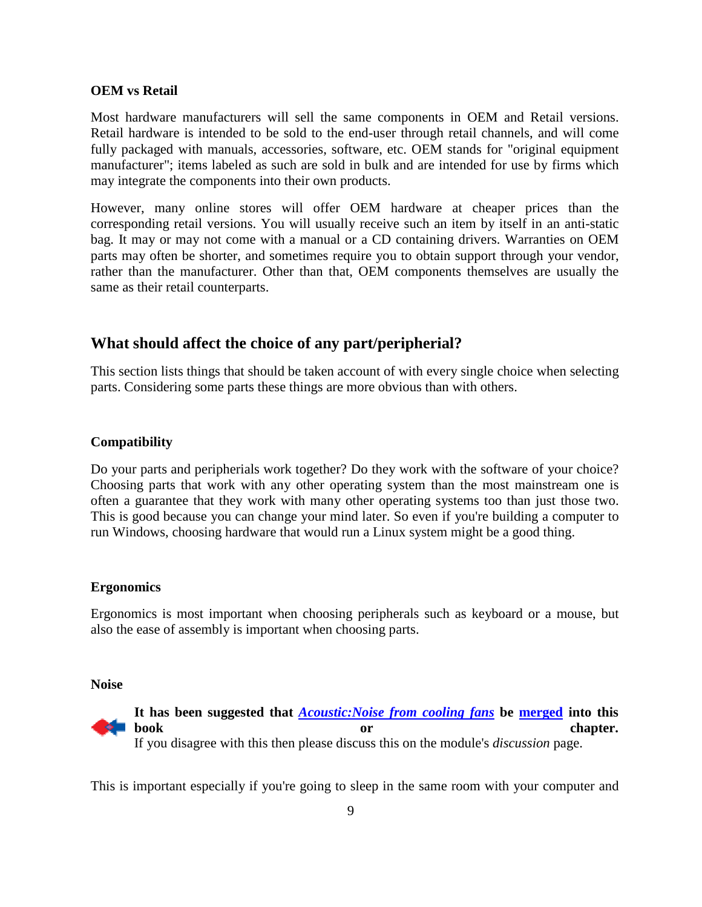**OEM vs Retail**

Most hardware manufacturers will sell the same components in OEM and Retail versions. Retail hardware is intended to be sold to the end-user through retail channels, and will come fully packaged with manuals, accessories, software, etc. OEM stands for "original equipment manufacturer"; items labeled as such are sold in bulk and are intended for use by firms which may integrate the components into their own products.

However, many online stores will offer OEM hardware at cheaper prices than the corresponding retail versions. You will usually receive such an item by itself in an anti-static bag. It may or may not come with a manual or a CD containing drivers. Warranties on OEM parts may often be shorter, and sometimes require you to obtain support through your vendor, rather than the manufacturer. Other than that, OEM components themselves are usually the same as their retail counterparts.

## What should affect the choice of any part/peripheral?

This section lists things that should be taken account of with every single choice when selecting parts. Considering some parts these things are more obvious than with others.

**Compatibility**

Do your parts and peripherals work together? Do they work with the software of your choice? Choosing parts that work with any other operating system than the most mainstream one is often a guarantee that they work with many other operating systems too than just those two. This is good because you can change your mind later. So even if you're building a computer to run Windows, choosing hardware that would run a Linux system might be a good thing.

**Ergonomics**

Ergonomics is most important when choosing peripherals such as keyboard or a mouse, but also the ease of assembly is important when choosing parts.

**Noise**

**It has been suggested that *Acoustic:Noise from cooling fans* be merged into this book or chapter.**
If you disagree with this then please discuss this on the module's *discussion* page.

This is important especially if you're going to sleep in the same room with your computer and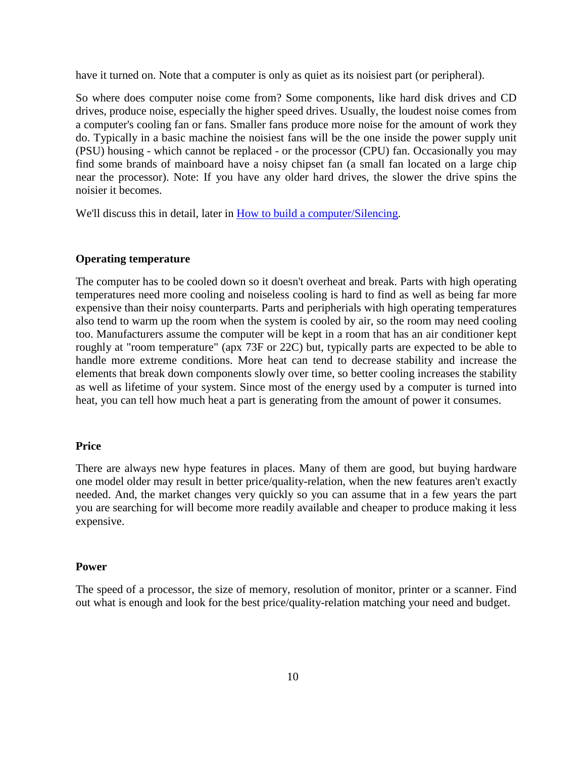have it turned on. Note that a computer is only as quiet as its noisiest part (or peripheral).

So where does computer noise come from? Some components, like hard disk drives and CD drives, produce noise, especially the higher speed drives. Usually, the loudest noise comes from a computer's cooling fan or fans. Smaller fans produce more noise for the amount of work they do. Typically in a basic machine the noisiest fans will be the one inside the power supply unit (PSU) housing - which cannot be replaced - or the processor (CPU) fan. Occasionally you may find some brands of mainboard have a noisy chipset fan (a small fan located on a large chip near the processor). Note: If you have any older hard drives, the slower the drive spins the noisier it becomes.

We'll discuss this in detail, later in [How to build a computer/Silencing](How to build a computer/Silencing).

**Operating temperature**

The computer has to be cooled down so it doesn't overheat and break. Parts with high operating temperatures need more cooling and noiseless cooling is hard to find as well as being far more expensive than their noisy counterparts. Parts and peripherials with high operating temperatures also tend to warm up the room when the system is cooled by air, so the room may need cooling too. Manufacturers assume the computer will be kept in a room that has an air conditioner kept roughly at "room temperature" (apx 73F or 22C) but, typically parts are expected to be able to handle more extreme conditions. More heat can tend to decrease stability and increase the elements that break down components slowly over time, so better cooling increases the stability as well as lifetime of your system. Since most of the energy used by a computer is turned into heat, you can tell how much heat a part is generating from the amount of power it consumes.

**Price**

There are always new hype features in places. Many of them are good, but buying hardware one model older may result in better price/quality-relation, when the new features aren't exactly needed. And, the market changes very quickly so you can assume that in a few years the part you are searching for will become more readily available and cheaper to produce making it less expensive.

**Power**

The speed of a processor, the size of memory, resolution of monitor, printer or a scanner. Find out what is enough and look for the best price/quality-relation matching your need and budget.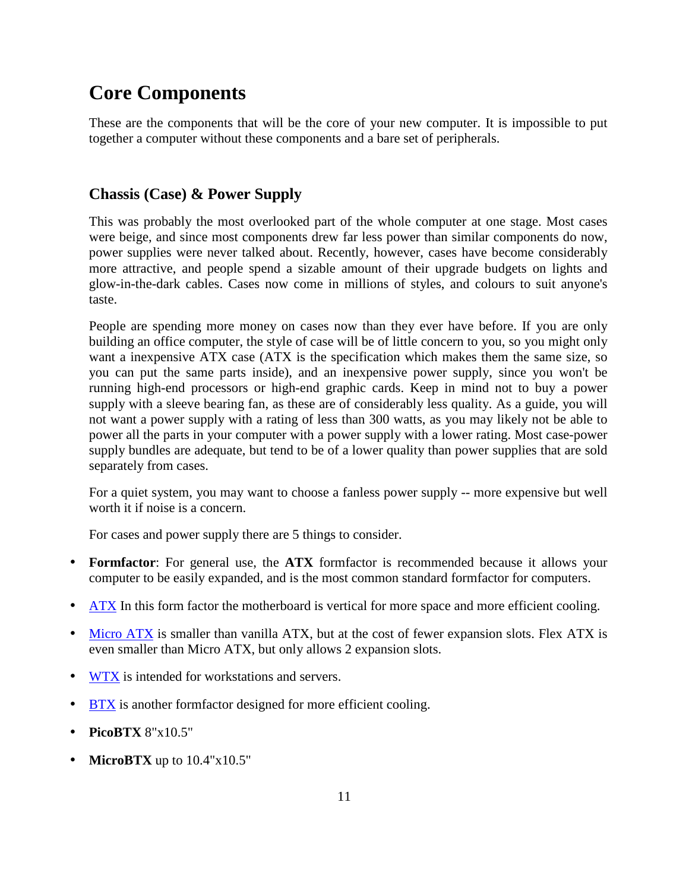# Core Components

These are the components that will be the core of your new computer. It is impossible to put together a computer without these components and a bare set of peripherals.

## Chassis (Case) & Power Supply

This was probably the most overlooked part of the whole computer at one stage. Most cases were beige, and since most components drew far less power than similar components do now, power supplies were never talked about. Recently, however, cases have become considerably more attractive, and people spend a sizable amount of their upgrade budgets on lights and glow-in-the-dark cables. Cases now come in millions of styles, and colours to suit anyone's taste.

People are spending more money on cases now than they ever have before. If you are only building an office computer, the style of case will be of little concern to you, so you might only want a inexpensive ATX case (ATX is the specification which makes them the same size, so you can put the same parts inside), and an inexpensive power supply, since you won't be running high-end processors or high-end graphic cards. Keep in mind not to buy a power supply with a sleeve bearing fan, as these are of considerably less quality. As a guide, you will not want a power supply with a rating of less than 300 watts, as you may likely not be able to power all the parts in your computer with a power supply with a lower rating. Most case-power supply bundles are adequate, but tend to be of a lower quality than power supplies that are sold separately from cases.

For a quiet system, you may want to choose a fanless power supply -- more expensive but well worth it if noise is a concern.

For cases and power supply there are 5 things to consider.

- **Formfactor**: For general use, the **ATX** formfactor is recommended because it allows your computer to be easily expanded, and is the most common standard formfactor for computers.
- ATX In this form factor the motherboard is vertical for more space and more efficient cooling.
- Micro ATX is smaller than vanilla ATX, but at the cost of fewer expansion slots. Flex ATX is even smaller than Micro ATX, but only allows 2 expansion slots.
- WTX is intended for workstations and servers.
- BTX is another formfactor designed for more efficient cooling.
- **PicoBTX** 8"x10.5"
- **MicroBTX** up to 10.4"x10.5"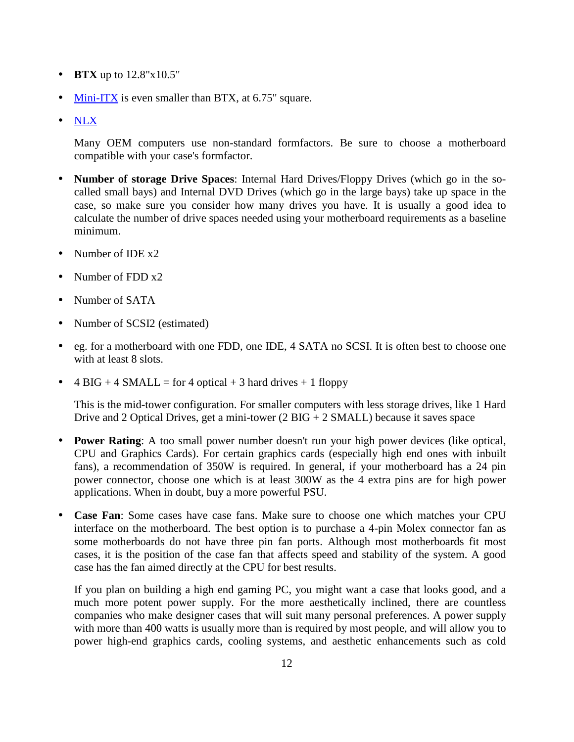- **BTX** up to 12.8"x10.5"
- Mini-ITX is even smaller than BTX, at 6.75" square.
- NLX

  Many OEM computers use non-standard formfactors. Be sure to choose a motherboard compatible with your case's formfactor.

- **Number of storage Drive Spaces**: Internal Hard Drives/Floppy Drives (which go in the so-called small bays) and Internal DVD Drives (which go in the large bays) take up space in the case, so make sure you consider how many drives you have. It is usually a good idea to calculate the number of drive spaces needed using your motherboard requirements as a baseline minimum.
- Number of IDE x2
- Number of FDD x2
- Number of SATA
- Number of SCSI2 (estimated)
- eg. for a motherboard with one FDD, one IDE, 4 SATA no SCSI. It is often best to choose one with at least 8 slots.
- 4 BIG + 4 SMALL = for 4 optical + 3 hard drives + 1 floppy

  This is the mid-tower configuration. For smaller computers with less storage drives, like 1 Hard Drive and 2 Optical Drives, get a mini-tower (2 BIG + 2 SMALL) because it saves space

- **Power Rating**: A too small power number doesn't run your high power devices (like optical, CPU and Graphics Cards). For certain graphics cards (especially high end ones with inbuilt fans), a recommendation of 350W is required. In general, if your motherboard has a 24 pin power connector, choose one which is at least 300W as the 4 extra pins are for high power applications. When in doubt, buy a more powerful PSU.
- **Case Fan**: Some cases have case fans. Make sure to choose one which matches your CPU interface on the motherboard. The best option is to purchase a 4-pin Molex connector fan as some motherboards do not have three pin fan ports. Although most motherboards fit most cases, it is the position of the case fan that affects speed and stability of the system. A good case has the fan aimed directly at the CPU for best results.

  If you plan on building a high end gaming PC, you might want a case that looks good, and a much more potent power supply. For the more aesthetically inclined, there are countless companies who make designer cases that will suit many personal preferences. A power supply with more than 400 watts is usually more than is required by most people, and will allow you to power high-end graphics cards, cooling systems, and aesthetic enhancements such as cold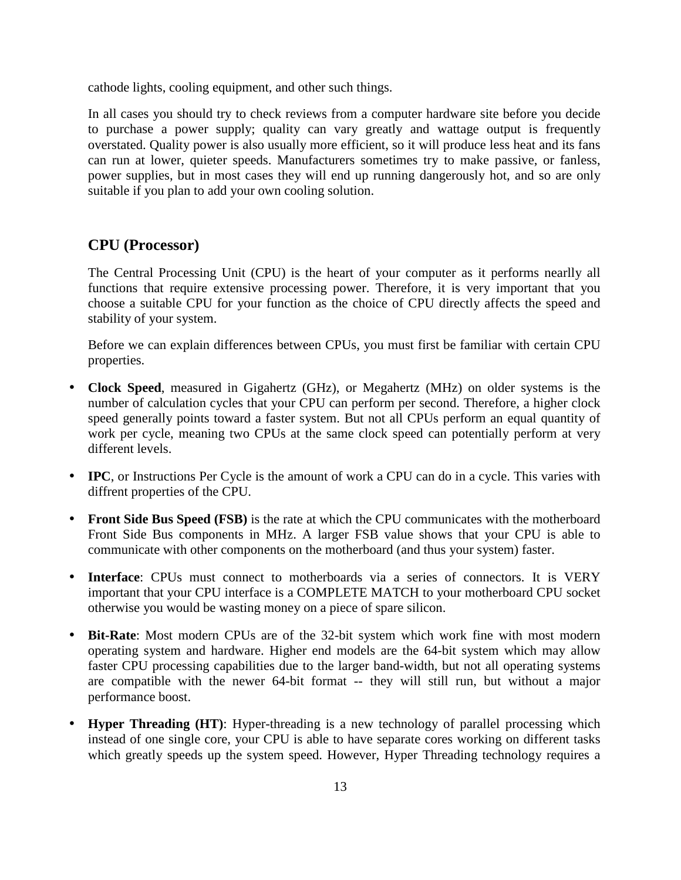cathode lights, cooling equipment, and other such things.

In all cases you should try to check reviews from a computer hardware site before you decide to purchase a power supply; quality can vary greatly and wattage output is frequently overstated. Quality power is also usually more efficient, so it will produce less heat and its fans can run at lower, quieter speeds. Manufacturers sometimes try to make passive, or fanless, power supplies, but in most cases they will end up running dangerously hot, and so are only suitable if you plan to add your own cooling solution.

## CPU (Processor)

The Central Processing Unit (CPU) is the heart of your computer as it performs nearlly all functions that require extensive processing power. Therefore, it is very important that you choose a suitable CPU for your function as the choice of CPU directly affects the speed and stability of your system.

Before we can explain differences between CPUs, you must first be familiar with certain CPU properties.

- **Clock Speed**, measured in Gigahertz (GHz), or Megahertz (MHz) on older systems is the number of calculation cycles that your CPU can perform per second. Therefore, a higher clock speed generally points toward a faster system. But not all CPUs perform an equal quantity of work per cycle, meaning two CPUs at the same clock speed can potentially perform at very different levels.
- **IPC**, or Instructions Per Cycle is the amount of work a CPU can do in a cycle. This varies with diffrent properties of the CPU.
- **Front Side Bus Speed (FSB)** is the rate at which the CPU communicates with the motherboard Front Side Bus components in MHz. A larger FSB value shows that your CPU is able to communicate with other components on the motherboard (and thus your system) faster.
- **Interface**: CPUs must connect to motherboards via a series of connectors. It is VERY important that your CPU interface is a COMPLETE MATCH to your motherboard CPU socket otherwise you would be wasting money on a piece of spare silicon.
- **Bit-Rate**: Most modern CPUs are of the 32-bit system which work fine with most modern operating system and hardware. Higher end models are the 64-bit system which may allow faster CPU processing capabilities due to the larger band-width, but not all operating systems are compatible with the newer 64-bit format -- they will still run, but without a major performance boost.
- **Hyper Threading (HT)**: Hyper-threading is a new technology of parallel processing which instead of one single core, your CPU is able to have separate cores working on different tasks which greatly speeds up the system speed. However, Hyper Threading technology requires a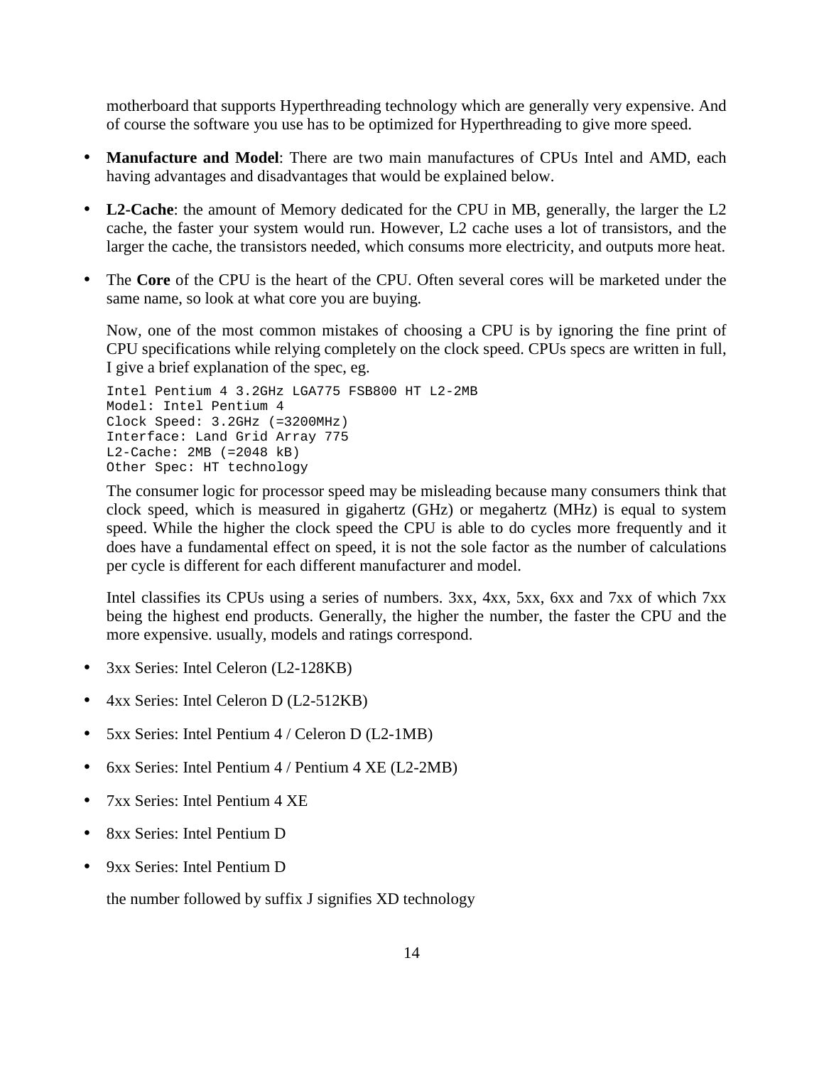motherboard that supports Hyperthreading technology which are generally very expensive. And of course the software you use has to be optimized for Hyperthreading to give more speed.

- **Manufacture and Model**: There are two main manufactures of CPUs Intel and AMD, each having advantages and disadvantages that would be explained below.
- **L2-Cache**: the amount of Memory dedicated for the CPU in MB, generally, the larger the L2 cache, the faster your system would run. However, L2 cache uses a lot of transistors, and the larger the cache, the transistors needed, which consums more electricity, and outputs more heat.
- The **Core** of the CPU is the heart of the CPU. Often several cores will be marketed under the same name, so look at what core you are buying.

Now, one of the most common mistakes of choosing a CPU is by ignoring the fine print of CPU specifications while relying completely on the clock speed. CPUs specs are written in full, I give a brief explanation of the spec, eg.

```
Intel Pentium 4 3.2GHz LGA775 FSB800 HT L2-2MB
Model: Intel Pentium 4
Clock Speed: 3.2GHz (=3200MHz)
Interface: Land Grid Array 775
L2-Cache: 2MB (=2048 kB)
Other Spec: HT technology
```

The consumer logic for processor speed may be misleading because many consumers think that clock speed, which is measured in gigahertz (GHz) or megahertz (MHz) is equal to system speed. While the higher the clock speed the CPU is able to do cycles more frequently and it does have a fundamental effect on speed, it is not the sole factor as the number of calculations per cycle is different for each different manufacturer and model.

Intel classifies its CPUs using a series of numbers. 3xx, 4xx, 5xx, 6xx and 7xx of which 7xx being the highest end products. Generally, the higher the number, the faster the CPU and the more expensive. usually, models and ratings correspond.

- 3xx Series: Intel Celeron (L2-128KB)
- 4xx Series: Intel Celeron D (L2-512KB)
- 5xx Series: Intel Pentium 4 / Celeron D (L2-1MB)
- 6xx Series: Intel Pentium 4 / Pentium 4 XE (L2-2MB)
- 7xx Series: Intel Pentium 4 XE
- 8xx Series: Intel Pentium D
- 9xx Series: Intel Pentium D

the number followed by suffix J signifies XD technology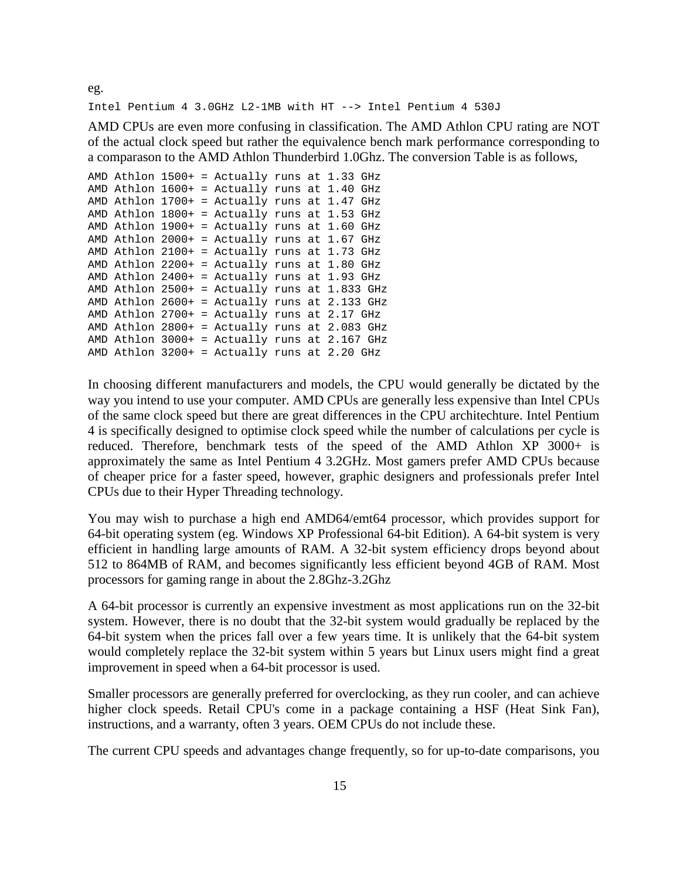eg.

```
Intel Pentium 4 3.0GHz L2-1MB with HT --> Intel Pentium 4 530J
```

AMD CPUs are even more confusing in classification. The AMD Athlon CPU rating are NOT of the actual clock speed but rather the equivalence bench mark performance corresponding to a comparason to the AMD Athlon Thunderbird 1.0Ghz. The conversion Table is as follows,

```
AMD Athlon 1500+ = Actually runs at 1.33 GHz
AMD Athlon 1600+ = Actually runs at 1.40 GHz
AMD Athlon 1700+ = Actually runs at 1.47 GHz
AMD Athlon 1800+ = Actually runs at 1.53 GHz
AMD Athlon 1900+ = Actually runs at 1.60 GHz
AMD Athlon 2000+ = Actually runs at 1.67 GHz
AMD Athlon 2100+ = Actually runs at 1.73 GHz
AMD Athlon 2200+ = Actually runs at 1.80 GHz
AMD Athlon 2400+ = Actually runs at 1.93 GHz
AMD Athlon 2500+ = Actually runs at 1.833 GHz
AMD Athlon 2600+ = Actually runs at 2.133 GHz
AMD Athlon 2700+ = Actually runs at 2.17 GHz
AMD Athlon 2800+ = Actually runs at 2.083 GHz
AMD Athlon 3000+ = Actually runs at 2.167 GHz
AMD Athlon 3200+ = Actually runs at 2.20 GHz
```

In choosing different manufacturers and models, the CPU would generally be dictated by the way you intend to use your computer. AMD CPUs are generally less expensive than Intel CPUs of the same clock speed but there are great differences in the CPU architechture. Intel Pentium 4 is specifically designed to optimise clock speed while the number of calculations per cycle is reduced. Therefore, benchmark tests of the speed of the AMD Athlon XP 3000+ is approximately the same as Intel Pentium 4 3.2GHz. Most gamers prefer AMD CPUs because of cheaper price for a faster speed, however, graphic designers and professionals prefer Intel CPUs due to their Hyper Threading technology.

You may wish to purchase a high end AMD64/emt64 processor, which provides support for 64-bit operating system (eg. Windows XP Professional 64-bit Edition). A 64-bit system is very efficient in handling large amounts of RAM. A 32-bit system efficiency drops beyond about 512 to 864MB of RAM, and becomes significantly less efficient beyond 4GB of RAM. Most processors for gaming range in about the 2.8Ghz-3.2Ghz

A 64-bit processor is currently an expensive investment as most applications run on the 32-bit system. However, there is no doubt that the 32-bit system would gradually be replaced by the 64-bit system when the prices fall over a few years time. It is unlikely that the 64-bit system would completely replace the 32-bit system within 5 years but Linux users might find a great improvement in speed when a 64-bit processor is used.

Smaller processors are generally preferred for overclocking, as they run cooler, and can achieve higher clock speeds. Retail CPU's come in a package containing a HSF (Heat Sink Fan), instructions, and a warranty, often 3 years. OEM CPUs do not include these.

The current CPU speeds and advantages change frequently, so for up-to-date comparisons, you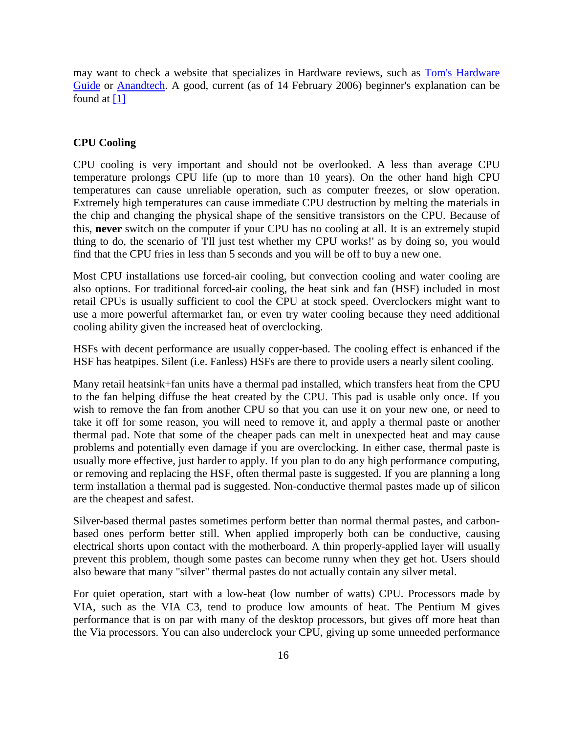may want to check a website that specializes in Hardware reviews, such as Tom's Hardware Guide or Anandtech. A good, current (as of 14 February 2006) beginner's explanation can be found at [1]

### CPU Cooling

CPU cooling is very important and should not be overlooked. A less than average CPU temperature prolongs CPU life (up to more than 10 years). On the other hand high CPU temperatures can cause unreliable operation, such as computer freezes, or slow operation. Extremely high temperatures can cause immediate CPU destruction by melting the materials in the chip and changing the physical shape of the sensitive transistors on the CPU. Because of this, **never** switch on the computer if your CPU has no cooling at all. It is an extremely stupid thing to do, the scenario of 'I'll just test whether my CPU works!' as by doing so, you would find that the CPU fries in less than 5 seconds and you will be off to buy a new one.

Most CPU installations use forced-air cooling, but convection cooling and water cooling are also options. For traditional forced-air cooling, the heat sink and fan (HSF) included in most retail CPUs is usually sufficient to cool the CPU at stock speed. Overclockers might want to use a more powerful aftermarket fan, or even try water cooling because they need additional cooling ability given the increased heat of overclocking.

HSFs with decent performance are usually copper-based. The cooling effect is enhanced if the HSF has heatpipes. Silent (i.e. Fanless) HSFs are there to provide users a nearly silent cooling.

Many retail heatsink+fan units have a thermal pad installed, which transfers heat from the CPU to the fan helping diffuse the heat created by the CPU. This pad is usable only once. If you wish to remove the fan from another CPU so that you can use it on your new one, or need to take it off for some reason, you will need to remove it, and apply a thermal paste or another thermal pad. Note that some of the cheaper pads can melt in unexpected heat and may cause problems and potentially even damage if you are overclocking. In either case, thermal paste is usually more effective, just harder to apply. If you plan to do any high performance computing, or removing and replacing the HSF, often thermal paste is suggested. If you are planning a long term installation a thermal pad is suggested. Non-conductive thermal pastes made up of silicon are the cheapest and safest.

Silver-based thermal pastes sometimes perform better than normal thermal pastes, and carbon-based ones perform better still. When applied improperly both can be conductive, causing electrical shorts upon contact with the motherboard. A thin properly-applied layer will usually prevent this problem, though some pastes can become runny when they get hot. Users should also beware that many "silver" thermal pastes do not actually contain any silver metal.

For quiet operation, start with a low-heat (low number of watts) CPU. Processors made by VIA, such as the VIA C3, tend to produce low amounts of heat. The Pentium M gives performance that is on par with many of the desktop processors, but gives off more heat than the Via processors. You can also underclock your CPU, giving up some unneeded performance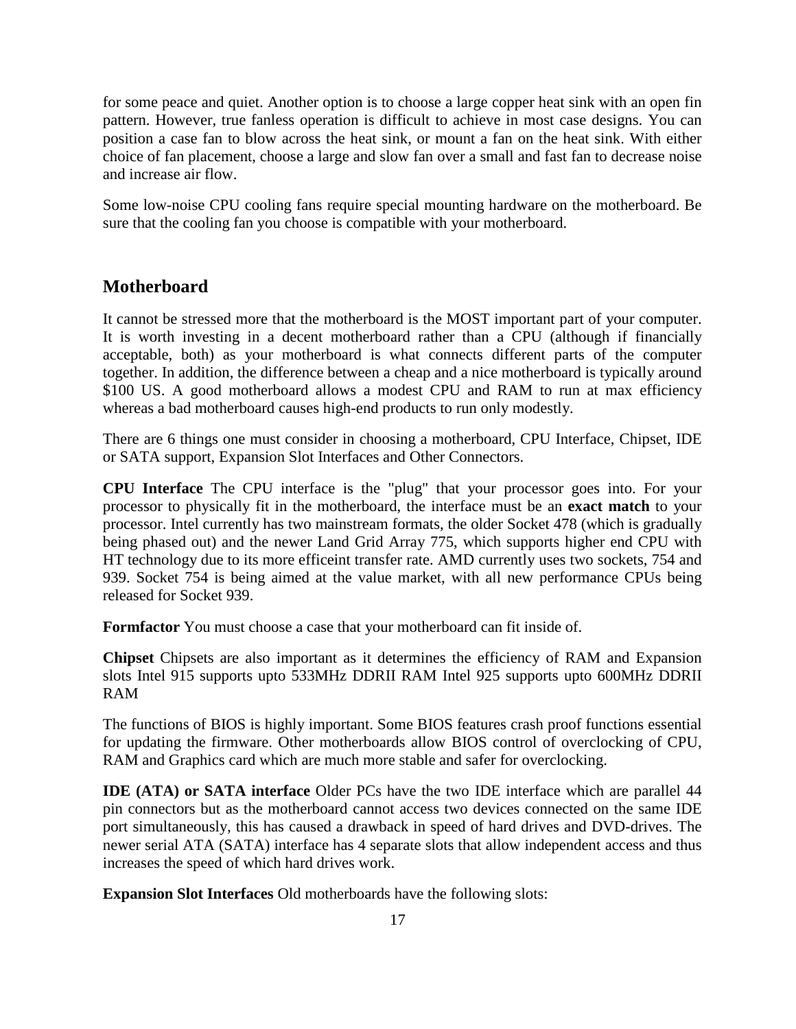for some peace and quiet. Another option is to choose a large copper heat sink with an open fin pattern. However, true fanless operation is difficult to achieve in most case designs. You can position a case fan to blow across the heat sink, or mount a fan on the heat sink. With either choice of fan placement, choose a large and slow fan over a small and fast fan to decrease noise and increase air flow.

Some low-noise CPU cooling fans require special mounting hardware on the motherboard. Be sure that the cooling fan you choose is compatible with your motherboard.

## Motherboard

It cannot be stressed more that the motherboard is the MOST important part of your computer. It is worth investing in a decent motherboard rather than a CPU (although if financially acceptable, both) as your motherboard is what connects different parts of the computer together. In addition, the difference between a cheap and a nice motherboard is typically around $100 US. A good motherboard allows a modest CPU and RAM to run at max efficiency whereas a bad motherboard causes high-end products to run only modestly.

There are 6 things one must consider in choosing a motherboard, CPU Interface, Chipset, IDE or SATA support, Expansion Slot Interfaces and Other Connectors.

**CPU Interface** The CPU interface is the "plug" that your processor goes into. For your processor to physically fit in the motherboard, the interface must be an **exact match** to your processor. Intel currently has two mainstream formats, the older Socket 478 (which is gradually being phased out) and the newer Land Grid Array 775, which supports higher end CPU with HT technology due to its more efficeint transfer rate. AMD currently uses two sockets, 754 and 939. Socket 754 is being aimed at the value market, with all new performance CPUs being released for Socket 939.

**Formfactor** You must choose a case that your motherboard can fit inside of.

**Chipset** Chipsets are also important as it determines the efficiency of RAM and Expansion slots Intel 915 supports upto 533MHz DDRII RAM Intel 925 supports upto 600MHz DDRII RAM

The functions of BIOS is highly important. Some BIOS features crash proof functions essential for updating the firmware. Other motherboards allow BIOS control of overclocking of CPU, RAM and Graphics card which are much more stable and safer for overclocking.

**IDE (ATA) or SATA interface** Older PCs have the two IDE interface which are parallel 44 pin connectors but as the motherboard cannot access two devices connected on the same IDE port simultaneously, this has caused a drawback in speed of hard drives and DVD-drives. The newer serial ATA (SATA) interface has 4 separate slots that allow independent access and thus increases the speed of which hard drives work.

**Expansion Slot Interfaces** Old motherboards have the following slots: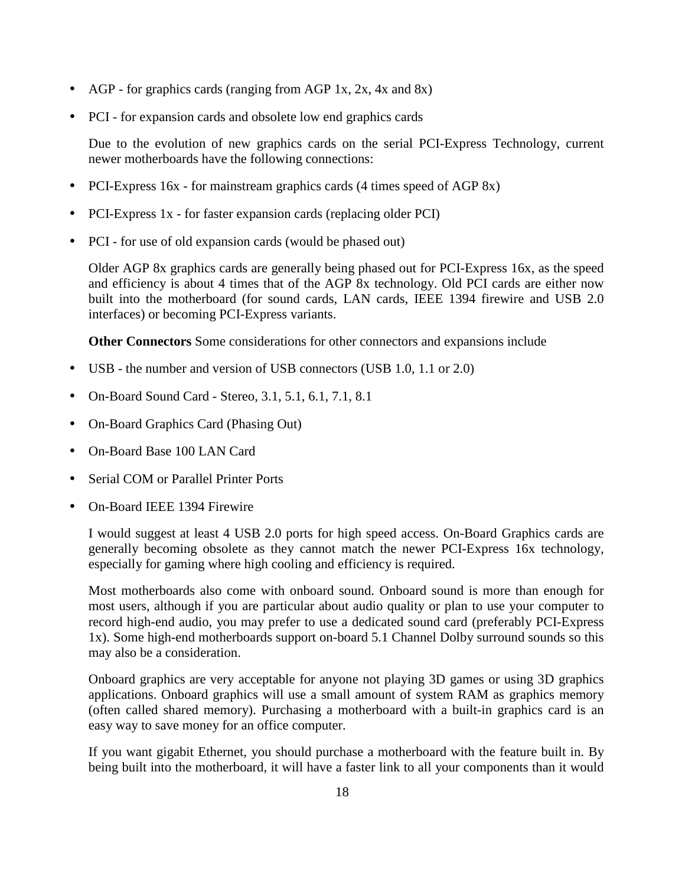- AGP - for graphics cards (ranging from AGP 1x, 2x, 4x and 8x)
- PCI - for expansion cards and obsolete low end graphics cards

Due to the evolution of new graphics cards on the serial PCI-Express Technology, current newer motherboards have the following connections:

- PCI-Express 16x - for mainstream graphics cards (4 times speed of AGP 8x)
- PCI-Express 1x - for faster expansion cards (replacing older PCI)
- PCI - for use of old expansion cards (would be phased out)

Older AGP 8x graphics cards are generally being phased out for PCI-Express 16x, as the speed and efficiency is about 4 times that of the AGP 8x technology. Old PCI cards are either now built into the motherboard (for sound cards, LAN cards, IEEE 1394 firewire and USB 2.0 interfaces) or becoming PCI-Express variants.

**Other Connectors** Some considerations for other connectors and expansions include

- USB - the number and version of USB connectors (USB 1.0, 1.1 or 2.0)
- On-Board Sound Card - Stereo, 3.1, 5.1, 6.1, 7.1, 8.1
- On-Board Graphics Card (Phasing Out)
- On-Board Base 100 LAN Card
- Serial COM or Parallel Printer Ports
- On-Board IEEE 1394 Firewire

I would suggest at least 4 USB 2.0 ports for high speed access. On-Board Graphics cards are generally becoming obsolete as they cannot match the newer PCI-Express 16x technology, especially for gaming where high cooling and efficiency is required.

Most motherboards also come with onboard sound. Onboard sound is more than enough for most users, although if you are particular about audio quality or plan to use your computer to record high-end audio, you may prefer to use a dedicated sound card (preferably PCI-Express 1x). Some high-end motherboards support on-board 5.1 Channel Dolby surround sounds so this may also be a consideration.

Onboard graphics are very acceptable for anyone not playing 3D games or using 3D graphics applications. Onboard graphics will use a small amount of system RAM as graphics memory (often called shared memory). Purchasing a motherboard with a built-in graphics card is an easy way to save money for an office computer.

If you want gigabit Ethernet, you should purchase a motherboard with the feature built in. By being built into the motherboard, it will have a faster link to all your components than it would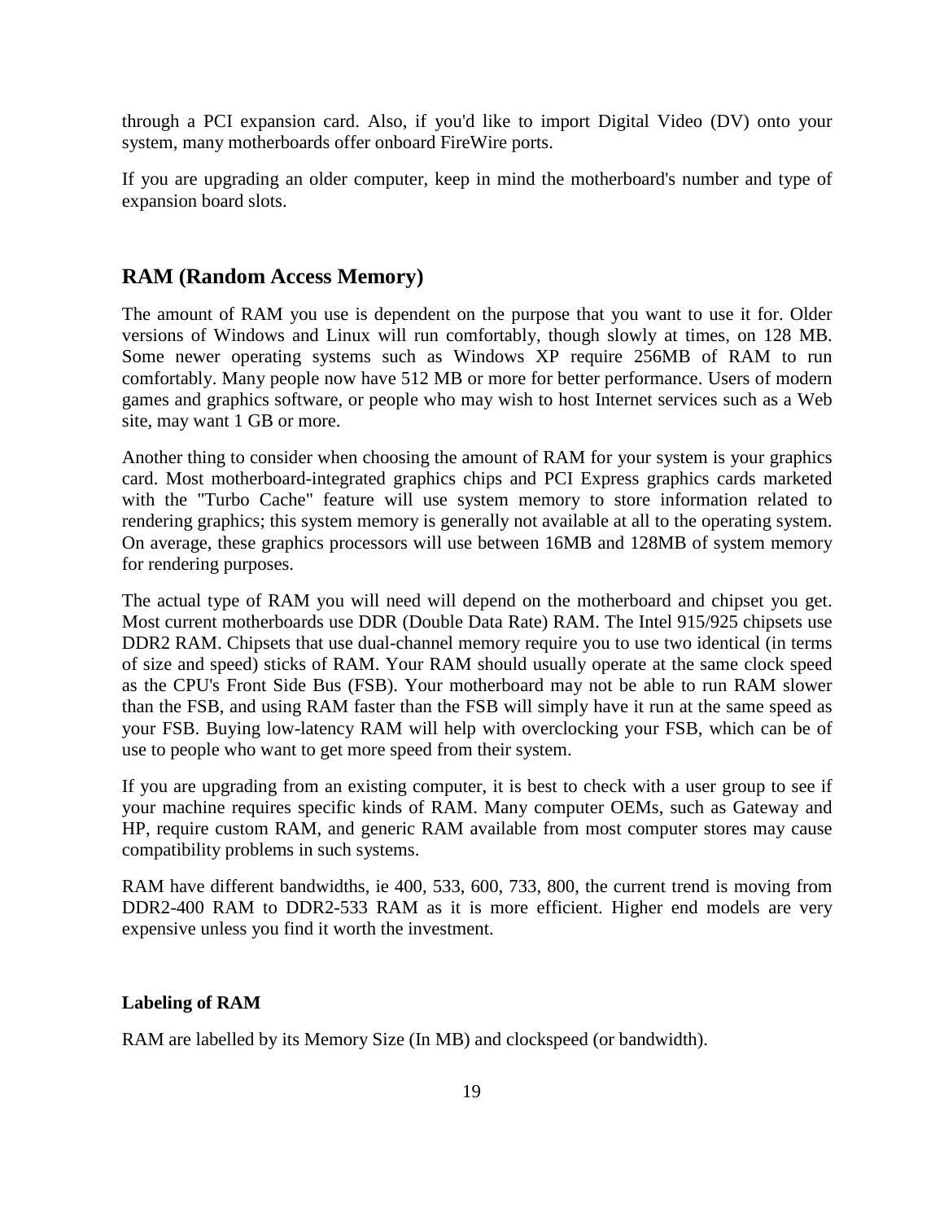through a PCI expansion card. Also, if you'd like to import Digital Video (DV) onto your system, many motherboards offer onboard FireWire ports.

If you are upgrading an older computer, keep in mind the motherboard's number and type of expansion board slots.

## RAM (Random Access Memory)

The amount of RAM you use is dependent on the purpose that you want to use it for. Older versions of Windows and Linux will run comfortably, though slowly at times, on 128 MB. Some newer operating systems such as Windows XP require 256MB of RAM to run comfortably. Many people now have 512 MB or more for better performance. Users of modern games and graphics software, or people who may wish to host Internet services such as a Web site, may want 1 GB or more.

Another thing to consider when choosing the amount of RAM for your system is your graphics card. Most motherboard-integrated graphics chips and PCI Express graphics cards marketed with the "Turbo Cache" feature will use system memory to store information related to rendering graphics; this system memory is generally not available at all to the operating system. On average, these graphics processors will use between 16MB and 128MB of system memory for rendering purposes.

The actual type of RAM you will need will depend on the motherboard and chipset you get. Most current motherboards use DDR (Double Data Rate) RAM. The Intel 915/925 chipsets use DDR2 RAM. Chipsets that use dual-channel memory require you to use two identical (in terms of size and speed) sticks of RAM. Your RAM should usually operate at the same clock speed as the CPU's Front Side Bus (FSB). Your motherboard may not be able to run RAM slower than the FSB, and using RAM faster than the FSB will simply have it run at the same speed as your FSB. Buying low-latency RAM will help with overclocking your FSB, which can be of use to people who want to get more speed from their system.

If you are upgrading from an existing computer, it is best to check with a user group to see if your machine requires specific kinds of RAM. Many computer OEMs, such as Gateway and HP, require custom RAM, and generic RAM available from most computer stores may cause compatibility problems in such systems.

RAM have different bandwidths, ie 400, 533, 600, 733, 800, the current trend is moving from DDR2-400 RAM to DDR2-533 RAM as it is more efficient. Higher end models are very expensive unless you find it worth the investment.

### Labeling of RAM

RAM are labelled by its Memory Size (In MB) and clockspeed (or bandwidth).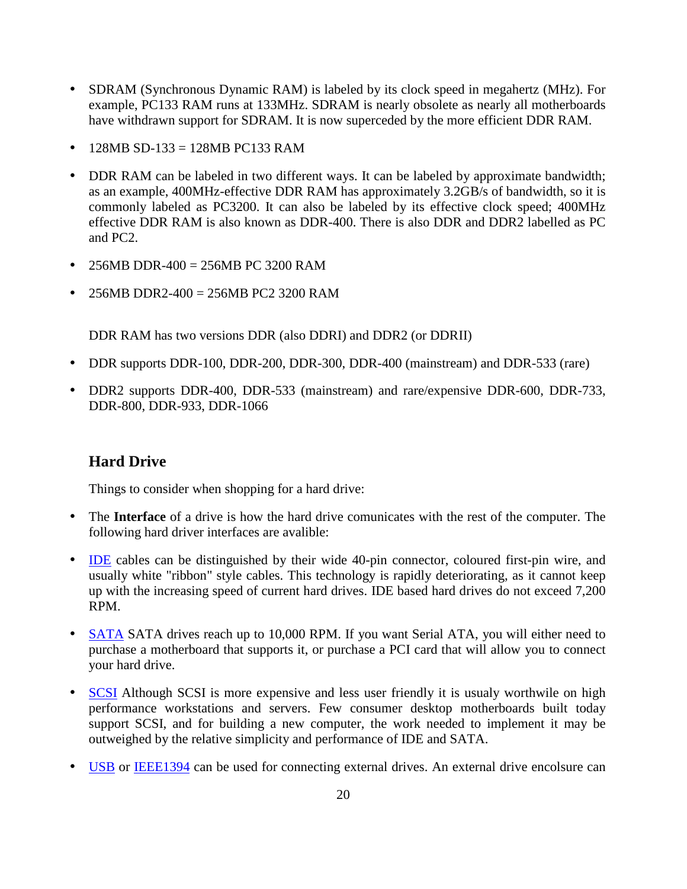- SDRAM (Synchronous Dynamic RAM) is labeled by its clock speed in megahertz (MHz). For example, PC133 RAM runs at 133MHz. SDRAM is nearly obsolete as nearly all motherboards have withdrawn support for SDRAM. It is now superceded by the more efficient DDR RAM.
- 128MB SD-133 = 128MB PC133 RAM
- DDR RAM can be labeled in two different ways. It can be labeled by approximate bandwidth; as an example, 400MHz-effective DDR RAM has approximately 3.2GB/s of bandwidth, so it is commonly labeled as PC3200. It can also be labeled by its effective clock speed; 400MHz effective DDR RAM is also known as DDR-400. There is also DDR and DDR2 labelled as PC and PC2.
- 256MB DDR-400 = 256MB PC 3200 RAM
- 256MB DDR2-400 = 256MB PC2 3200 RAM

DDR RAM has two versions DDR (also DDRI) and DDR2 (or DDRII)

- DDR supports DDR-100, DDR-200, DDR-300, DDR-400 (mainstream) and DDR-533 (rare)
- DDR2 supports DDR-400, DDR-533 (mainstream) and rare/expensive DDR-600, DDR-733, DDR-800, DDR-933, DDR-1066

## Hard Drive

Things to consider when shopping for a hard drive:

- The **Interface** of a drive is how the hard drive comunicates with the rest of the computer. The following hard driver interfaces are avalible:
- IDE cables can be distinguished by their wide 40-pin connector, coloured first-pin wire, and usually white "ribbon" style cables. This technology is rapidly deteriorating, as it cannot keep up with the increasing speed of current hard drives. IDE based hard drives do not exceed 7,200 RPM.
- SATA SATA drives reach up to 10,000 RPM. If you want Serial ATA, you will either need to purchase a motherboard that supports it, or purchase a PCI card that will allow you to connect your hard drive.
- SCSI Although SCSI is more expensive and less user friendly it is usualy worthwile on high performance workstations and servers. Few consumer desktop motherboards built today support SCSI, and for building a new computer, the work needed to implement it may be outweighed by the relative simplicity and performance of IDE and SATA.
- USB or IEEE1394 can be used for connecting external drives. An external drive encolsure can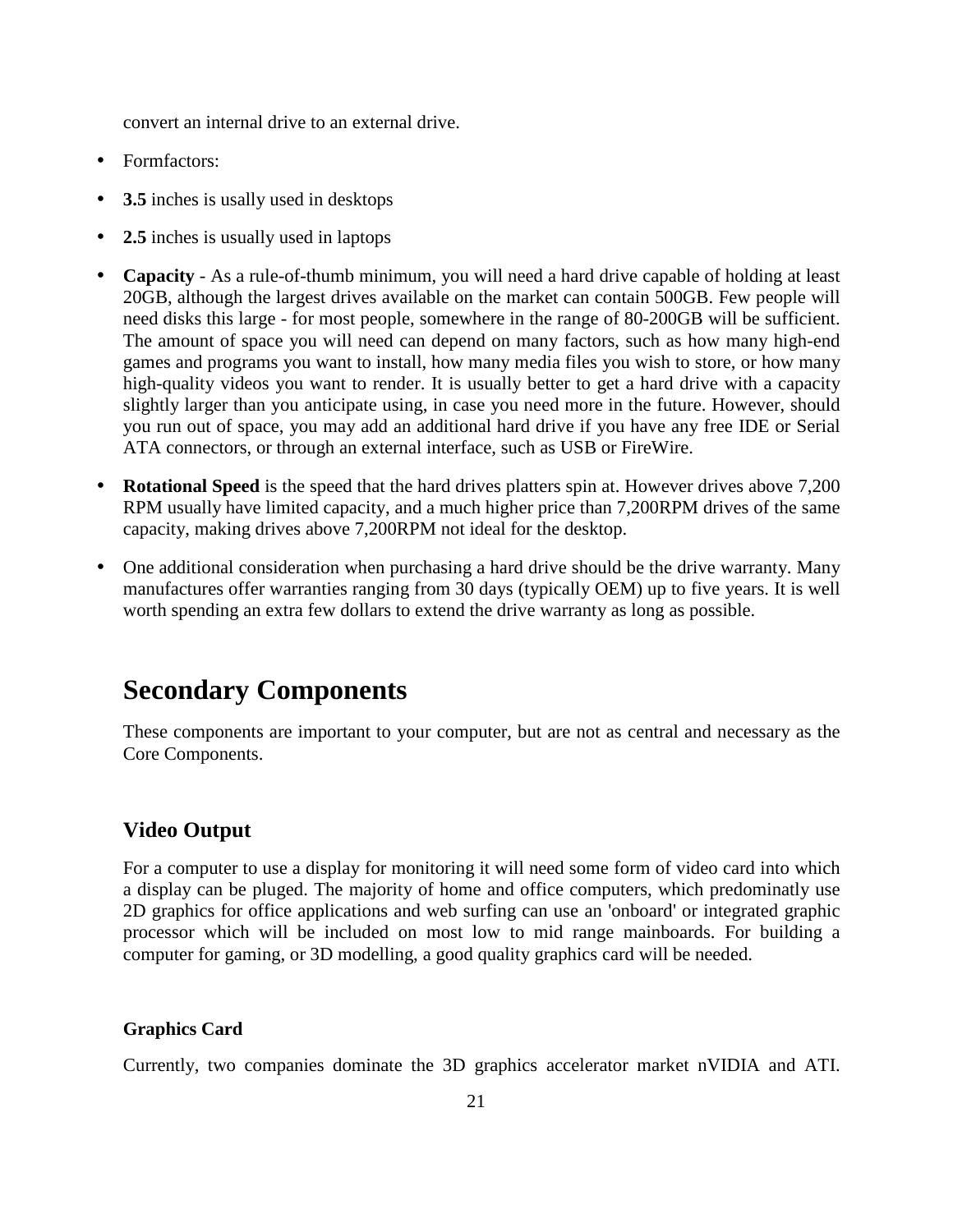convert an internal drive to an external drive.

- Formfactors:
- **3.5** inches is usally used in desktops
- **2.5** inches is usually used in laptops
- **Capacity** - As a rule-of-thumb minimum, you will need a hard drive capable of holding at least 20GB, although the largest drives available on the market can contain 500GB. Few people will need disks this large - for most people, somewhere in the range of 80-200GB will be sufficient. The amount of space you will need can depend on many factors, such as how many high-end games and programs you want to install, how many media files you wish to store, or how many high-quality videos you want to render. It is usually better to get a hard drive with a capacity slightly larger than you anticipate using, in case you need more in the future. However, should you run out of space, you may add an additional hard drive if you have any free IDE or Serial ATA connectors, or through an external interface, such as USB or FireWire.
- **Rotational Speed** is the speed that the hard drives platters spin at. However drives above 7,200 RPM usually have limited capacity, and a much higher price than 7,200RPM drives of the same capacity, making drives above 7,200RPM not ideal for the desktop.
- One additional consideration when purchasing a hard drive should be the drive warranty. Many manufactures offer warranties ranging from 30 days (typically OEM) up to five years. It is well worth spending an extra few dollars to extend the drive warranty as long as possible.

# Secondary Components

These components are important to your computer, but are not as central and necessary as the Core Components.

## Video Output

For a computer to use a display for monitoring it will need some form of video card into which a display can be pluged. The majority of home and office computers, which predominatly use 2D graphics for office applications and web surfing can use an 'onboard' or integrated graphic processor which will be included on most low to mid range mainboards. For building a computer for gaming, or 3D modelling, a good quality graphics card will be needed.

### Graphics Card

Currently, two companies dominate the 3D graphics accelerator market nVIDIA and ATI.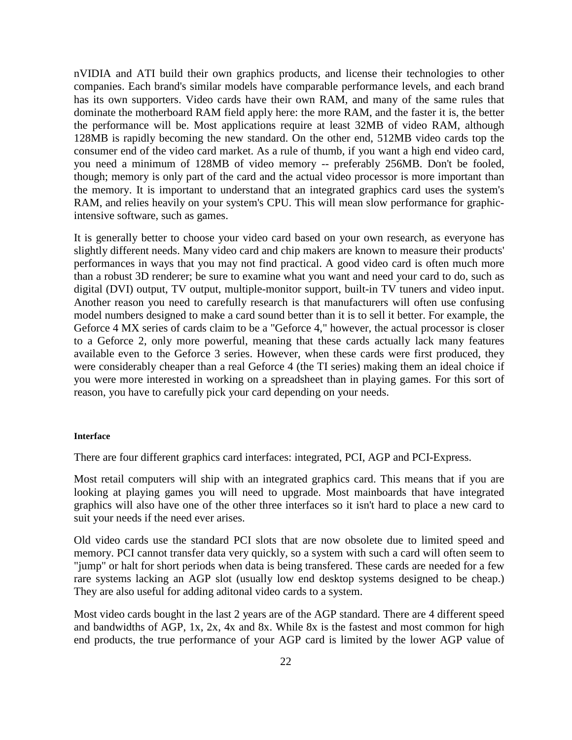nVIDIA and ATI build their own graphics products, and license their technologies to other companies. Each brand's similar models have comparable performance levels, and each brand has its own supporters. Video cards have their own RAM, and many of the same rules that dominate the motherboard RAM field apply here: the more RAM, and the faster it is, the better the performance will be. Most applications require at least 32MB of video RAM, although 128MB is rapidly becoming the new standard. On the other end, 512MB video cards top the consumer end of the video card market. As a rule of thumb, if you want a high end video card, you need a minimum of 128MB of video memory -- preferably 256MB. Don't be fooled, though; memory is only part of the card and the actual video processor is more important than the memory. It is important to understand that an integrated graphics card uses the system's RAM, and relies heavily on your system's CPU. This will mean slow performance for graphic-intensive software, such as games.

It is generally better to choose your video card based on your own research, as everyone has slightly different needs. Many video card and chip makers are known to measure their products' performances in ways that you may not find practical. A good video card is often much more than a robust 3D renderer; be sure to examine what you want and need your card to do, such as digital (DVI) output, TV output, multiple-monitor support, built-in TV tuners and video input. Another reason you need to carefully research is that manufacturers will often use confusing model numbers designed to make a card sound better than it is to sell it better. For example, the Geforce 4 MX series of cards claim to be a "Geforce 4," however, the actual processor is closer to a Geforce 2, only more powerful, meaning that these cards actually lack many features available even to the Geforce 3 series. However, when these cards were first produced, they were considerably cheaper than a real Geforce 4 (the TI series) making them an ideal choice if you were more interested in working on a spreadsheet than in playing games. For this sort of reason, you have to carefully pick your card depending on your needs.

#### Interface

There are four different graphics card interfaces: integrated, PCI, AGP and PCI-Express.

Most retail computers will ship with an integrated graphics card. This means that if you are looking at playing games you will need to upgrade. Most mainboards that have integrated graphics will also have one of the other three interfaces so it isn't hard to place a new card to suit your needs if the need ever arises.

Old video cards use the standard PCI slots that are now obsolete due to limited speed and memory. PCI cannot transfer data very quickly, so a system with such a card will often seem to "jump" or halt for short periods when data is being transfered. These cards are needed for a few rare systems lacking an AGP slot (usually low end desktop systems designed to be cheap.) They are also useful for adding aditonal video cards to a system.

Most video cards bought in the last 2 years are of the AGP standard. There are 4 different speed and bandwidths of AGP, 1x, 2x, 4x and 8x. While 8x is the fastest and most common for high end products, the true performance of your AGP card is limited by the lower AGP value of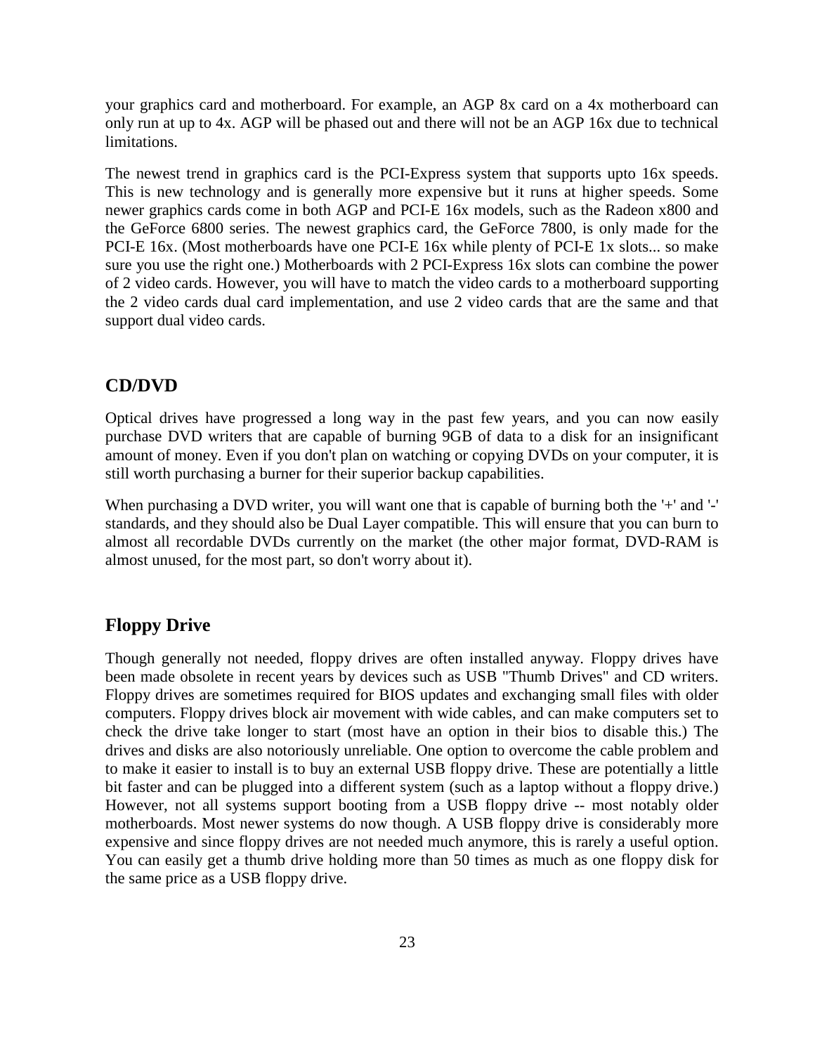your graphics card and motherboard. For example, an AGP 8x card on a 4x motherboard can only run at up to 4x. AGP will be phased out and there will not be an AGP 16x due to technical limitations.

The newest trend in graphics card is the PCI-Express system that supports upto 16x speeds. This is new technology and is generally more expensive but it runs at higher speeds. Some newer graphics cards come in both AGP and PCI-E 16x models, such as the Radeon x800 and the GeForce 6800 series. The newest graphics card, the GeForce 7800, is only made for the PCI-E 16x. (Most motherboards have one PCI-E 16x while plenty of PCI-E 1x slots... so make sure you use the right one.) Motherboards with 2 PCI-Express 16x slots can combine the power of 2 video cards. However, you will have to match the video cards to a motherboard supporting the 2 video cards dual card implementation, and use 2 video cards that are the same and that support dual video cards.

## CD/DVD

Optical drives have progressed a long way in the past few years, and you can now easily purchase DVD writers that are capable of burning 9GB of data to a disk for an insignificant amount of money. Even if you don't plan on watching or copying DVDs on your computer, it is still worth purchasing a burner for their superior backup capabilities.

When purchasing a DVD writer, you will want one that is capable of burning both the '+' and '-' standards, and they should also be Dual Layer compatible. This will ensure that you can burn to almost all recordable DVDs currently on the market (the other major format, DVD-RAM is almost unused, for the most part, so don't worry about it).

## Floppy Drive

Though generally not needed, floppy drives are often installed anyway. Floppy drives have been made obsolete in recent years by devices such as USB "Thumb Drives" and CD writers. Floppy drives are sometimes required for BIOS updates and exchanging small files with older computers. Floppy drives block air movement with wide cables, and can make computers set to check the drive take longer to start (most have an option in their bios to disable this.) The drives and disks are also notoriously unreliable. One option to overcome the cable problem and to make it easier to install is to buy an external USB floppy drive. These are potentially a little bit faster and can be plugged into a different system (such as a laptop without a floppy drive.) However, not all systems support booting from a USB floppy drive -- most notably older motherboards. Most newer systems do now though. A USB floppy drive is considerably more expensive and since floppy drives are not needed much anymore, this is rarely a useful option. You can easily get a thumb drive holding more than 50 times as much as one floppy disk for the same price as a USB floppy drive.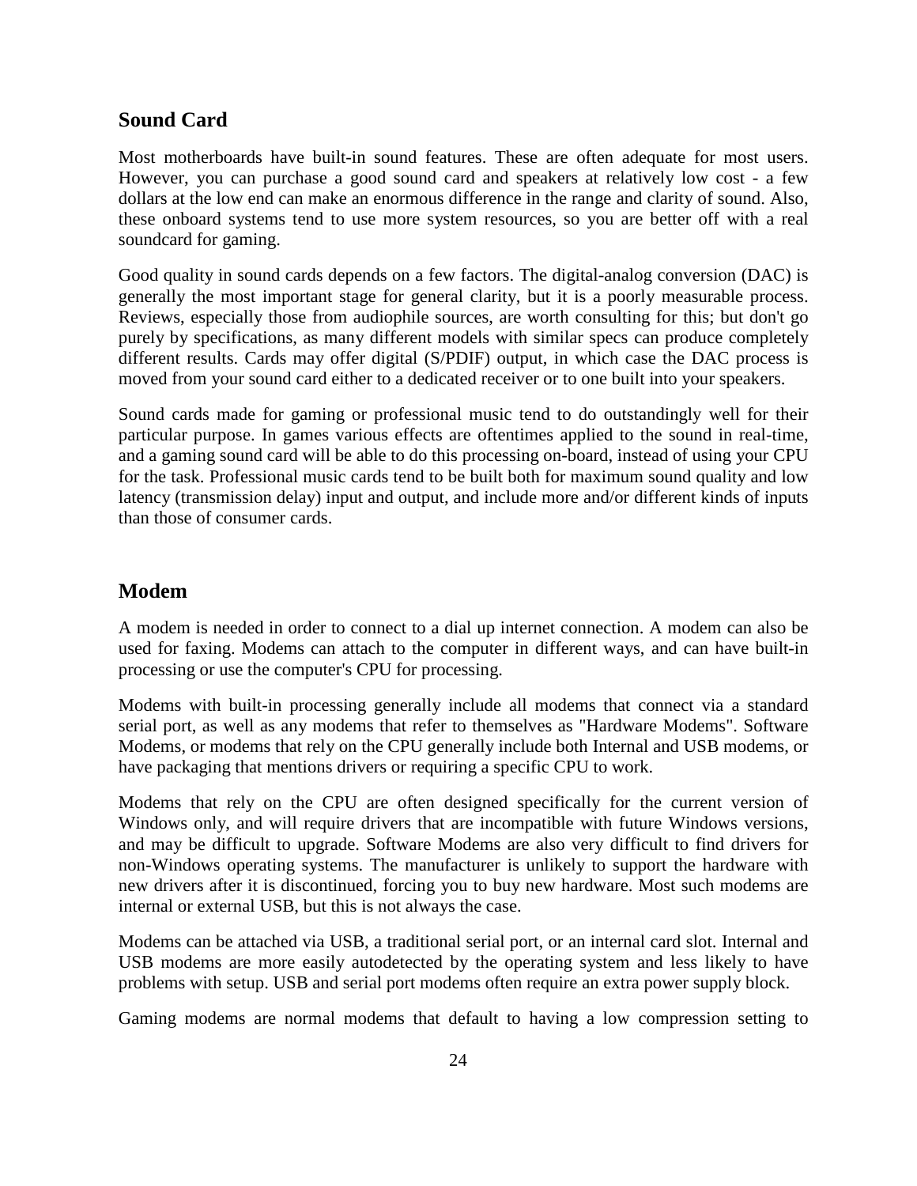## Sound Card

Most motherboards have built-in sound features. These are often adequate for most users. However, you can purchase a good sound card and speakers at relatively low cost - a few dollars at the low end can make an enormous difference in the range and clarity of sound. Also, these onboard systems tend to use more system resources, so you are better off with a real soundcard for gaming.

Good quality in sound cards depends on a few factors. The digital-analog conversion (DAC) is generally the most important stage for general clarity, but it is a poorly measurable process. Reviews, especially those from audiophile sources, are worth consulting for this; but don't go purely by specifications, as many different models with similar specs can produce completely different results. Cards may offer digital (S/PDIF) output, in which case the DAC process is moved from your sound card either to a dedicated receiver or to one built into your speakers.

Sound cards made for gaming or professional music tend to do outstandingly well for their particular purpose. In games various effects are oftentimes applied to the sound in real-time, and a gaming sound card will be able to do this processing on-board, instead of using your CPU for the task. Professional music cards tend to be built both for maximum sound quality and low latency (transmission delay) input and output, and include more and/or different kinds of inputs than those of consumer cards.

## Modem

A modem is needed in order to connect to a dial up internet connection. A modem can also be used for faxing. Modems can attach to the computer in different ways, and can have built-in processing or use the computer's CPU for processing.

Modems with built-in processing generally include all modems that connect via a standard serial port, as well as any modems that refer to themselves as "Hardware Modems". Software Modems, or modems that rely on the CPU generally include both Internal and USB modems, or have packaging that mentions drivers or requiring a specific CPU to work.

Modems that rely on the CPU are often designed specifically for the current version of Windows only, and will require drivers that are incompatible with future Windows versions, and may be difficult to upgrade. Software Modems are also very difficult to find drivers for non-Windows operating systems. The manufacturer is unlikely to support the hardware with new drivers after it is discontinued, forcing you to buy new hardware. Most such modems are internal or external USB, but this is not always the case.

Modems can be attached via USB, a traditional serial port, or an internal card slot. Internal and USB modems are more easily autodetected by the operating system and less likely to have problems with setup. USB and serial port modems often require an extra power supply block.

Gaming modems are normal modems that default to having a low compression setting to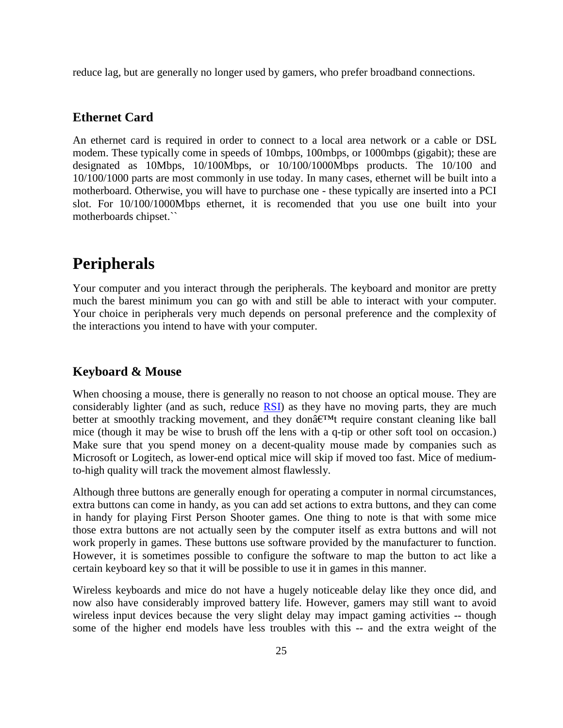reduce lag, but are generally no longer used by gamers, who prefer broadband connections.

### Ethernet Card

An ethernet card is required in order to connect to a local area network or a cable or DSL modem. These typically come in speeds of 10mbps, 100mbps, or 1000mbps (gigabit); these are designated as 10Mbps, 10/100Mbps, or 10/100/1000Mbps products. The 10/100 and 10/100/1000 parts are most commonly in use today. In many cases, ethernet will be built into a motherboard. Otherwise, you will have to purchase one - these typically are inserted into a PCI slot. For 10/100/1000Mbps ethernet, it is recomended that you use one built into your motherboards chipset.``

## Peripherals

Your computer and you interact through the peripherals. The keyboard and monitor are pretty much the barest minimum you can go with and still be able to interact with your computer. Your choice in peripherals very much depends on personal preference and the complexity of the interactions you intend to have with your computer.

### Keyboard & Mouse

When choosing a mouse, there is generally no reason to not choose an optical mouse. They are considerably lighter (and as such, reduce RSI) as they have no moving parts, they are much better at smoothly tracking movement, and they donâ€™t require constant cleaning like ball mice (though it may be wise to brush off the lens with a q-tip or other soft tool on occasion.) Make sure that you spend money on a decent-quality mouse made by companies such as Microsoft or Logitech, as lower-end optical mice will skip if moved too fast. Mice of medium-to-high quality will track the movement almost flawlessly.

Although three buttons are generally enough for operating a computer in normal circumstances, extra buttons can come in handy, as you can add set actions to extra buttons, and they can come in handy for playing First Person Shooter games. One thing to note is that with some mice those extra buttons are not actually seen by the computer itself as extra buttons and will not work properly in games. These buttons use software provided by the manufacturer to function. However, it is sometimes possible to configure the software to map the button to act like a certain keyboard key so that it will be possible to use it in games in this manner.

Wireless keyboards and mice do not have a hugely noticeable delay like they once did, and now also have considerably improved battery life. However, gamers may still want to avoid wireless input devices because the very slight delay may impact gaming activities -- though some of the higher end models have less troubles with this -- and the extra weight of the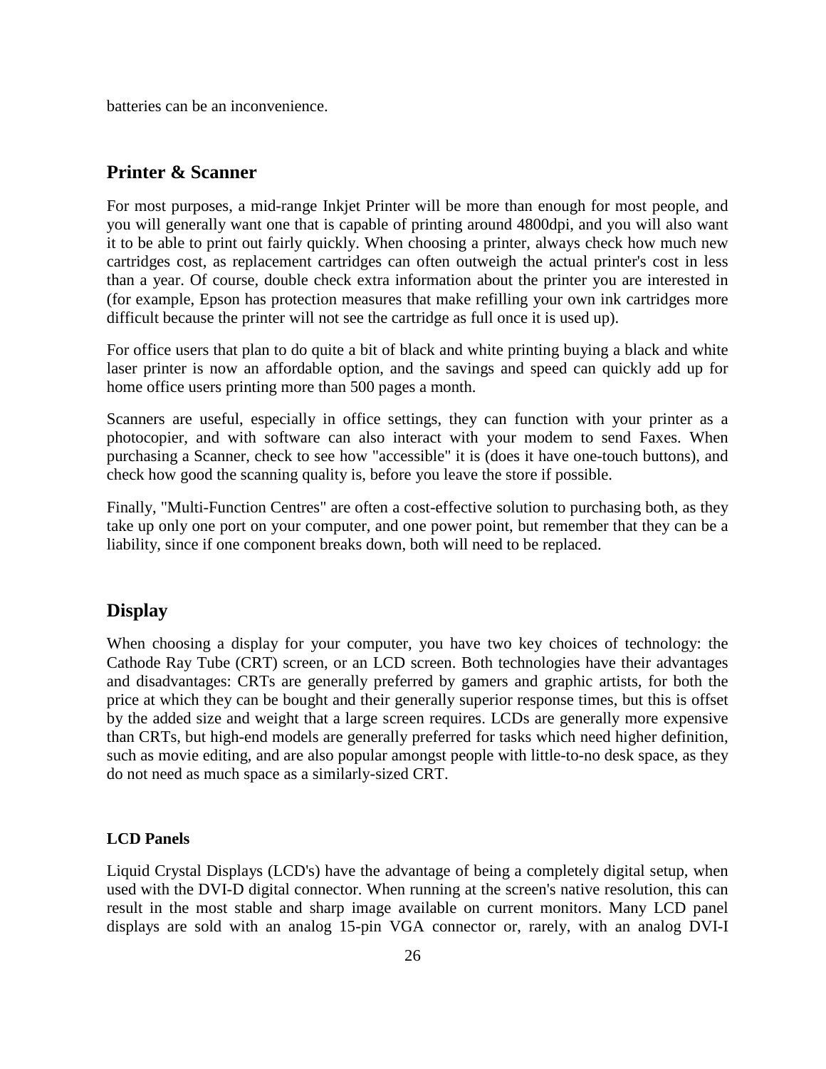batteries can be an inconvenience.

## Printer & Scanner

For most purposes, a mid-range Inkjet Printer will be more than enough for most people, and you will generally want one that is capable of printing around 4800dpi, and you will also want it to be able to print out fairly quickly. When choosing a printer, always check how much new cartridges cost, as replacement cartridges can often outweigh the actual printer's cost in less than a year. Of course, double check extra information about the printer you are interested in (for example, Epson has protection measures that make refilling your own ink cartridges more difficult because the printer will not see the cartridge as full once it is used up).

For office users that plan to do quite a bit of black and white printing buying a black and white laser printer is now an affordable option, and the savings and speed can quickly add up for home office users printing more than 500 pages a month.

Scanners are useful, especially in office settings, they can function with your printer as a photocopier, and with software can also interact with your modem to send Faxes. When purchasing a Scanner, check to see how "accessible" it is (does it have one-touch buttons), and check how good the scanning quality is, before you leave the store if possible.

Finally, "Multi-Function Centres" are often a cost-effective solution to purchasing both, as they take up only one port on your computer, and one power point, but remember that they can be a liability, since if one component breaks down, both will need to be replaced.

## Display

When choosing a display for your computer, you have two key choices of technology: the Cathode Ray Tube (CRT) screen, or an LCD screen. Both technologies have their advantages and disadvantages: CRTs are generally preferred by gamers and graphic artists, for both the price at which they can be bought and their generally superior response times, but this is offset by the added size and weight that a large screen requires. LCDs are generally more expensive than CRTs, but high-end models are generally preferred for tasks which need higher definition, such as movie editing, and are also popular amongst people with little-to-no desk space, as they do not need as much space as a similarly-sized CRT.

### LCD Panels

Liquid Crystal Displays (LCD's) have the advantage of being a completely digital setup, when used with the DVI-D digital connector. When running at the screen's native resolution, this can result in the most stable and sharp image available on current monitors. Many LCD panel displays are sold with an analog 15-pin VGA connector or, rarely, with an analog DVI-I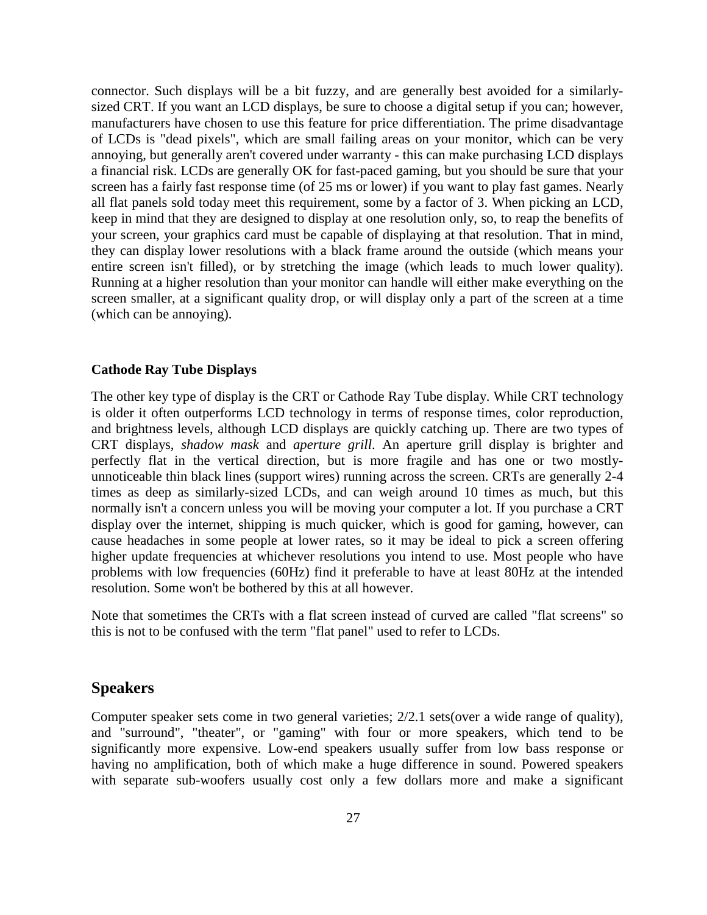connector. Such displays will be a bit fuzzy, and are generally best avoided for a similarly-sized CRT. If you want an LCD displays, be sure to choose a digital setup if you can; however, manufacturers have chosen to use this feature for price differentiation. The prime disadvantage of LCDs is "dead pixels", which are small failing areas on your monitor, which can be very annoying, but generally aren't covered under warranty - this can make purchasing LCD displays a financial risk. LCDs are generally OK for fast-paced gaming, but you should be sure that your screen has a fairly fast response time (of 25 ms or lower) if you want to play fast games. Nearly all flat panels sold today meet this requirement, some by a factor of 3. When picking an LCD, keep in mind that they are designed to display at one resolution only, so, to reap the benefits of your screen, your graphics card must be capable of displaying at that resolution. That in mind, they can display lower resolutions with a black frame around the outside (which means your entire screen isn't filled), or by stretching the image (which leads to much lower quality). Running at a higher resolution than your monitor can handle will either make everything on the screen smaller, at a significant quality drop, or will display only a part of the screen at a time (which can be annoying).

#### Cathode Ray Tube Displays

The other key type of display is the CRT or Cathode Ray Tube display. While CRT technology is older it often outperforms LCD technology in terms of response times, color reproduction, and brightness levels, although LCD displays are quickly catching up. There are two types of CRT displays, *shadow mask* and *aperture grill*. An aperture grill display is brighter and perfectly flat in the vertical direction, but is more fragile and has one or two mostly-unnoticeable thin black lines (support wires) running across the screen. CRTs are generally 2-4 times as deep as similarly-sized LCDs, and can weigh around 10 times as much, but this normally isn't a concern unless you will be moving your computer a lot. If you purchase a CRT display over the internet, shipping is much quicker, which is good for gaming, however, can cause headaches in some people at lower rates, so it may be ideal to pick a screen offering higher update frequencies at whichever resolutions you intend to use. Most people who have problems with low frequencies (60Hz) find it preferable to have at least 80Hz at the intended resolution. Some won't be bothered by this at all however.

Note that sometimes the CRTs with a flat screen instead of curved are called "flat screens" so this is not to be confused with the term "flat panel" used to refer to LCDs.

## Speakers

Computer speaker sets come in two general varieties; 2/2.1 sets(over a wide range of quality), and "surround", "theater", or "gaming" with four or more speakers, which tend to be significantly more expensive. Low-end speakers usually suffer from low bass response or having no amplification, both of which make a huge difference in sound. Powered speakers with separate sub-woofers usually cost only a few dollars more and make a significant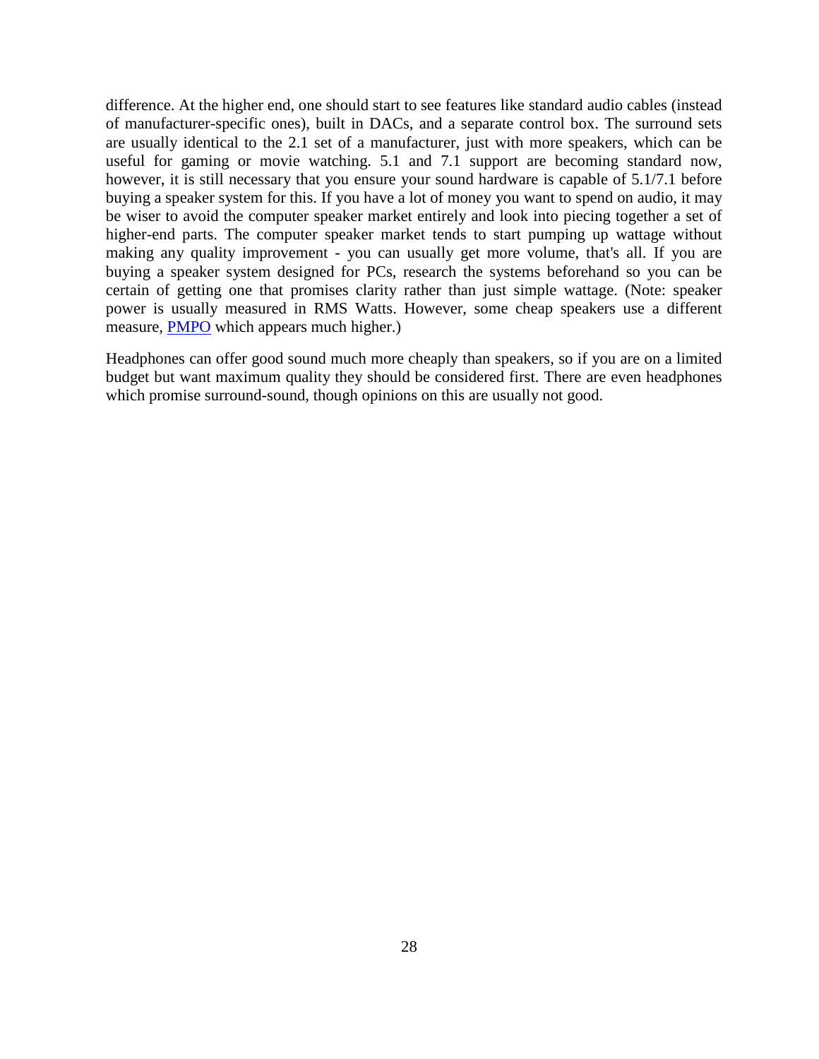difference. At the higher end, one should start to see features like standard audio cables (instead of manufacturer-specific ones), built in DACs, and a separate control box. The surround sets are usually identical to the 2.1 set of a manufacturer, just with more speakers, which can be useful for gaming or movie watching. 5.1 and 7.1 support are becoming standard now, however, it is still necessary that you ensure your sound hardware is capable of 5.1/7.1 before buying a speaker system for this. If you have a lot of money you want to spend on audio, it may be wiser to avoid the computer speaker market entirely and look into piecing together a set of higher-end parts. The computer speaker market tends to start pumping up wattage without making any quality improvement - you can usually get more volume, that's all. If you are buying a speaker system designed for PCs, research the systems beforehand so you can be certain of getting one that promises clarity rather than just simple wattage. (Note: speaker power is usually measured in RMS Watts. However, some cheap speakers use a different measure, PMPO which appears much higher.)

Headphones can offer good sound much more cheaply than speakers, so if you are on a limited budget but want maximum quality they should be considered first. There are even headphones which promise surround-sound, though opinions on this are usually not good.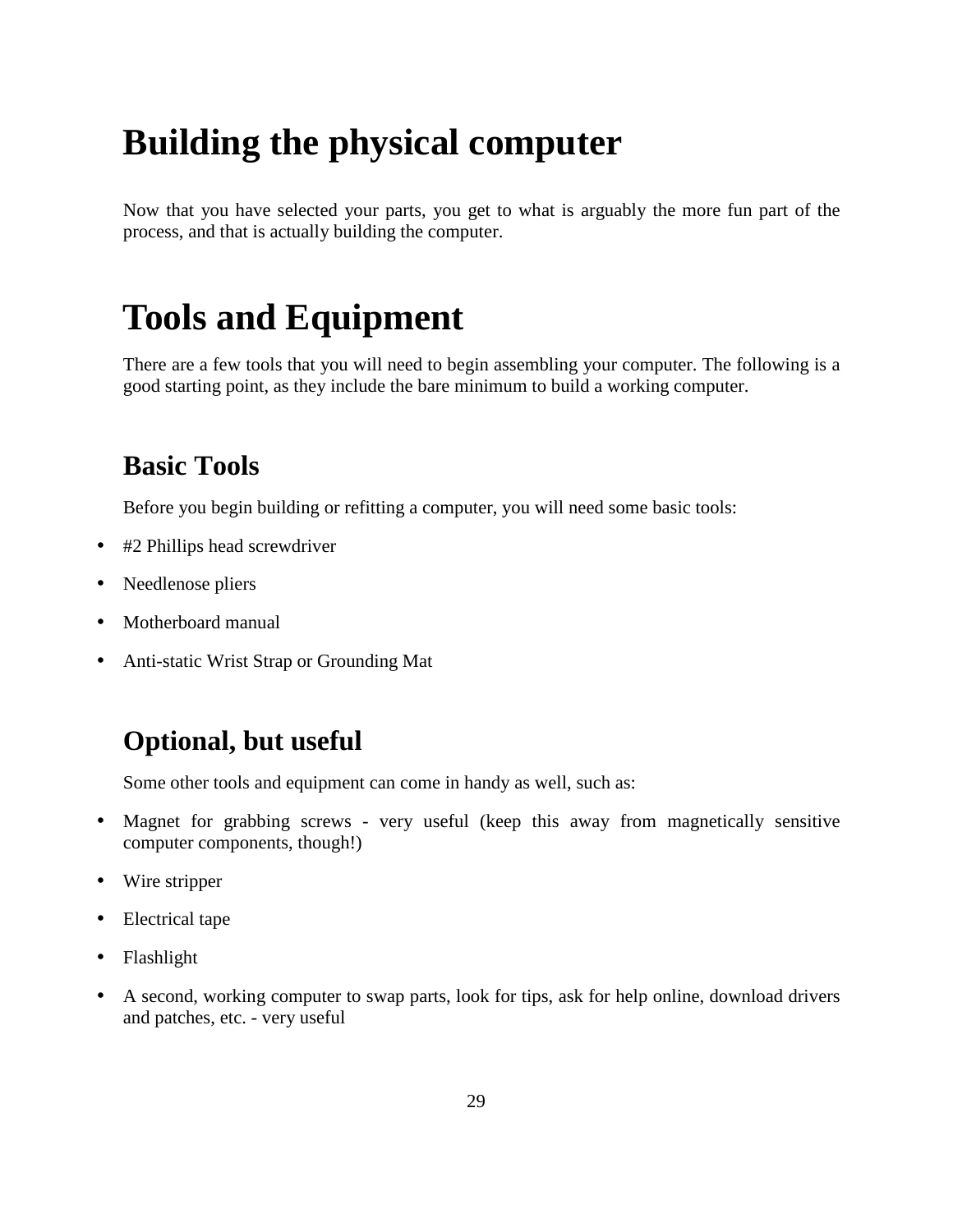# Building the physical computer

Now that you have selected your parts, you get to what is arguably the more fun part of the process, and that is actually building the computer.

# Tools and Equipment

There are a few tools that you will need to begin assembling your computer. The following is a good starting point, as they include the bare minimum to build a working computer.

## Basic Tools

Before you begin building or refitting a computer, you will need some basic tools:

- #2 Phillips head screwdriver
- Needlenose pliers
- Motherboard manual
- Anti-static Wrist Strap or Grounding Mat

## Optional, but useful

Some other tools and equipment can come in handy as well, such as:

- Magnet for grabbing screws - very useful (keep this away from magnetically sensitive computer components, though!)
- Wire stripper
- Electrical tape
- Flashlight
- A second, working computer to swap parts, look for tips, ask for help online, download drivers and patches, etc. - very useful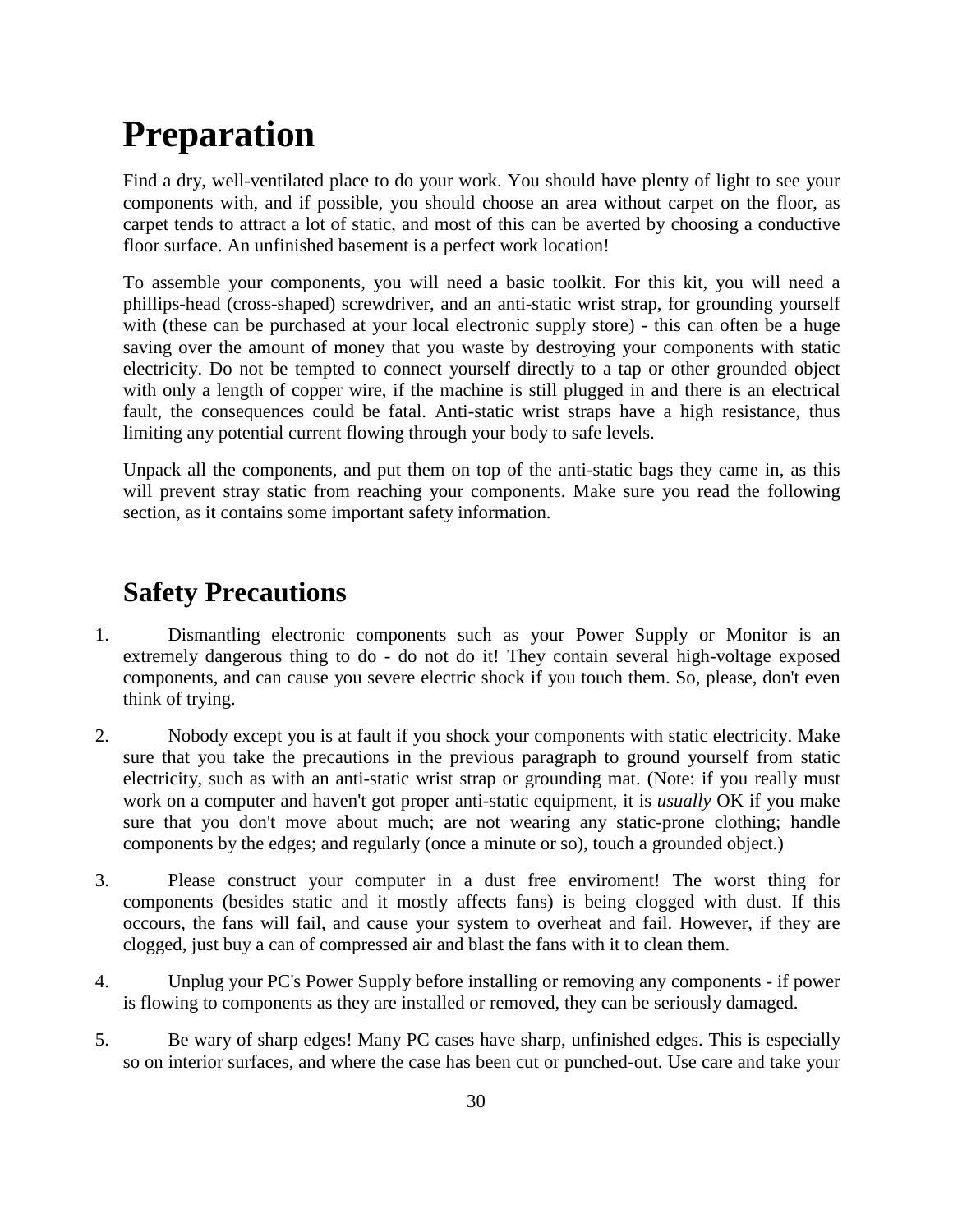# Preparation

Find a dry, well-ventilated place to do your work. You should have plenty of light to see your components with, and if possible, you should choose an area without carpet on the floor, as carpet tends to attract a lot of static, and most of this can be averted by choosing a conductive floor surface. An unfinished basement is a perfect work location!

To assemble your components, you will need a basic toolkit. For this kit, you will need a phillips-head (cross-shaped) screwdriver, and an anti-static wrist strap, for grounding yourself with (these can be purchased at your local electronic supply store) - this can often be a huge saving over the amount of money that you waste by destroying your components with static electricity. Do not be tempted to connect yourself directly to a tap or other grounded object with only a length of copper wire, if the machine is still plugged in and there is an electrical fault, the consequences could be fatal. Anti-static wrist straps have a high resistance, thus limiting any potential current flowing through your body to safe levels.

Unpack all the components, and put them on top of the anti-static bags they came in, as this will prevent stray static from reaching your components. Make sure you read the following section, as it contains some important safety information.

## Safety Precautions

1. Dismantling electronic components such as your Power Supply or Monitor is an extremely dangerous thing to do - do not do it! They contain several high-voltage exposed components, and can cause you severe electric shock if you touch them. So, please, don't even think of trying.

2. Nobody except you is at fault if you shock your components with static electricity. Make sure that you take the precautions in the previous paragraph to ground yourself from static electricity, such as with an anti-static wrist strap or grounding mat. (Note: if you really must work on a computer and haven't got proper anti-static equipment, it is *usually* OK if you make sure that you don't move about much; are not wearing any static-prone clothing; handle components by the edges; and regularly (once a minute or so), touch a grounded object.)

3. Please construct your computer in a dust free enviroment! The worst thing for components (besides static and it mostly affects fans) is being clogged with dust. If this occours, the fans will fail, and cause your system to overheat and fail. However, if they are clogged, just buy a can of compressed air and blast the fans with it to clean them.

4. Unplug your PC's Power Supply before installing or removing any components - if power is flowing to components as they are installed or removed, they can be seriously damaged.

5. Be wary of sharp edges! Many PC cases have sharp, unfinished edges. This is especially so on interior surfaces, and where the case has been cut or punched-out. Use care and take your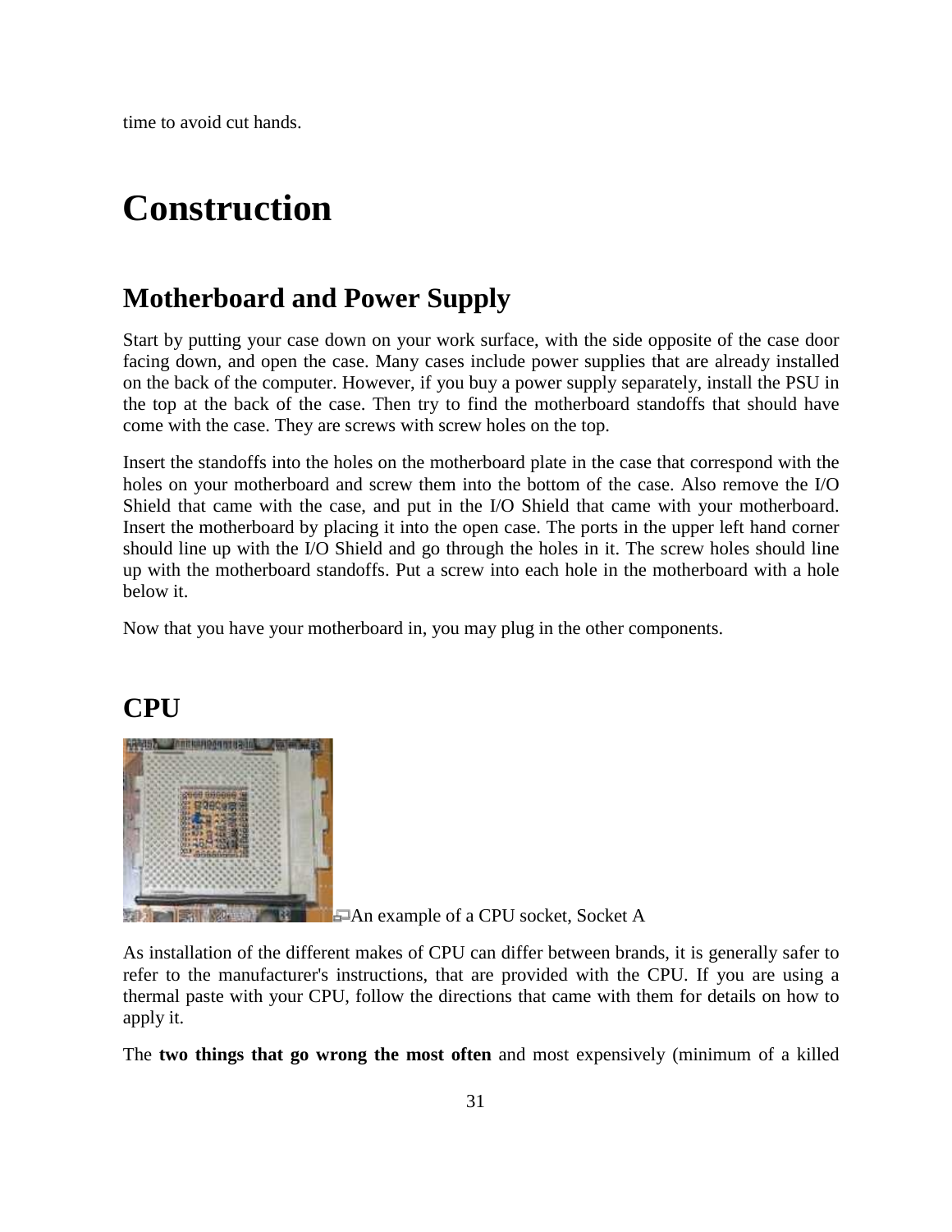time to avoid cut hands.

# Construction

## Motherboard and Power Supply

Start by putting your case down on your work surface, with the side opposite of the case door facing down, and open the case. Many cases include power supplies that are already installed on the back of the computer. However, if you buy a power supply separately, install the PSU in the top at the back of the case. Then try to find the motherboard standoffs that should have come with the case. They are screws with screw holes on the top.

Insert the standoffs into the holes on the motherboard plate in the case that correspond with the holes on your motherboard and screw them into the bottom of the case. Also remove the I/O Shield that came with the case, and put in the I/O Shield that came with your motherboard. Insert the motherboard by placing it into the open case. The ports in the upper left hand corner should line up with the I/O Shield and go through the holes in it. The screw holes should line up with the motherboard standoffs. Put a screw into each hole in the motherboard with a hole below it.

Now that you have your motherboard in, you may plug in the other components.

## CPU

An example of a CPU socket, Socket A

As installation of the different makes of CPU can differ between brands, it is generally safer to refer to the manufacturer's instructions, that are provided with the CPU. If you are using a thermal paste with your CPU, follow the directions that came with them for details on how to apply it.

The **two things that go wrong the most often** and most expensively (minimum of a killed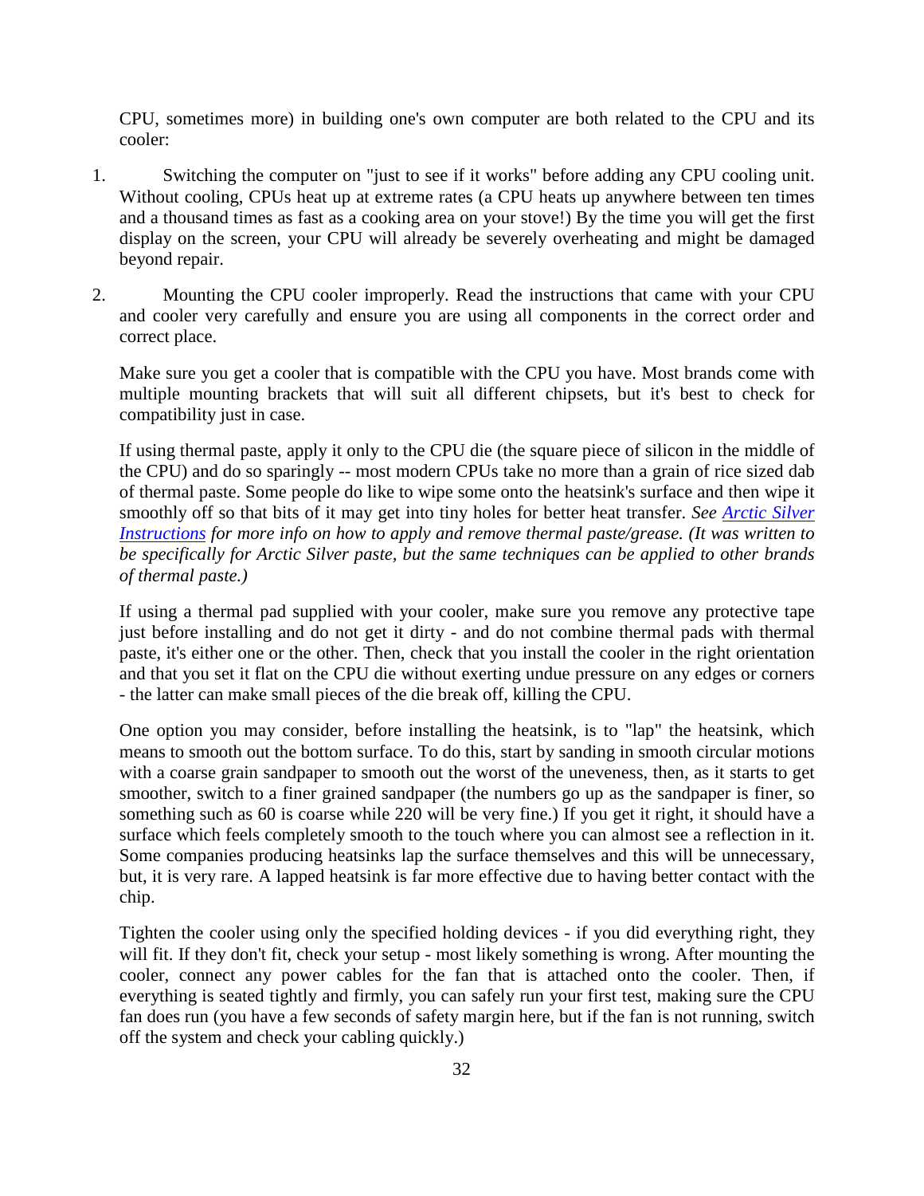CPU, sometimes more) in building one's own computer are both related to the CPU and its cooler:

1. Switching the computer on "just to see if it works" before adding any CPU cooling unit. Without cooling, CPUs heat up at extreme rates (a CPU heats up anywhere between ten times and a thousand times as fast as a cooking area on your stove!) By the time you will get the first display on the screen, your CPU will already be severely overheating and might be damaged beyond repair.

2. Mounting the CPU cooler improperly. Read the instructions that came with your CPU and cooler very carefully and ensure you are using all components in the correct order and correct place.

   Make sure you get a cooler that is compatible with the CPU you have. Most brands come with multiple mounting brackets that will suit all different chipsets, but it's best to check for compatibility just in case.

   If using thermal paste, apply it only to the CPU die (the square piece of silicon in the middle of the CPU) and do so sparingly -- most modern CPUs take no more than a grain of rice sized dab of thermal paste. Some people do like to wipe some onto the heatsink's surface and then wipe it smoothly off so that bits of it may get into tiny holes for better heat transfer. *See Arctic Silver Instructions for more info on how to apply and remove thermal paste/grease. (It was written to be specifically for Arctic Silver paste, but the same techniques can be applied to other brands of thermal paste.)*

   If using a thermal pad supplied with your cooler, make sure you remove any protective tape just before installing and do not get it dirty - and do not combine thermal pads with thermal paste, it's either one or the other. Then, check that you install the cooler in the right orientation and that you set it flat on the CPU die without exerting undue pressure on any edges or corners - the latter can make small pieces of the die break off, killing the CPU.

   One option you may consider, before installing the heatsink, is to "lap" the heatsink, which means to smooth out the bottom surface. To do this, start by sanding in smooth circular motions with a coarse grain sandpaper to smooth out the worst of the uneveness, then, as it starts to get smoother, switch to a finer grained sandpaper (the numbers go up as the sandpaper is finer, so something such as 60 is coarse while 220 will be very fine.) If you get it right, it should have a surface which feels completely smooth to the touch where you can almost see a reflection in it. Some companies producing heatsinks lap the surface themselves and this will be unnecessary, but, it is very rare. A lapped heatsink is far more effective due to having better contact with the chip.

   Tighten the cooler using only the specified holding devices - if you did everything right, they will fit. If they don't fit, check your setup - most likely something is wrong. After mounting the cooler, connect any power cables for the fan that is attached onto the cooler. Then, if everything is seated tightly and firmly, you can safely run your first test, making sure the CPU fan does run (you have a few seconds of safety margin here, but if the fan is not running, switch off the system and check your cabling quickly.)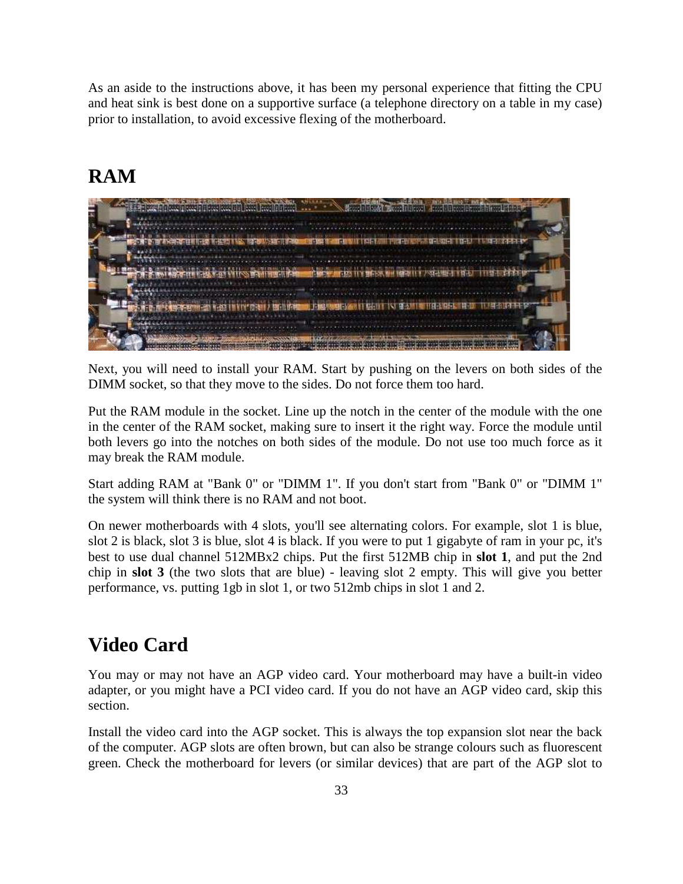As an aside to the instructions above, it has been my personal experience that fitting the CPU and heat sink is best done on a supportive surface (a telephone directory on a table in my case) prior to installation, to avoid excessive flexing of the motherboard.

## RAM

Next, you will need to install your RAM. Start by pushing on the levers on both sides of the DIMM socket, so that they move to the sides. Do not force them too hard.

Put the RAM module in the socket. Line up the notch in the center of the module with the one in the center of the RAM socket, making sure to insert it the right way. Force the module until both levers go into the notches on both sides of the module. Do not use too much force as it may break the RAM module.

Start adding RAM at "Bank 0" or "DIMM 1". If you don't start from "Bank 0" or "DIMM 1" the system will think there is no RAM and not boot.

On newer motherboards with 4 slots, you'll see alternating colors. For example, slot 1 is blue, slot 2 is black, slot 3 is blue, slot 4 is black. If you were to put 1 gigabyte of ram in your pc, it's best to use dual channel 512MBx2 chips. Put the first 512MB chip in **slot 1**, and put the 2nd chip in **slot 3** (the two slots that are blue) - leaving slot 2 empty. This will give you better performance, vs. putting 1gb in slot 1, or two 512mb chips in slot 1 and 2.

## Video Card

You may or may not have an AGP video card. Your motherboard may have a built-in video adapter, or you might have a PCI video card. If you do not have an AGP video card, skip this section.

Install the video card into the AGP socket. This is always the top expansion slot near the back of the computer. AGP slots are often brown, but can also be strange colours such as fluorescent green. Check the motherboard for levers (or similar devices) that are part of the AGP slot to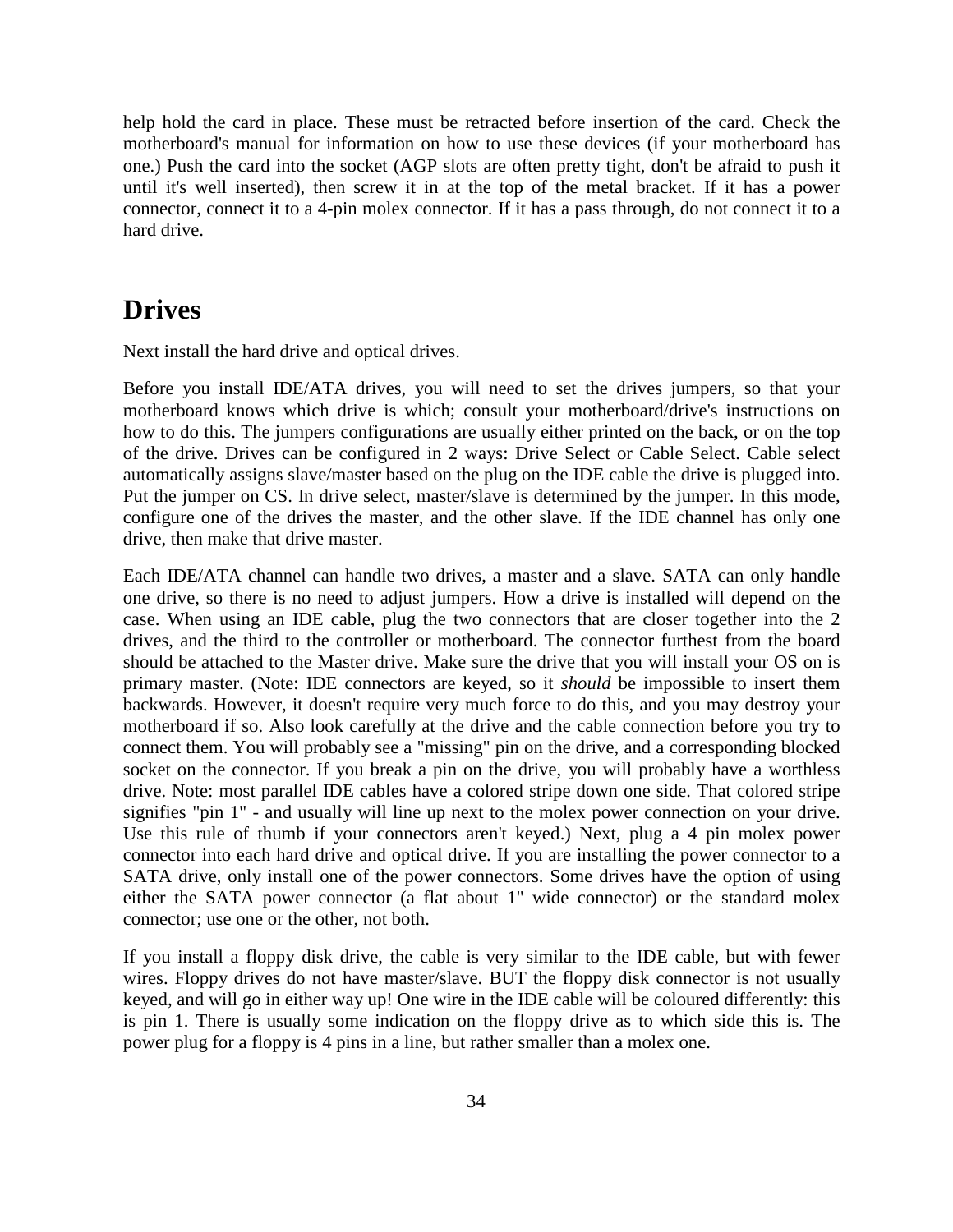help hold the card in place. These must be retracted before insertion of the card. Check the motherboard's manual for information on how to use these devices (if your motherboard has one.) Push the card into the socket (AGP slots are often pretty tight, don't be afraid to push it until it's well inserted), then screw it in at the top of the metal bracket. If it has a power connector, connect it to a 4-pin molex connector. If it has a pass through, do not connect it to a hard drive.

## Drives

Next install the hard drive and optical drives.

Before you install IDE/ATA drives, you will need to set the drives jumpers, so that your motherboard knows which drive is which; consult your motherboard/drive's instructions on how to do this. The jumpers configurations are usually either printed on the back, or on the top of the drive. Drives can be configured in 2 ways: Drive Select or Cable Select. Cable select automatically assigns slave/master based on the plug on the IDE cable the drive is plugged into. Put the jumper on CS. In drive select, master/slave is determined by the jumper. In this mode, configure one of the drives the master, and the other slave. If the IDE channel has only one drive, then make that drive master.

Each IDE/ATA channel can handle two drives, a master and a slave. SATA can only handle one drive, so there is no need to adjust jumpers. How a drive is installed will depend on the case. When using an IDE cable, plug the two connectors that are closer together into the 2 drives, and the third to the controller or motherboard. The connector furthest from the board should be attached to the Master drive. Make sure the drive that you will install your OS on is primary master. (Note: IDE connectors are keyed, so it *should* be impossible to insert them backwards. However, it doesn't require very much force to do this, and you may destroy your motherboard if so. Also look carefully at the drive and the cable connection before you try to connect them. You will probably see a "missing" pin on the drive, and a corresponding blocked socket on the connector. If you break a pin on the drive, you will probably have a worthless drive. Note: most parallel IDE cables have a colored stripe down one side. That colored stripe signifies "pin 1" - and usually will line up next to the molex power connection on your drive. Use this rule of thumb if your connectors aren't keyed.) Next, plug a 4 pin molex power connector into each hard drive and optical drive. If you are installing the power connector to a SATA drive, only install one of the power connectors. Some drives have the option of using either the SATA power connector (a flat about 1" wide connector) or the standard molex connector; use one or the other, not both.

If you install a floppy disk drive, the cable is very similar to the IDE cable, but with fewer wires. Floppy drives do not have master/slave. BUT the floppy disk connector is not usually keyed, and will go in either way up! One wire in the IDE cable will be coloured differently: this is pin 1. There is usually some indication on the floppy drive as to which side this is. The power plug for a floppy is 4 pins in a line, but rather smaller than a molex one.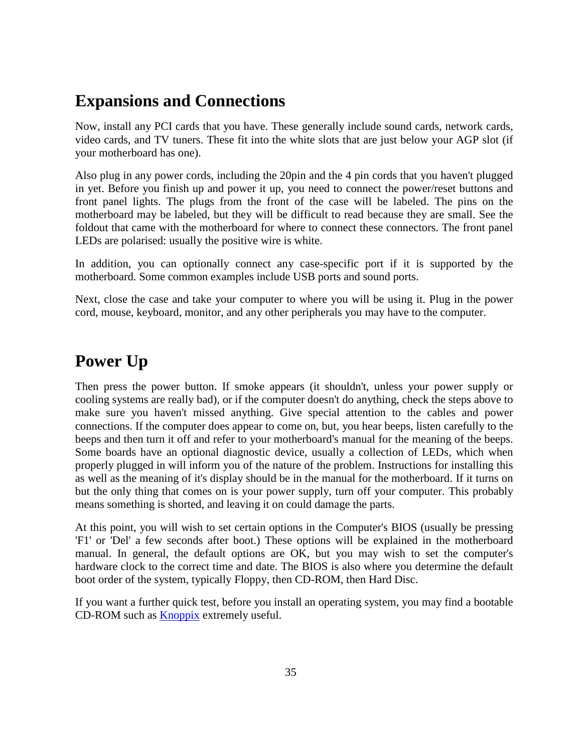## Expansions and Connections

Now, install any PCI cards that you have. These generally include sound cards, network cards, video cards, and TV tuners. These fit into the white slots that are just below your AGP slot (if your motherboard has one).

Also plug in any power cords, including the 20pin and the 4 pin cords that you haven't plugged in yet. Before you finish up and power it up, you need to connect the power/reset buttons and front panel lights. The plugs from the front of the case will be labeled. The pins on the motherboard may be labeled, but they will be difficult to read because they are small. See the foldout that came with the motherboard for where to connect these connectors. The front panel LEDs are polarised: usually the positive wire is white.

In addition, you can optionally connect any case-specific port if it is supported by the motherboard. Some common examples include USB ports and sound ports.

Next, close the case and take your computer to where you will be using it. Plug in the power cord, mouse, keyboard, monitor, and any other peripherals you may have to the computer.

## Power Up

Then press the power button. If smoke appears (it shouldn't, unless your power supply or cooling systems are really bad), or if the computer doesn't do anything, check the steps above to make sure you haven't missed anything. Give special attention to the cables and power connections. If the computer does appear to come on, but, you hear beeps, listen carefully to the beeps and then turn it off and refer to your motherboard's manual for the meaning of the beeps. Some boards have an optional diagnostic device, usually a collection of LEDs, which when properly plugged in will inform you of the nature of the problem. Instructions for installing this as well as the meaning of it's display should be in the manual for the motherboard. If it turns on but the only thing that comes on is your power supply, turn off your computer. This probably means something is shorted, and leaving it on could damage the parts.

At this point, you will wish to set certain options in the Computer's BIOS (usually be pressing 'F1' or 'Del' a few seconds after boot.) These options will be explained in the motherboard manual. In general, the default options are OK, but you may wish to set the computer's hardware clock to the correct time and date. The BIOS is also where you determine the default boot order of the system, typically Floppy, then CD-ROM, then Hard Disc.

If you want a further quick test, before you install an operating system, you may find a bootable CD-ROM such as Knoppix extremely useful.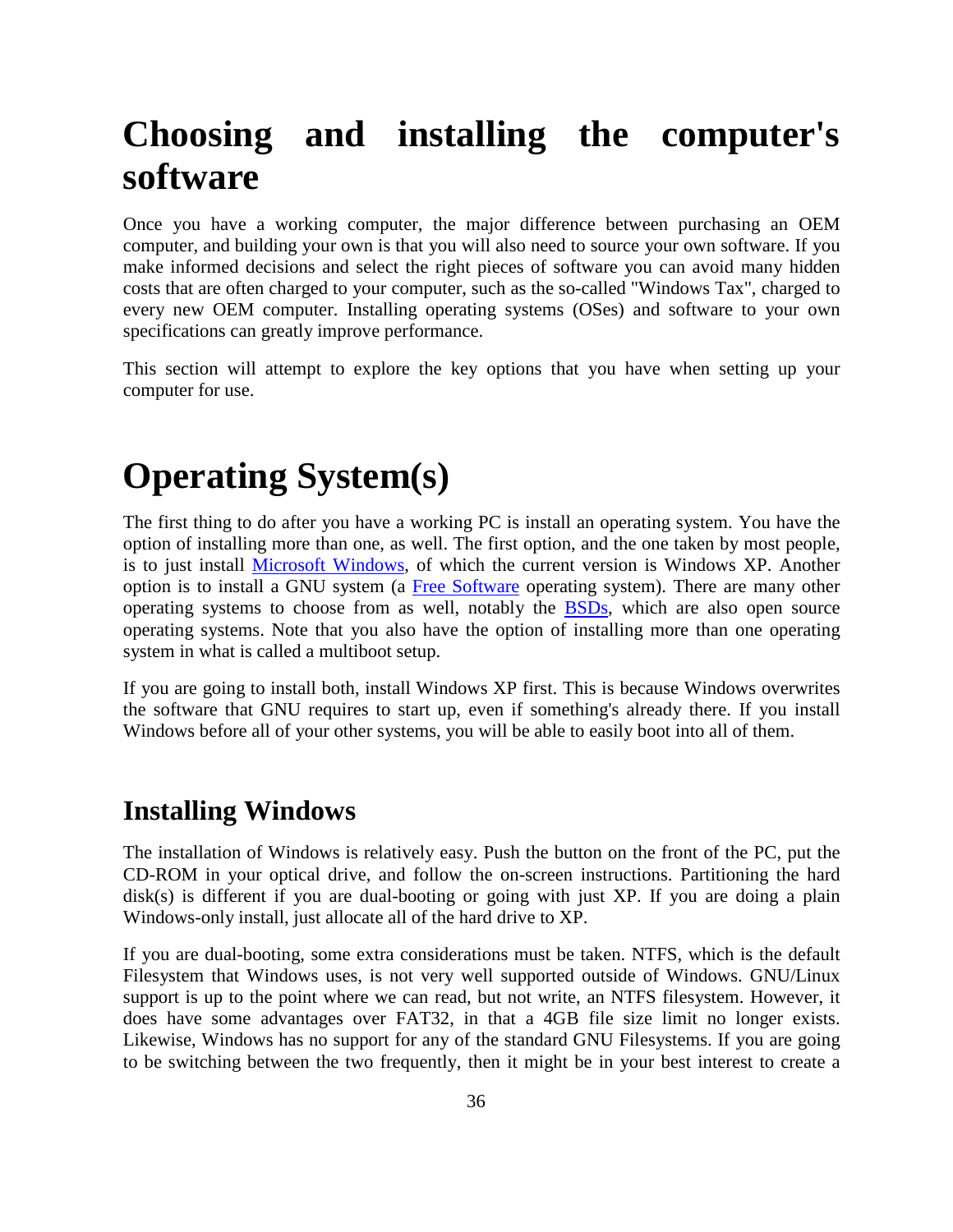# Choosing and installing the computer's software

Once you have a working computer, the major difference between purchasing an OEM computer, and building your own is that you will also need to source your own software. If you make informed decisions and select the right pieces of software you can avoid many hidden costs that are often charged to your computer, such as the so-called "Windows Tax", charged to every new OEM computer. Installing operating systems (OSes) and software to your own specifications can greatly improve performance.

This section will attempt to explore the key options that you have when setting up your computer for use.

# Operating System(s)

The first thing to do after you have a working PC is install an operating system. You have the option of installing more than one, as well. The first option, and the one taken by most people, is to just install Microsoft Windows, of which the current version is Windows XP. Another option is to install a GNU system (a Free Software operating system). There are many other operating systems to choose from as well, notably the BSDs, which are also open source operating systems. Note that you also have the option of installing more than one operating system in what is called a multiboot setup.

If you are going to install both, install Windows XP first. This is because Windows overwrites the software that GNU requires to start up, even if something's already there. If you install Windows before all of your other systems, you will be able to easily boot into all of them.

## Installing Windows

The installation of Windows is relatively easy. Push the button on the front of the PC, put the CD-ROM in your optical drive, and follow the on-screen instructions. Partitioning the hard disk(s) is different if you are dual-booting or going with just XP. If you are doing a plain Windows-only install, just allocate all of the hard drive to XP.

If you are dual-booting, some extra considerations must be taken. NTFS, which is the default Filesystem that Windows uses, is not very well supported outside of Windows. GNU/Linux support is up to the point where we can read, but not write, an NTFS filesystem. However, it does have some advantages over FAT32, in that a 4GB file size limit no longer exists. Likewise, Windows has no support for any of the standard GNU Filesystems. If you are going to be switching between the two frequently, then it might be in your best interest to create a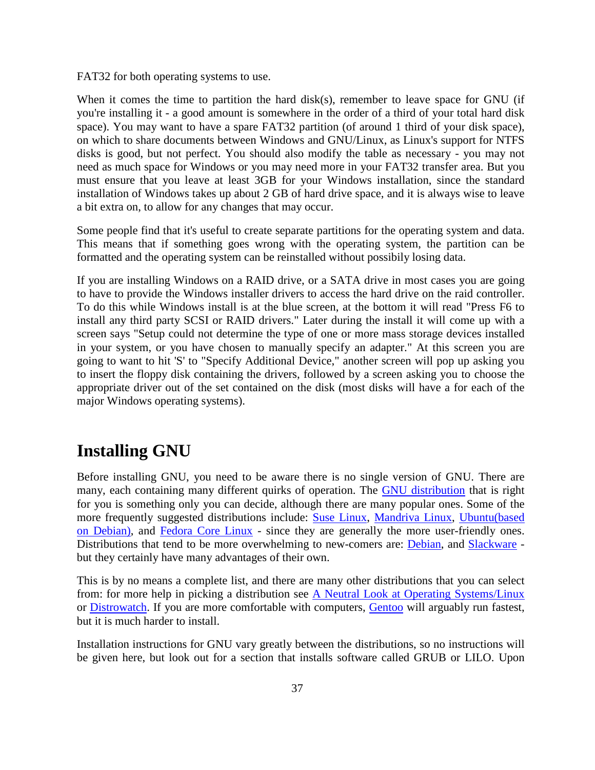FAT32 for both operating systems to use.

When it comes the time to partition the hard disk(s), remember to leave space for GNU (if you're installing it - a good amount is somewhere in the order of a third of your total hard disk space). You may want to have a spare FAT32 partition (of around 1 third of your disk space), on which to share documents between Windows and GNU/Linux, as Linux's support for NTFS disks is good, but not perfect. You should also modify the table as necessary - you may not need as much space for Windows or you may need more in your FAT32 transfer area. But you must ensure that you leave at least 3GB for your Windows installation, since the standard installation of Windows takes up about 2 GB of hard drive space, and it is always wise to leave a bit extra on, to allow for any changes that may occur.

Some people find that it's useful to create separate partitions for the operating system and data. This means that if something goes wrong with the operating system, the partition can be formatted and the operating system can be reinstalled without possibily losing data.

If you are installing Windows on a RAID drive, or a SATA drive in most cases you are going to have to provide the Windows installer drivers to access the hard drive on the raid controller. To do this while Windows install is at the blue screen, at the bottom it will read "Press F6 to install any third party SCSI or RAID drivers." Later during the install it will come up with a screen says "Setup could not determine the type of one or more mass storage devices installed in your system, or you have chosen to manually specify an adapter." At this screen you are going to want to hit 'S' to "Specify Additional Device," another screen will pop up asking you to insert the floppy disk containing the drivers, followed by a screen asking you to choose the appropriate driver out of the set contained on the disk (most disks will have a for each of the major Windows operating systems).

# Installing GNU

Before installing GNU, you need to be aware there is no single version of GNU. There are many, each containing many different quirks of operation. The GNU distribution that is right for you is something only you can decide, although there are many popular ones. Some of the more frequently suggested distributions include: Suse Linux, Mandriva Linux, Ubuntu(based on Debian), and Fedora Core Linux - since they are generally the more user-friendly ones. Distributions that tend to be more overwhelming to new-comers are: Debian, and Slackware - but they certainly have many advantages of their own.

This is by no means a complete list, and there are many other distributions that you can select from: for more help in picking a distribution see A Neutral Look at Operating Systems/Linux or Distrowatch. If you are more comfortable with computers, Gentoo will arguably run fastest, but it is much harder to install.

Installation instructions for GNU vary greatly between the distributions, so no instructions will be given here, but look out for a section that installs software called GRUB or LILO. Upon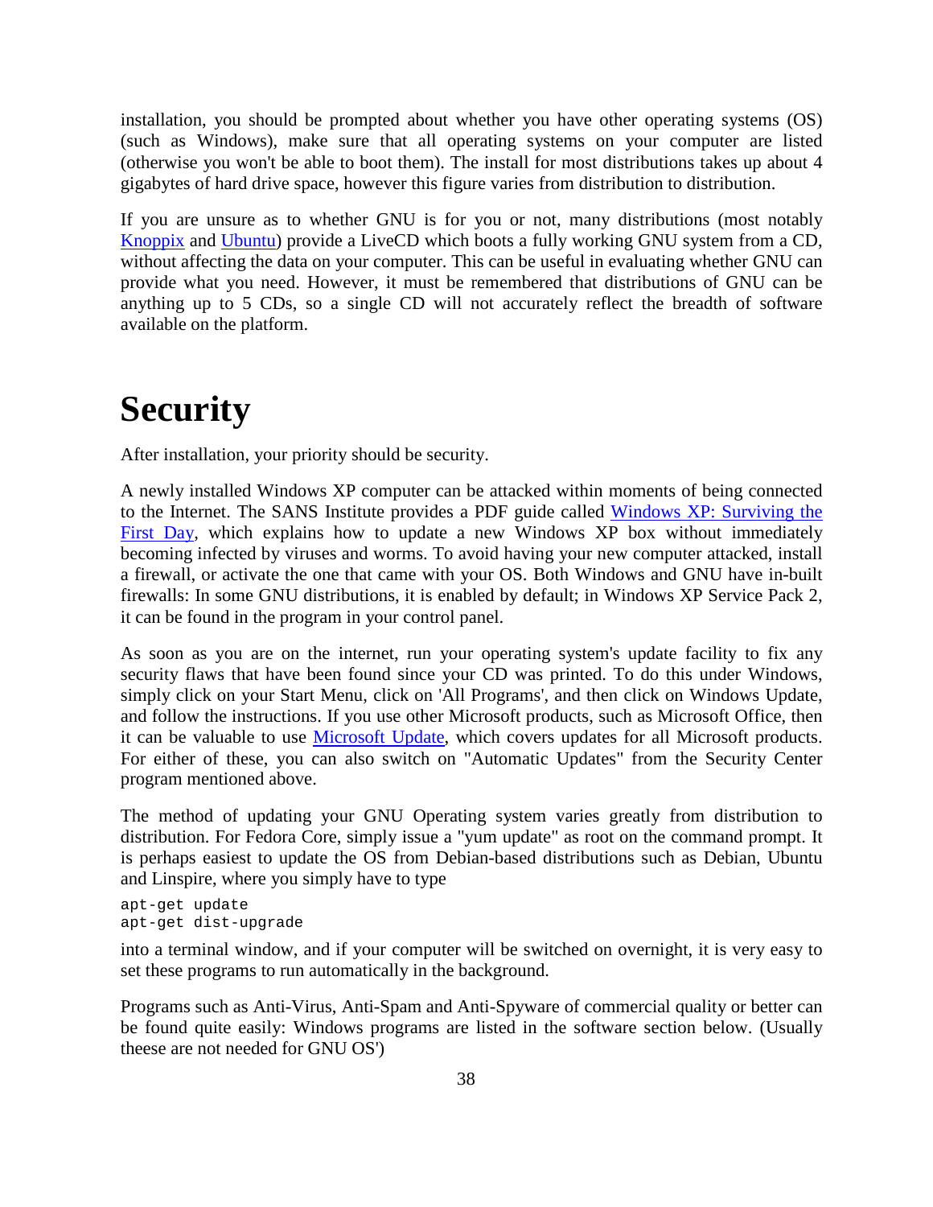installation, you should be prompted about whether you have other operating systems (OS) (such as Windows), make sure that all operating systems on your computer are listed (otherwise you won't be able to boot them). The install for most distributions takes up about 4 gigabytes of hard drive space, however this figure varies from distribution to distribution.

If you are unsure as to whether GNU is for you or not, many distributions (most notably Knoppix and Ubuntu) provide a LiveCD which boots a fully working GNU system from a CD, without affecting the data on your computer. This can be useful in evaluating whether GNU can provide what you need. However, it must be remembered that distributions of GNU can be anything up to 5 CDs, so a single CD will not accurately reflect the breadth of software available on the platform.

# Security

After installation, your priority should be security.

A newly installed Windows XP computer can be attacked within moments of being connected to the Internet. The SANS Institute provides a PDF guide called Windows XP: Surviving the First Day, which explains how to update a new Windows XP box without immediately becoming infected by viruses and worms. To avoid having your new computer attacked, install a firewall, or activate the one that came with your OS. Both Windows and GNU have in-built firewalls: In some GNU distributions, it is enabled by default; in Windows XP Service Pack 2, it can be found in the program in your control panel.

As soon as you are on the internet, run your operating system's update facility to fix any security flaws that have been found since your CD was printed. To do this under Windows, simply click on your Start Menu, click on 'All Programs', and then click on Windows Update, and follow the instructions. If you use other Microsoft products, such as Microsoft Office, then it can be valuable to use Microsoft Update, which covers updates for all Microsoft products. For either of these, you can also switch on "Automatic Updates" from the Security Center program mentioned above.

The method of updating your GNU Operating system varies greatly from distribution to distribution. For Fedora Core, simply issue a "yum update" as root on the command prompt. It is perhaps easiest to update the OS from Debian-based distributions such as Debian, Ubuntu and Linspire, where you simply have to type

```
apt-get update
apt-get dist-upgrade
```

into a terminal window, and if your computer will be switched on overnight, it is very easy to set these programs to run automatically in the background.

Programs such as Anti-Virus, Anti-Spam and Anti-Spyware of commercial quality or better can be found quite easily: Windows programs are listed in the software section below. (Usually theese are not needed for GNU OS')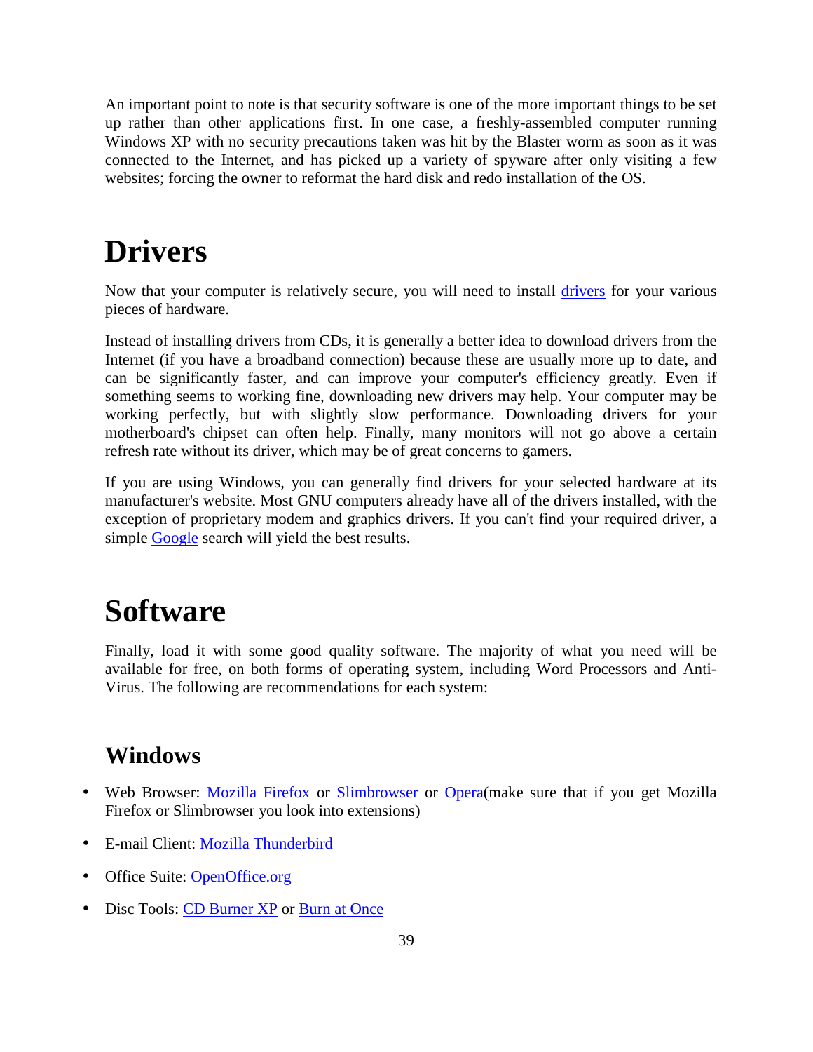An important point to note is that security software is one of the more important things to be set up rather than other applications first. In one case, a freshly-assembled computer running Windows XP with no security precautions taken was hit by the Blaster worm as soon as it was connected to the Internet, and has picked up a variety of spyware after only visiting a few websites; forcing the owner to reformat the hard disk and redo installation of the OS.

# Drivers

Now that your computer is relatively secure, you will need to install drivers for your various pieces of hardware.

Instead of installing drivers from CDs, it is generally a better idea to download drivers from the Internet (if you have a broadband connection) because these are usually more up to date, and can be significantly faster, and can improve your computer's efficiency greatly. Even if something seems to working fine, downloading new drivers may help. Your computer may be working perfectly, but with slightly slow performance. Downloading drivers for your motherboard's chipset can often help. Finally, many monitors will not go above a certain refresh rate without its driver, which may be of great concerns to gamers.

If you are using Windows, you can generally find drivers for your selected hardware at its manufacturer's website. Most GNU computers already have all of the drivers installed, with the exception of proprietary modem and graphics drivers. If you can't find your required driver, a simple Google search will yield the best results.

# Software

Finally, load it with some good quality software. The majority of what you need will be available for free, on both forms of operating system, including Word Processors and Anti-Virus. The following are recommendations for each system:

## Windows

- Web Browser: Mozilla Firefox or Slimbrowser or Opera(make sure that if you get Mozilla Firefox or Slimbrowser you look into extensions)
- E-mail Client: Mozilla Thunderbird
- Office Suite: OpenOffice.org
- Disc Tools: CD Burner XP or Burn at Once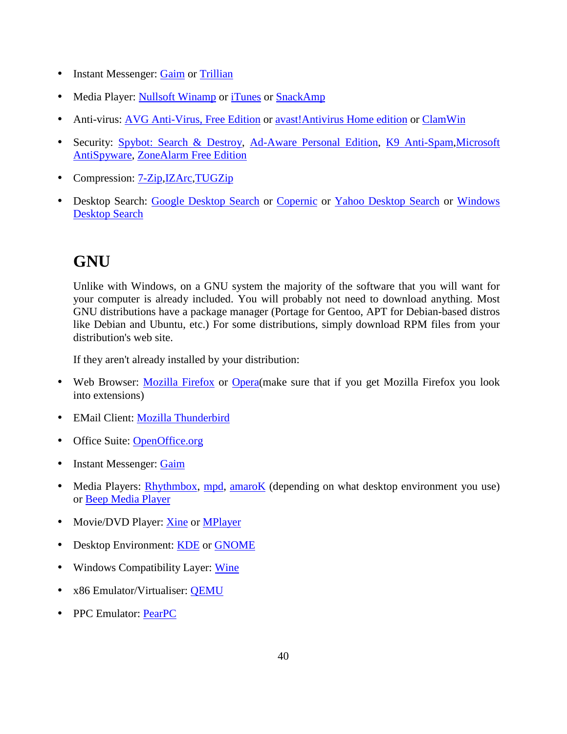- Instant Messenger: Gaim or Trillian
- Media Player: Nullsoft Winamp or iTunes or SnackAmp
- Anti-virus: AVG Anti-Virus, Free Edition or avast!Antivirus Home edition or ClamWin
- Security: Spybot: Search & Destroy, Ad-Aware Personal Edition, K9 Anti-Spam,Microsoft AntiSpyware, ZoneAlarm Free Edition
- Compression: 7-Zip,IZArc,TUGZip
- Desktop Search: Google Desktop Search or Copernic or Yahoo Desktop Search or Windows Desktop Search

## GNU

Unlike with Windows, on a GNU system the majority of the software that you will want for your computer is already included. You will probably not need to download anything. Most GNU distributions have a package manager (Portage for Gentoo, APT for Debian-based distros like Debian and Ubuntu, etc.) For some distributions, simply download RPM files from your distribution's web site.

If they aren't already installed by your distribution:

- Web Browser: Mozilla Firefox or Opera(make sure that if you get Mozilla Firefox you look into extensions)
- EMail Client: Mozilla Thunderbird
- Office Suite: OpenOffice.org
- Instant Messenger: Gaim
- Media Players: Rhythmbox, mpd, amaroK (depending on what desktop environment you use) or Beep Media Player
- Movie/DVD Player: Xine or MPlayer
- Desktop Environment: KDE or GNOME
- Windows Compatibility Layer: Wine
- x86 Emulator/Virtualiser: QEMU
- PPC Emulator: PearPC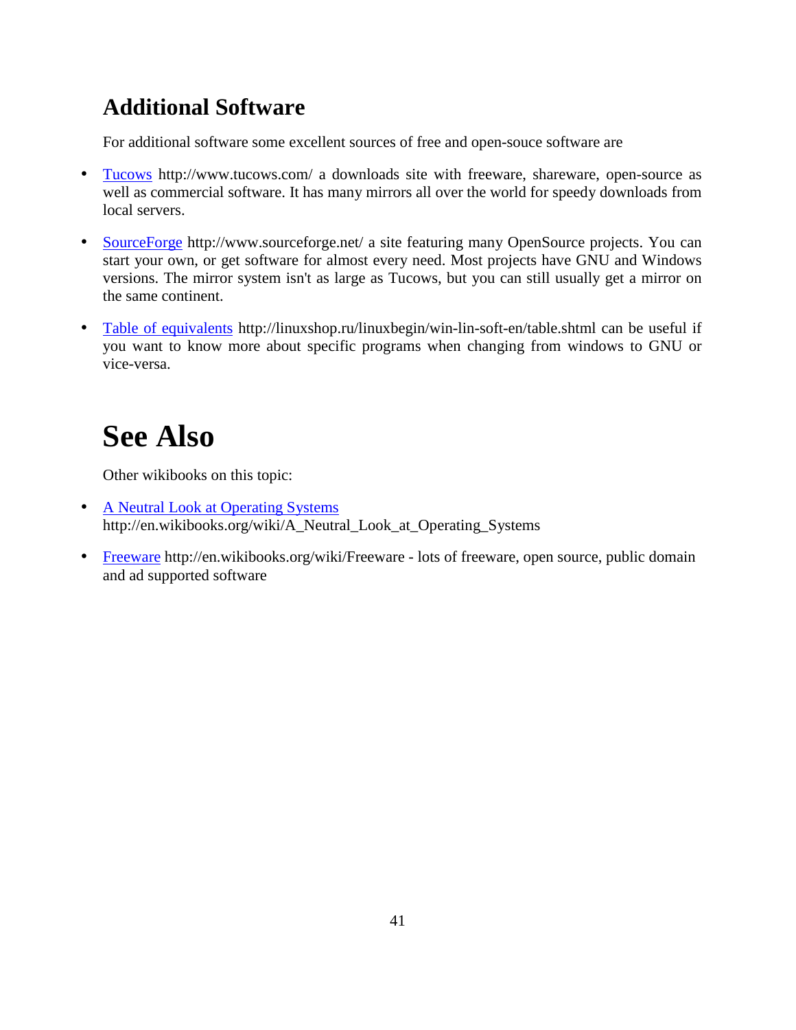## Additional Software

For additional software some excellent sources of free and open-souce software are

- [Tucows](http://www.tucows.com/) http://www.tucows.com/ a downloads site with freeware, shareware, open-source as well as commercial software. It has many mirrors all over the world for speedy downloads from local servers.

- [SourceForge](http://www.sourceforge.net/) http://www.sourceforge.net/ a site featuring many OpenSource projects. You can start your own, or get software for almost every need. Most projects have GNU and Windows versions. The mirror system isn't as large as Tucows, but you can still usually get a mirror on the same continent.

- [Table of equivalents](http://linuxshop.ru/linuxbegin/win-lin-soft-en/table.shtml) http://linuxshop.ru/linuxbegin/win-lin-soft-en/table.shtml can be useful if you want to know more about specific programs when changing from windows to GNU or vice-versa.

# See Also

Other wikibooks on this topic:

- [A Neutral Look at Operating Systems](http://en.wikibooks.org/wiki/A_Neutral_Look_at_Operating_Systems) http://en.wikibooks.org/wiki/A_Neutral_Look_at_Operating_Systems

- [Freeware](http://en.wikibooks.org/wiki/Freeware) http://en.wikibooks.org/wiki/Freeware - lots of freeware, open source, public domain and ad supported software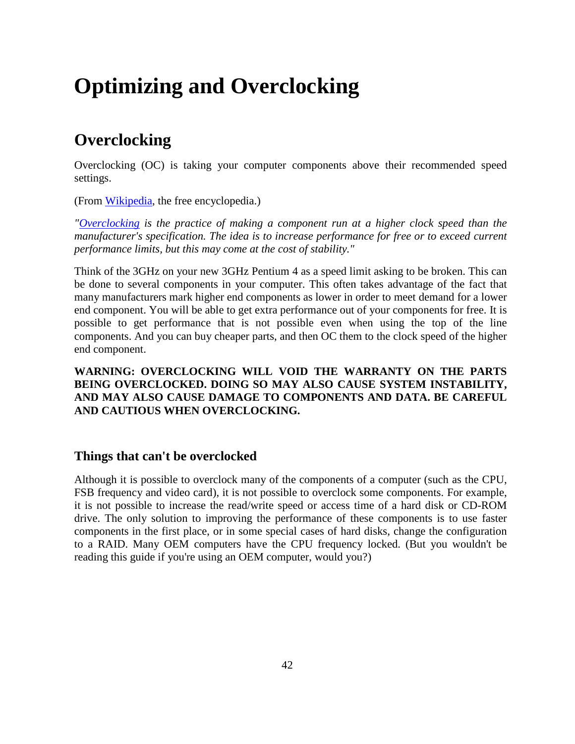# Optimizing and Overclocking

## Overclocking

Overclocking (OC) is taking your computer components above their recommended speed settings.

(From [Wikipedia](), the free encyclopedia.)

*"[Overclocking]() is the practice of making a component run at a higher clock speed than the manufacturer's specification. The idea is to increase performance for free or to exceed current performance limits, but this may come at the cost of stability."*

Think of the 3GHz on your new 3GHz Pentium 4 as a speed limit asking to be broken. This can be done to several components in your computer. This often takes advantage of the fact that many manufacturers mark higher end components as lower in order to meet demand for a lower end component. You will be able to get extra performance out of your components for free. It is possible to get performance that is not possible even when using the top of the line components. And you can buy cheaper parts, and then OC them to the clock speed of the higher end component.

**WARNING: OVERCLOCKING WILL VOID THE WARRANTY ON THE PARTS BEING OVERCLOCKED. DOING SO MAY ALSO CAUSE SYSTEM INSTABILITY, AND MAY ALSO CAUSE DAMAGE TO COMPONENTS AND DATA. BE CAREFUL AND CAUTIOUS WHEN OVERCLOCKING.**

### Things that can't be overclocked

Although it is possible to overclock many of the components of a computer (such as the CPU, FSB frequency and video card), it is not possible to overclock some components. For example, it is not possible to increase the read/write speed or access time of a hard disk or CD-ROM drive. The only solution to improving the performance of these components is to use faster components in the first place, or in some special cases of hard disks, change the configuration to a RAID. Many OEM computers have the CPU frequency locked. (But you wouldn't be reading this guide if you're using an OEM computer, would you?)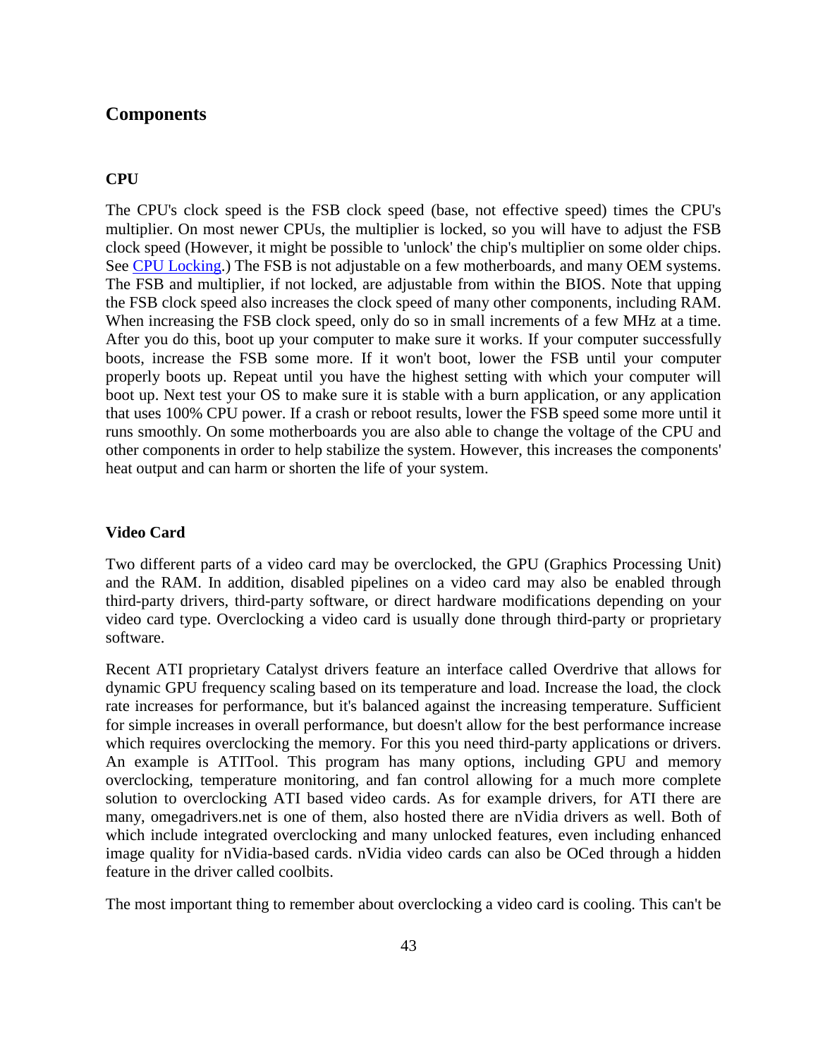## Components

### CPU

The CPU's clock speed is the FSB clock speed (base, not effective speed) times the CPU's multiplier. On most newer CPUs, the multiplier is locked, so you will have to adjust the FSB clock speed (However, it might be possible to 'unlock' the chip's multiplier on some older chips. See CPU Locking.) The FSB is not adjustable on a few motherboards, and many OEM systems. The FSB and multiplier, if not locked, are adjustable from within the BIOS. Note that upping the FSB clock speed also increases the clock speed of many other components, including RAM. When increasing the FSB clock speed, only do so in small increments of a few MHz at a time. After you do this, boot up your computer to make sure it works. If your computer successfully boots, increase the FSB some more. If it won't boot, lower the FSB until your computer properly boots up. Repeat until you have the highest setting with which your computer will boot up. Next test your OS to make sure it is stable with a burn application, or any application that uses 100% CPU power. If a crash or reboot results, lower the FSB speed some more until it runs smoothly. On some motherboards you are also able to change the voltage of the CPU and other components in order to help stabilize the system. However, this increases the components' heat output and can harm or shorten the life of your system.

### Video Card

Two different parts of a video card may be overclocked, the GPU (Graphics Processing Unit) and the RAM. In addition, disabled pipelines on a video card may also be enabled through third-party drivers, third-party software, or direct hardware modifications depending on your video card type. Overclocking a video card is usually done through third-party or proprietary software.

Recent ATI proprietary Catalyst drivers feature an interface called Overdrive that allows for dynamic GPU frequency scaling based on its temperature and load. Increase the load, the clock rate increases for performance, but it's balanced against the increasing temperature. Sufficient for simple increases in overall performance, but doesn't allow for the best performance increase which requires overclocking the memory. For this you need third-party applications or drivers. An example is ATITool. This program has many options, including GPU and memory overclocking, temperature monitoring, and fan control allowing for a much more complete solution to overclocking ATI based video cards. As for example drivers, for ATI there are many, omegadrivers.net is one of them, also hosted there are nVidia drivers as well. Both of which include integrated overclocking and many unlocked features, even including enhanced image quality for nVidia-based cards. nVidia video cards can also be OCed through a hidden feature in the driver called coolbits.

The most important thing to remember about overclocking a video card is cooling. This can't be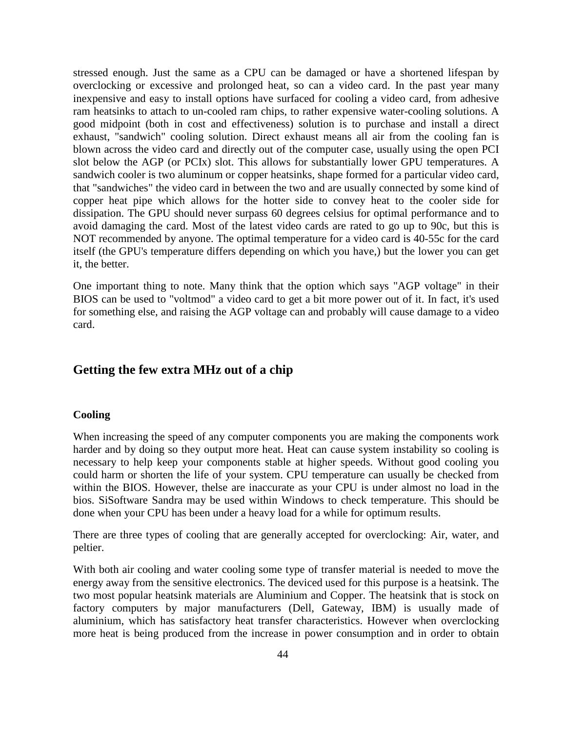stressed enough. Just the same as a CPU can be damaged or have a shortened lifespan by overclocking or excessive and prolonged heat, so can a video card. In the past year many inexpensive and easy to install options have surfaced for cooling a video card, from adhesive ram heatsinks to attach to un-cooled ram chips, to rather expensive water-cooling solutions. A good midpoint (both in cost and effectiveness) solution is to purchase and install a direct exhaust, "sandwich" cooling solution. Direct exhaust means all air from the cooling fan is blown across the video card and directly out of the computer case, usually using the open PCI slot below the AGP (or PCIx) slot. This allows for substantially lower GPU temperatures. A sandwich cooler is two aluminum or copper heatsinks, shape formed for a particular video card, that "sandwiches" the video card in between the two and are usually connected by some kind of copper heat pipe which allows for the hotter side to convey heat to the cooler side for dissipation. The GPU should never surpass 60 degrees celsius for optimal performance and to avoid damaging the card. Most of the latest video cards are rated to go up to 90c, but this is NOT recommended by anyone. The optimal temperature for a video card is 40-55c for the card itself (the GPU's temperature differs depending on which you have,) but the lower you can get it, the better.

One important thing to note. Many think that the option which says "AGP voltage" in their BIOS can be used to "voltmod" a video card to get a bit more power out of it. In fact, it's used for something else, and raising the AGP voltage can and probably will cause damage to a video card.

## Getting the few extra MHz out of a chip

#### Cooling

When increasing the speed of any computer components you are making the components work harder and by doing so they output more heat. Heat can cause system instability so cooling is necessary to help keep your components stable at higher speeds. Without good cooling you could harm or shorten the life of your system. CPU temperature can usually be checked from within the BIOS. However, thelse are inaccurate as your CPU is under almost no load in the bios. SiSoftware Sandra may be used within Windows to check temperature. This should be done when your CPU has been under a heavy load for a while for optimum results.

There are three types of cooling that are generally accepted for overclocking: Air, water, and peltier.

With both air cooling and water cooling some type of transfer material is needed to move the energy away from the sensitive electronics. The deviced used for this purpose is a heatsink. The two most popular heatsink materials are Aluminium and Copper. The heatsink that is stock on factory computers by major manufacturers (Dell, Gateway, IBM) is usually made of aluminium, which has satisfactory heat transfer characteristics. However when overclocking more heat is being produced from the increase in power consumption and in order to obtain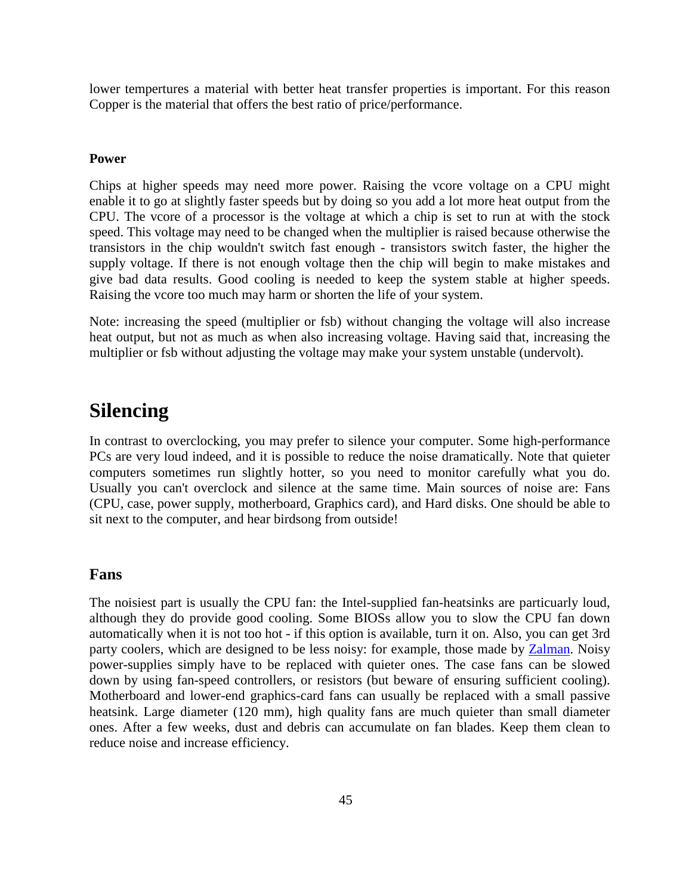lower tempertures a material with better heat transfer properties is important. For this reason Copper is the material that offers the best ratio of price/performance.

### Power

Chips at higher speeds may need more power. Raising the vcore voltage on a CPU might enable it to go at slightly faster speeds but by doing so you add a lot more heat output from the CPU. The vcore of a processor is the voltage at which a chip is set to run at with the stock speed. This voltage may need to be changed when the multiplier is raised because otherwise the transistors in the chip wouldn't switch fast enough - transistors switch faster, the higher the supply voltage. If there is not enough voltage then the chip will begin to make mistakes and give bad data results. Good cooling is needed to keep the system stable at higher speeds. Raising the vcore too much may harm or shorten the life of your system.

Note: increasing the speed (multiplier or fsb) without changing the voltage will also increase heat output, but not as much as when also increasing voltage. Having said that, increasing the multiplier or fsb without adjusting the voltage may make your system unstable (undervolt).

# Silencing

In contrast to overclocking, you may prefer to silence your computer. Some high-performance PCs are very loud indeed, and it is possible to reduce the noise dramatically. Note that quieter computers sometimes run slightly hotter, so you need to monitor carefully what you do. Usually you can't overclock and silence at the same time. Main sources of noise are: Fans (CPU, case, power supply, motherboard, Graphics card), and Hard disks. One should be able to sit next to the computer, and hear birdsong from outside!

## Fans

The noisiest part is usually the CPU fan: the Intel-supplied fan-heatsinks are particuarly loud, although they do provide good cooling. Some BIOSs allow you to slow the CPU fan down automatically when it is not too hot - if this option is available, turn it on. Also, you can get 3rd party coolers, which are designed to be less noisy: for example, those made by Zalman. Noisy power-supplies simply have to be replaced with quieter ones. The case fans can be slowed down by using fan-speed controllers, or resistors (but beware of ensuring sufficient cooling). Motherboard and lower-end graphics-card fans can usually be replaced with a small passive heatsink. Large diameter (120 mm), high quality fans are much quieter than small diameter ones. After a few weeks, dust and debris can accumulate on fan blades. Keep them clean to reduce noise and increase efficiency.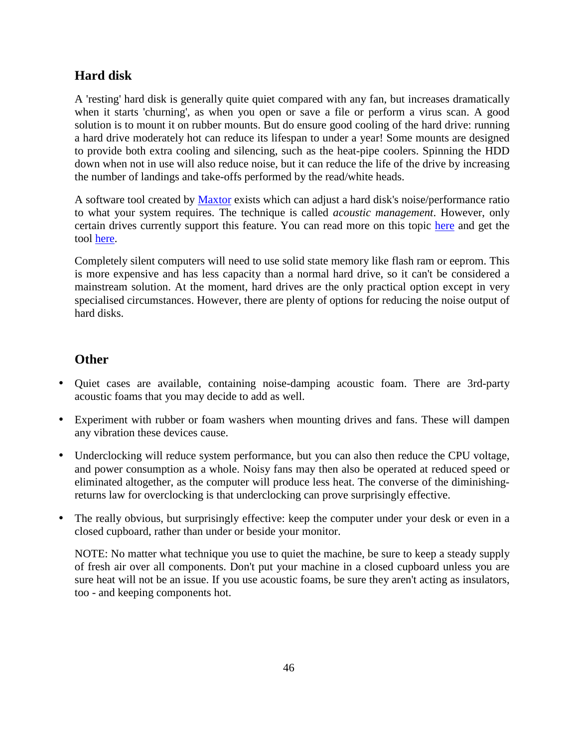## Hard disk

A 'resting' hard disk is generally quite quiet compared with any fan, but increases dramatically when it starts 'churning', as when you open or save a file or perform a virus scan. A good solution is to mount it on rubber mounts. But do ensure good cooling of the hard drive: running a hard drive moderately hot can reduce its lifespan to under a year! Some mounts are designed to provide both extra cooling and silencing, such as the heat-pipe coolers. Spinning the HDD down when not in use will also reduce noise, but it can reduce the life of the drive by increasing the number of landings and take-offs performed by the read/white heads.

A software tool created by Maxtor exists which can adjust a hard disk's noise/performance ratio to what your system requires. The technique is called *acoustic management*. However, only certain drives currently support this feature. You can read more on this topic here and get the tool here.

Completely silent computers will need to use solid state memory like flash ram or eeprom. This is more expensive and has less capacity than a normal hard drive, so it can't be considered a mainstream solution. At the moment, hard drives are the only practical option except in very specialised circumstances. However, there are plenty of options for reducing the noise output of hard disks.

## Other

- Quiet cases are available, containing noise-damping acoustic foam. There are 3rd-party acoustic foams that you may decide to add as well.
- Experiment with rubber or foam washers when mounting drives and fans. These will dampen any vibration these devices cause.
- Underclocking will reduce system performance, but you can also then reduce the CPU voltage, and power consumption as a whole. Noisy fans may then also be operated at reduced speed or eliminated altogether, as the computer will produce less heat. The converse of the diminishing-returns law for overclocking is that underclocking can prove surprisingly effective.
- The really obvious, but surprisingly effective: keep the computer under your desk or even in a closed cupboard, rather than under or beside your monitor.

  NOTE: No matter what technique you use to quiet the machine, be sure to keep a steady supply of fresh air over all components. Don't put your machine in a closed cupboard unless you are sure heat will not be an issue. If you use acoustic foams, be sure they aren't acting as insulators, too - and keeping components hot.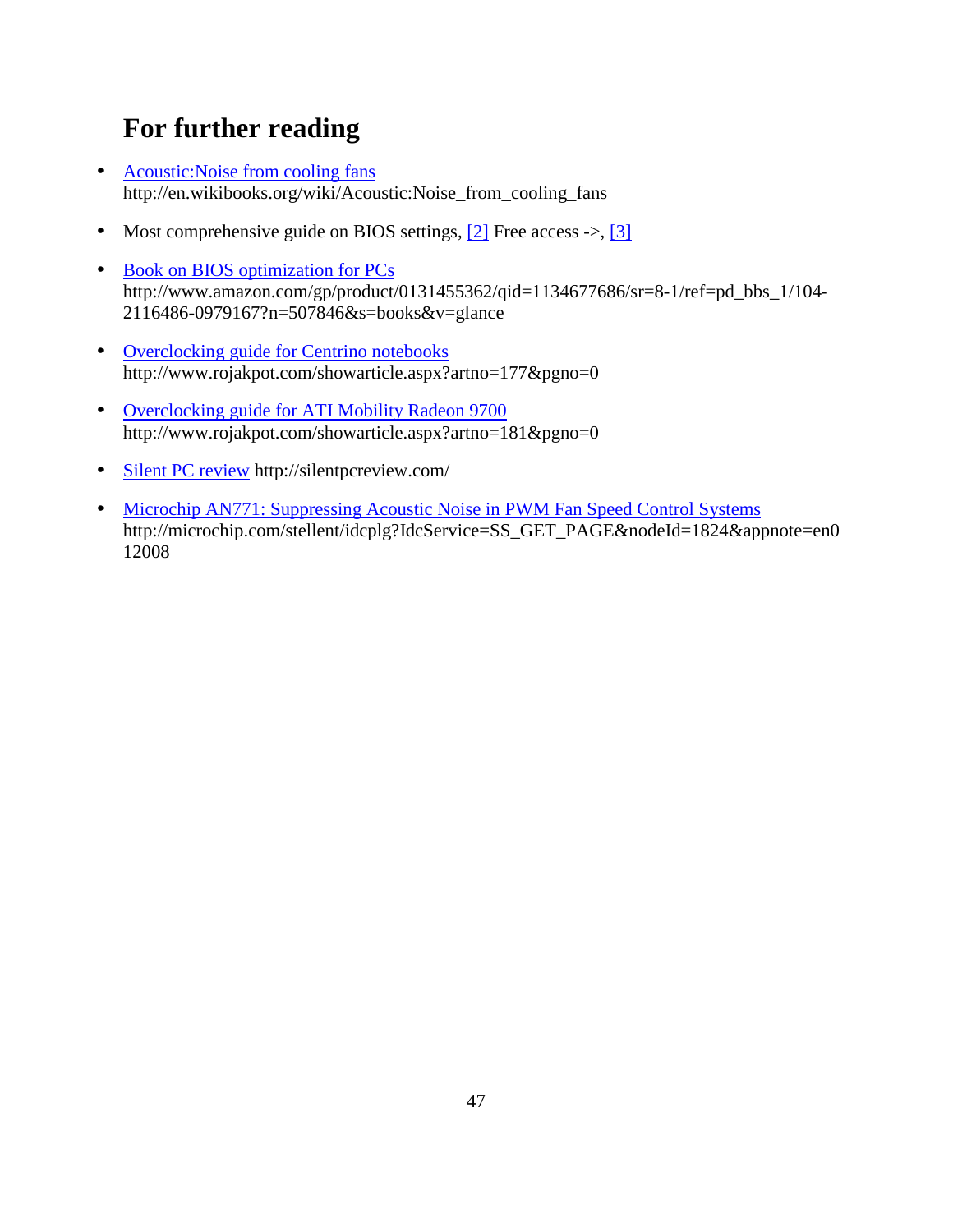## For further reading

- Acoustic:Noise from cooling fans
  http://en.wikibooks.org/wiki/Acoustic:Noise_from_cooling_fans
- Most comprehensive guide on BIOS settings, [2] Free access ->, [3]
- Book on BIOS optimization for PCs
  http://www.amazon.com/gp/product/0131455362/qid=1134677686/sr=8-1/ref=pd_bbs_1/104-2116486-0979167?n=507846&s=books&v=glance
- Overclocking guide for Centrino notebooks
  http://www.rojakpot.com/showarticle.aspx?artno=177&pgno=0
- Overclocking guide for ATI Mobility Radeon 9700
  http://www.rojakpot.com/showarticle.aspx?artno=181&pgno=0
- Silent PC review http://silentpcreview.com/
- Microchip AN771: Suppressing Acoustic Noise in PWM Fan Speed Control Systems
  http://microchip.com/stellent/idcplg?IdcService=SS_GET_PAGE&nodeId=1824&appnote=en012008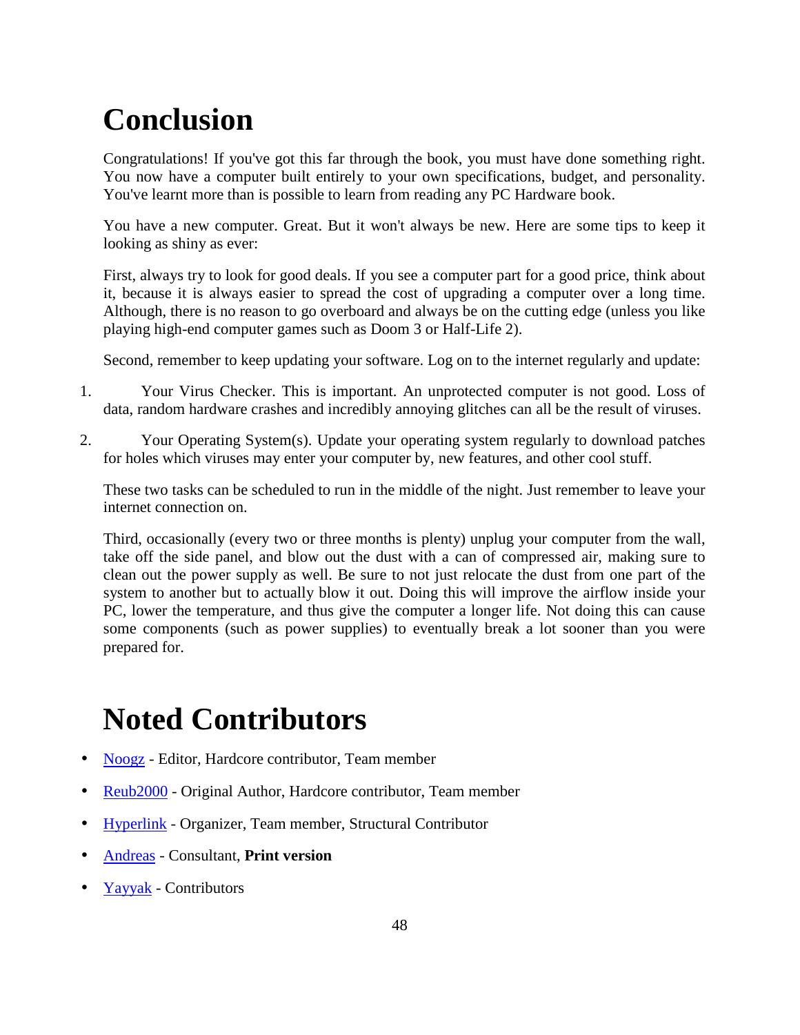# Conclusion

Congratulations! If you've got this far through the book, you must have done something right. You now have a computer built entirely to your own specifications, budget, and personality. You've learnt more than is possible to learn from reading any PC Hardware book.

You have a new computer. Great. But it won't always be new. Here are some tips to keep it looking as shiny as ever:

First, always try to look for good deals. If you see a computer part for a good price, think about it, because it is always easier to spread the cost of upgrading a computer over a long time. Although, there is no reason to go overboard and always be on the cutting edge (unless you like playing high-end computer games such as Doom 3 or Half-Life 2).

Second, remember to keep updating your software. Log on to the internet regularly and update:

1. Your Virus Checker. This is important. An unprotected computer is not good. Loss of data, random hardware crashes and incredibly annoying glitches can all be the result of viruses.
2. Your Operating System(s). Update your operating system regularly to download patches for holes which viruses may enter your computer by, new features, and other cool stuff.

These two tasks can be scheduled to run in the middle of the night. Just remember to leave your internet connection on.

Third, occasionally (every two or three months is plenty) unplug your computer from the wall, take off the side panel, and blow out the dust with a can of compressed air, making sure to clean out the power supply as well. Be sure to not just relocate the dust from one part of the system to another but to actually blow it out. Doing this will improve the airflow inside your PC, lower the temperature, and thus give the computer a longer life. Not doing this can cause some components (such as power supplies) to eventually break a lot sooner than you were prepared for.

# Noted Contributors

- Noogz - Editor, Hardcore contributor, Team member
- Reub2000 - Original Author, Hardcore contributor, Team member
- Hyperlink - Organizer, Team member, Structural Contributor
- Andreas - Consultant, **Print version**
- Yayyak - Contributors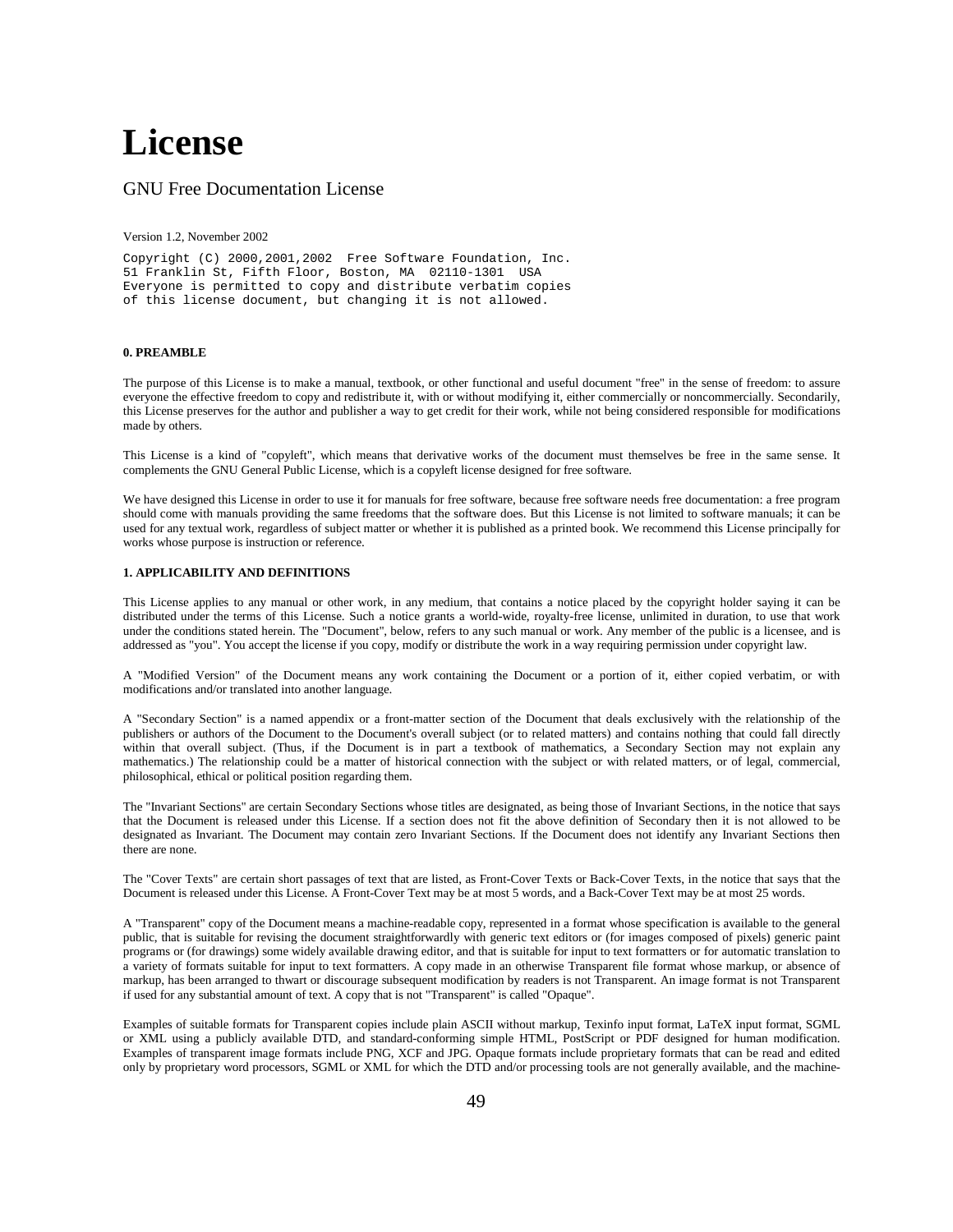# License

## GNU Free Documentation License

Version 1.2, November 2002

```
Copyright (C) 2000,2001,2002  Free Software Foundation, Inc.
51 Franklin St, Fifth Floor, Boston, MA  02110-1301  USA
Everyone is permitted to copy and distribute verbatim copies
of this license document, but changing it is not allowed.
```

#### 0. PREAMBLE

The purpose of this License is to make a manual, textbook, or other functional and useful document "free" in the sense of freedom: to assure everyone the effective freedom to copy and redistribute it, with or without modifying it, either commercially or noncommercially. Secondarily, this License preserves for the author and publisher a way to get credit for their work, while not being considered responsible for modifications made by others.

This License is a kind of "copyleft", which means that derivative works of the document must themselves be free in the same sense. It complements the GNU General Public License, which is a copyleft license designed for free software.

We have designed this License in order to use it for manuals for free software, because free software needs free documentation: a free program should come with manuals providing the same freedoms that the software does. But this License is not limited to software manuals; it can be used for any textual work, regardless of subject matter or whether it is published as a printed book. We recommend this License principally for works whose purpose is instruction or reference.

#### 1. APPLICABILITY AND DEFINITIONS

This License applies to any manual or other work, in any medium, that contains a notice placed by the copyright holder saying it can be distributed under the terms of this License. Such a notice grants a world-wide, royalty-free license, unlimited in duration, to use that work under the conditions stated herein. The "Document", below, refers to any such manual or work. Any member of the public is a licensee, and is addressed as "you". You accept the license if you copy, modify or distribute the work in a way requiring permission under copyright law.

A "Modified Version" of the Document means any work containing the Document or a portion of it, either copied verbatim, or with modifications and/or translated into another language.

A "Secondary Section" is a named appendix or a front-matter section of the Document that deals exclusively with the relationship of the publishers or authors of the Document to the Document's overall subject (or to related matters) and contains nothing that could fall directly within that overall subject. (Thus, if the Document is in part a textbook of mathematics, a Secondary Section may not explain any mathematics.) The relationship could be a matter of historical connection with the subject or with related matters, or of legal, commercial, philosophical, ethical or political position regarding them.

The "Invariant Sections" are certain Secondary Sections whose titles are designated, as being those of Invariant Sections, in the notice that says that the Document is released under this License. If a section does not fit the above definition of Secondary then it is not allowed to be designated as Invariant. The Document may contain zero Invariant Sections. If the Document does not identify any Invariant Sections then there are none.

The "Cover Texts" are certain short passages of text that are listed, as Front-Cover Texts or Back-Cover Texts, in the notice that says that the Document is released under this License. A Front-Cover Text may be at most 5 words, and a Back-Cover Text may be at most 25 words.

A "Transparent" copy of the Document means a machine-readable copy, represented in a format whose specification is available to the general public, that is suitable for revising the document straightforwardly with generic text editors or (for images composed of pixels) generic paint programs or (for drawings) some widely available drawing editor, and that is suitable for input to text formatters or for automatic translation to a variety of formats suitable for input to text formatters. A copy made in an otherwise Transparent file format whose markup, or absence of markup, has been arranged to thwart or discourage subsequent modification by readers is not Transparent. An image format is not Transparent if used for any substantial amount of text. A copy that is not "Transparent" is called "Opaque".

Examples of suitable formats for Transparent copies include plain ASCII without markup, Texinfo input format, LaTeX input format, SGML or XML using a publicly available DTD, and standard-conforming simple HTML, PostScript or PDF designed for human modification. Examples of transparent image formats include PNG, XCF and JPG. Opaque formats include proprietary formats that can be read and edited only by proprietary word processors, SGML or XML for which the DTD and/or processing tools are not generally available, and the machine-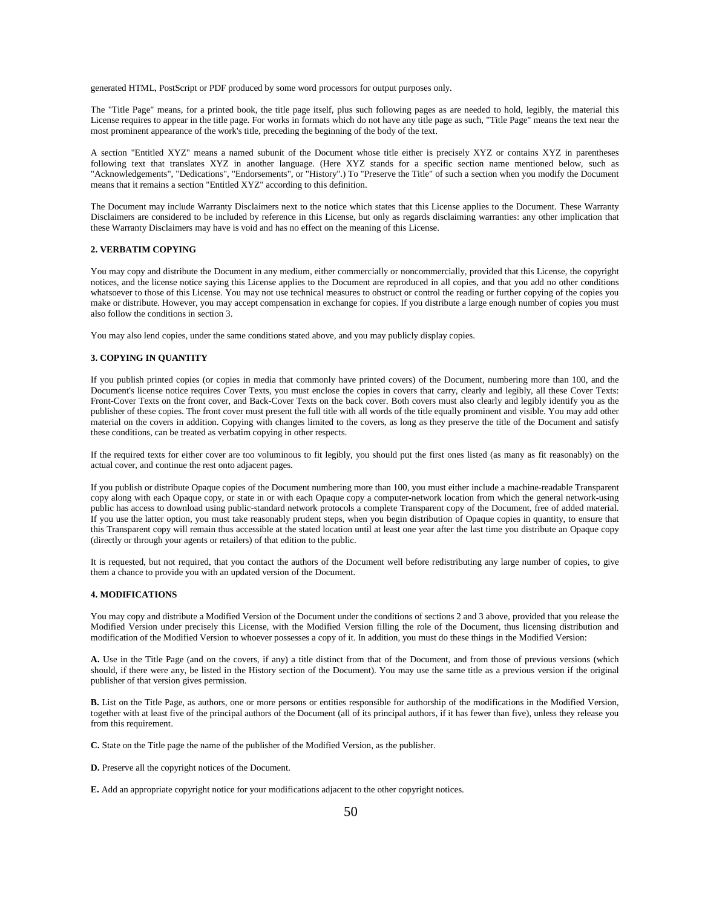generated HTML, PostScript or PDF produced by some word processors for output purposes only.

The "Title Page" means, for a printed book, the title page itself, plus such following pages as are needed to hold, legibly, the material this License requires to appear in the title page. For works in formats which do not have any title page as such, "Title Page" means the text near the most prominent appearance of the work's title, preceding the beginning of the body of the text.

A section "Entitled XYZ" means a named subunit of the Document whose title either is precisely XYZ or contains XYZ in parentheses following text that translates XYZ in another language. (Here XYZ stands for a specific section name mentioned below, such as "Acknowledgements", "Dedications", "Endorsements", or "History".) To "Preserve the Title" of such a section when you modify the Document means that it remains a section "Entitled XYZ" according to this definition.

The Document may include Warranty Disclaimers next to the notice which states that this License applies to the Document. These Warranty Disclaimers are considered to be included by reference in this License, but only as regards disclaiming warranties: any other implication that these Warranty Disclaimers may have is void and has no effect on the meaning of this License.

**2. VERBATIM COPYING**

You may copy and distribute the Document in any medium, either commercially or noncommercially, provided that this License, the copyright notices, and the license notice saying this License applies to the Document are reproduced in all copies, and that you add no other conditions whatsoever to those of this License. You may not use technical measures to obstruct or control the reading or further copying of the copies you make or distribute. However, you may accept compensation in exchange for copies. If you distribute a large enough number of copies you must also follow the conditions in section 3.

You may also lend copies, under the same conditions stated above, and you may publicly display copies.

**3. COPYING IN QUANTITY**

If you publish printed copies (or copies in media that commonly have printed covers) of the Document, numbering more than 100, and the Document's license notice requires Cover Texts, you must enclose the copies in covers that carry, clearly and legibly, all these Cover Texts: Front-Cover Texts on the front cover, and Back-Cover Texts on the back cover. Both covers must also clearly and legibly identify you as the publisher of these copies. The front cover must present the full title with all words of the title equally prominent and visible. You may add other material on the covers in addition. Copying with changes limited to the covers, as long as they preserve the title of the Document and satisfy these conditions, can be treated as verbatim copying in other respects.

If the required texts for either cover are too voluminous to fit legibly, you should put the first ones listed (as many as fit reasonably) on the actual cover, and continue the rest onto adjacent pages.

If you publish or distribute Opaque copies of the Document numbering more than 100, you must either include a machine-readable Transparent copy along with each Opaque copy, or state in or with each Opaque copy a computer-network location from which the general network-using public has access to download using public-standard network protocols a complete Transparent copy of the Document, free of added material. If you use the latter option, you must take reasonably prudent steps, when you begin distribution of Opaque copies in quantity, to ensure that this Transparent copy will remain thus accessible at the stated location until at least one year after the last time you distribute an Opaque copy (directly or through your agents or retailers) of that edition to the public.

It is requested, but not required, that you contact the authors of the Document well before redistributing any large number of copies, to give them a chance to provide you with an updated version of the Document.

**4. MODIFICATIONS**

You may copy and distribute a Modified Version of the Document under the conditions of sections 2 and 3 above, provided that you release the Modified Version under precisely this License, with the Modified Version filling the role of the Document, thus licensing distribution and modification of the Modified Version to whoever possesses a copy of it. In addition, you must do these things in the Modified Version:

**A.** Use in the Title Page (and on the covers, if any) a title distinct from that of the Document, and from those of previous versions (which should, if there were any, be listed in the History section of the Document). You may use the same title as a previous version if the original publisher of that version gives permission.

**B.** List on the Title Page, as authors, one or more persons or entities responsible for authorship of the modifications in the Modified Version, together with at least five of the principal authors of the Document (all of its principal authors, if it has fewer than five), unless they release you from this requirement.

**C.** State on the Title page the name of the publisher of the Modified Version, as the publisher.

**D.** Preserve all the copyright notices of the Document.

**E.** Add an appropriate copyright notice for your modifications adjacent to the other copyright notices.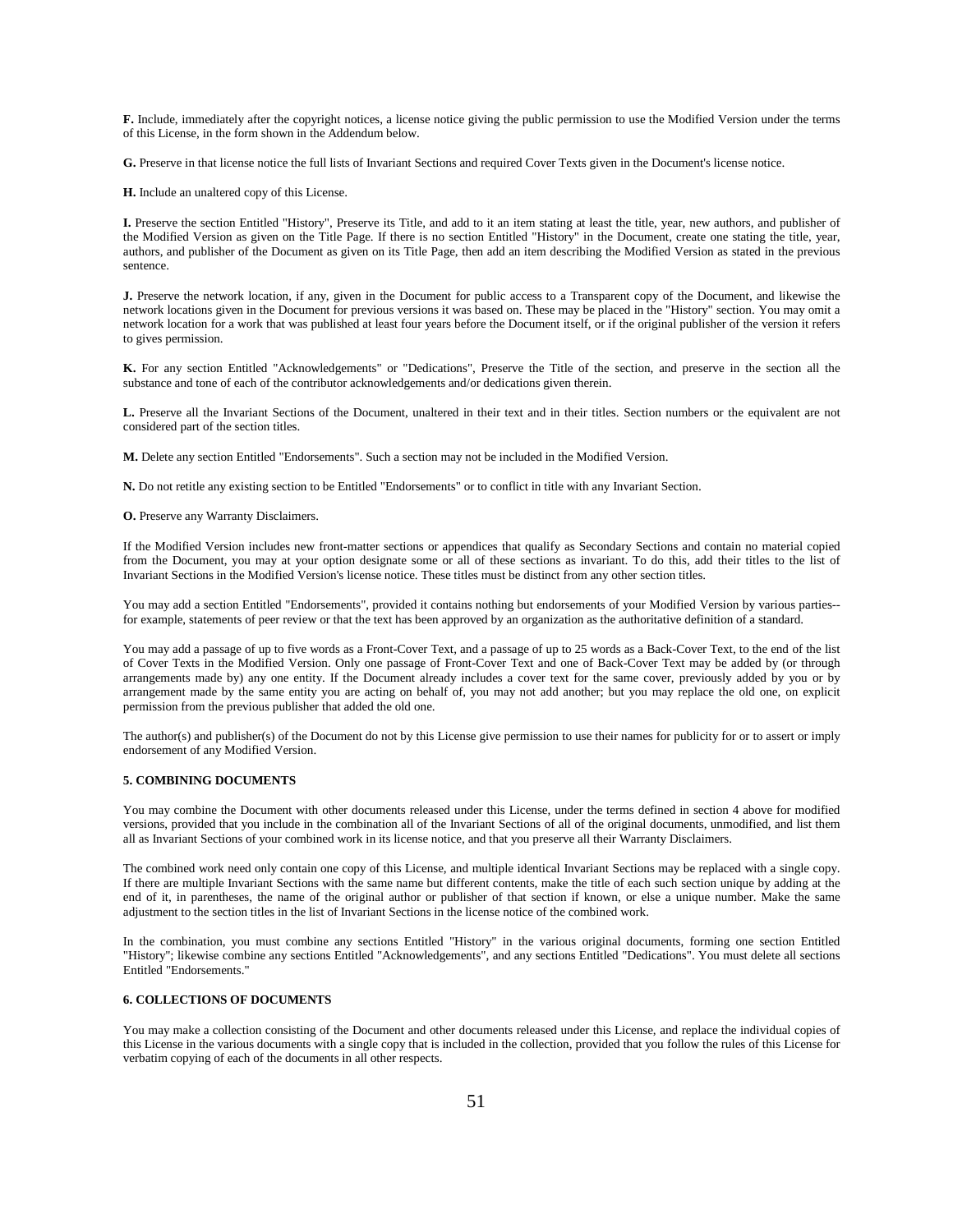**F.** Include, immediately after the copyright notices, a license notice giving the public permission to use the Modified Version under the terms of this License, in the form shown in the Addendum below.

**G.** Preserve in that license notice the full lists of Invariant Sections and required Cover Texts given in the Document's license notice.

**H.** Include an unaltered copy of this License.

**I.** Preserve the section Entitled "History", Preserve its Title, and add to it an item stating at least the title, year, new authors, and publisher of the Modified Version as given on the Title Page. If there is no section Entitled "History" in the Document, create one stating the title, year, authors, and publisher of the Document as given on its Title Page, then add an item describing the Modified Version as stated in the previous sentence.

**J.** Preserve the network location, if any, given in the Document for public access to a Transparent copy of the Document, and likewise the network locations given in the Document for previous versions it was based on. These may be placed in the "History" section. You may omit a network location for a work that was published at least four years before the Document itself, or if the original publisher of the version it refers to gives permission.

**K.** For any section Entitled "Acknowledgements" or "Dedications", Preserve the Title of the section, and preserve in the section all the substance and tone of each of the contributor acknowledgements and/or dedications given therein.

**L.** Preserve all the Invariant Sections of the Document, unaltered in their text and in their titles. Section numbers or the equivalent are not considered part of the section titles.

**M.** Delete any section Entitled "Endorsements". Such a section may not be included in the Modified Version.

**N.** Do not retitle any existing section to be Entitled "Endorsements" or to conflict in title with any Invariant Section.

**O.** Preserve any Warranty Disclaimers.

If the Modified Version includes new front-matter sections or appendices that qualify as Secondary Sections and contain no material copied from the Document, you may at your option designate some or all of these sections as invariant. To do this, add their titles to the list of Invariant Sections in the Modified Version's license notice. These titles must be distinct from any other section titles.

You may add a section Entitled "Endorsements", provided it contains nothing but endorsements of your Modified Version by various parties--for example, statements of peer review or that the text has been approved by an organization as the authoritative definition of a standard.

You may add a passage of up to five words as a Front-Cover Text, and a passage of up to 25 words as a Back-Cover Text, to the end of the list of Cover Texts in the Modified Version. Only one passage of Front-Cover Text and one of Back-Cover Text may be added by (or through arrangements made by) any one entity. If the Document already includes a cover text for the same cover, previously added by you or by arrangement made by the same entity you are acting on behalf of, you may not add another; but you may replace the old one, on explicit permission from the previous publisher that added the old one.

The author(s) and publisher(s) of the Document do not by this License give permission to use their names for publicity for or to assert or imply endorsement of any Modified Version.

#### 5. COMBINING DOCUMENTS

You may combine the Document with other documents released under this License, under the terms defined in section 4 above for modified versions, provided that you include in the combination all of the Invariant Sections of all of the original documents, unmodified, and list them all as Invariant Sections of your combined work in its license notice, and that you preserve all their Warranty Disclaimers.

The combined work need only contain one copy of this License, and multiple identical Invariant Sections may be replaced with a single copy. If there are multiple Invariant Sections with the same name but different contents, make the title of each such section unique by adding at the end of it, in parentheses, the name of the original author or publisher of that section if known, or else a unique number. Make the same adjustment to the section titles in the list of Invariant Sections in the license notice of the combined work.

In the combination, you must combine any sections Entitled "History" in the various original documents, forming one section Entitled "History"; likewise combine any sections Entitled "Acknowledgements", and any sections Entitled "Dedications". You must delete all sections Entitled "Endorsements."

#### 6. COLLECTIONS OF DOCUMENTS

You may make a collection consisting of the Document and other documents released under this License, and replace the individual copies of this License in the various documents with a single copy that is included in the collection, provided that you follow the rules of this License for verbatim copying of each of the documents in all other respects.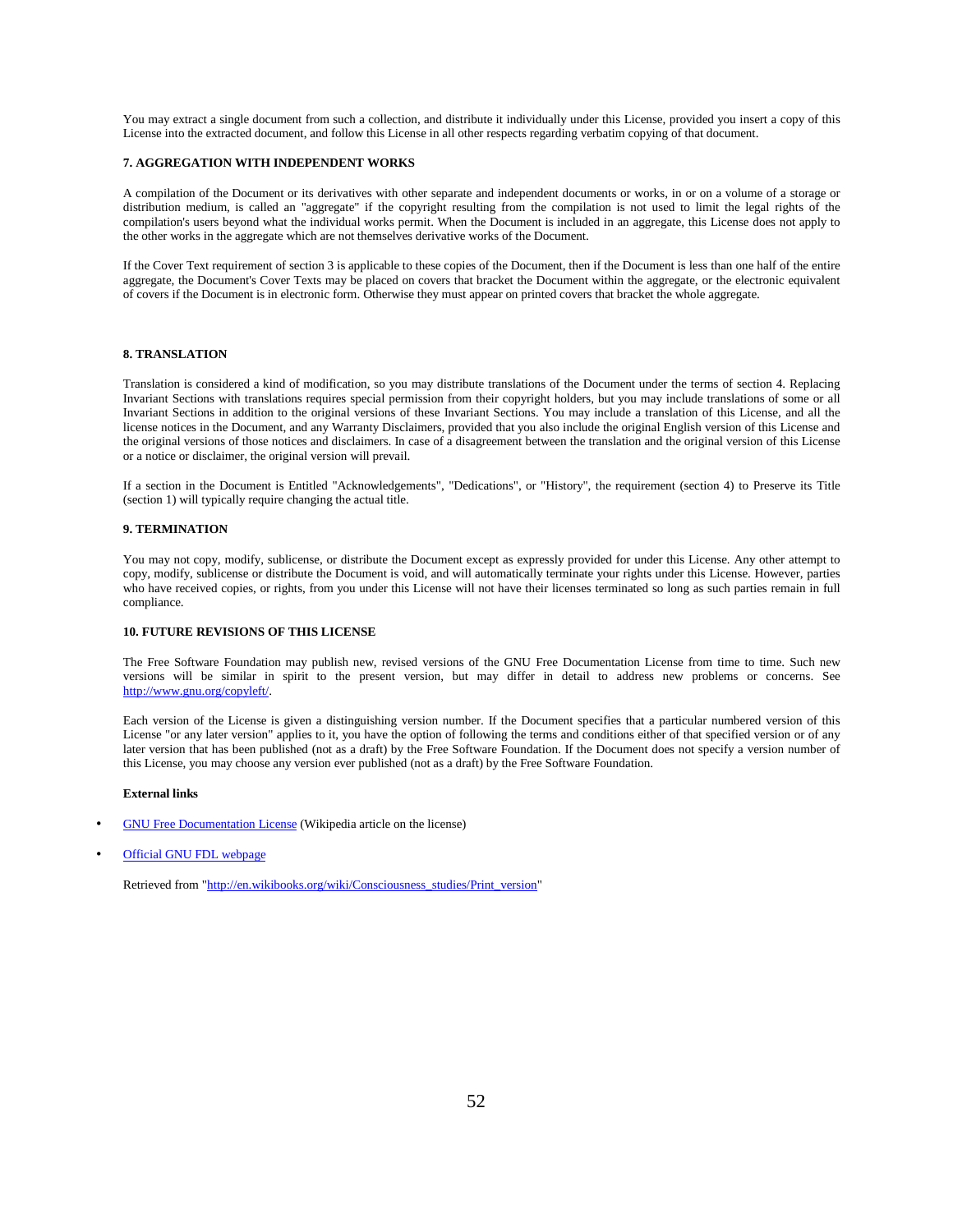You may extract a single document from such a collection, and distribute it individually under this License, provided you insert a copy of this License into the extracted document, and follow this License in all other respects regarding verbatim copying of that document.

### 7. AGGREGATION WITH INDEPENDENT WORKS

A compilation of the Document or its derivatives with other separate and independent documents or works, in or on a volume of a storage or distribution medium, is called an "aggregate" if the copyright resulting from the compilation is not used to limit the legal rights of the compilation's users beyond what the individual works permit. When the Document is included in an aggregate, this License does not apply to the other works in the aggregate which are not themselves derivative works of the Document.

If the Cover Text requirement of section 3 is applicable to these copies of the Document, then if the Document is less than one half of the entire aggregate, the Document's Cover Texts may be placed on covers that bracket the Document within the aggregate, or the electronic equivalent of covers if the Document is in electronic form. Otherwise they must appear on printed covers that bracket the whole aggregate.

### 8. TRANSLATION

Translation is considered a kind of modification, so you may distribute translations of the Document under the terms of section 4. Replacing Invariant Sections with translations requires special permission from their copyright holders, but you may include translations of some or all Invariant Sections in addition to the original versions of these Invariant Sections. You may include a translation of this License, and all the license notices in the Document, and any Warranty Disclaimers, provided that you also include the original English version of this License and the original versions of those notices and disclaimers. In case of a disagreement between the translation and the original version of this License or a notice or disclaimer, the original version will prevail.

If a section in the Document is Entitled "Acknowledgements", "Dedications", or "History", the requirement (section 4) to Preserve its Title (section 1) will typically require changing the actual title.

### 9. TERMINATION

You may not copy, modify, sublicense, or distribute the Document except as expressly provided for under this License. Any other attempt to copy, modify, sublicense or distribute the Document is void, and will automatically terminate your rights under this License. However, parties who have received copies, or rights, from you under this License will not have their licenses terminated so long as such parties remain in full compliance.

### 10. FUTURE REVISIONS OF THIS LICENSE

The Free Software Foundation may publish new, revised versions of the GNU Free Documentation License from time to time. Such new versions will be similar in spirit to the present version, but may differ in detail to address new problems or concerns. See http://www.gnu.org/copyleft/.

Each version of the License is given a distinguishing version number. If the Document specifies that a particular numbered version of this License "or any later version" applies to it, you have the option of following the terms and conditions either of that specified version or of any later version that has been published (not as a draft) by the Free Software Foundation. If the Document does not specify a version number of this License, you may choose any version ever published (not as a draft) by the Free Software Foundation.

### External links

- GNU Free Documentation License (Wikipedia article on the license)
- Official GNU FDL webpage

Retrieved from "http://en.wikibooks.org/wiki/Consciousness_studies/Print_version"